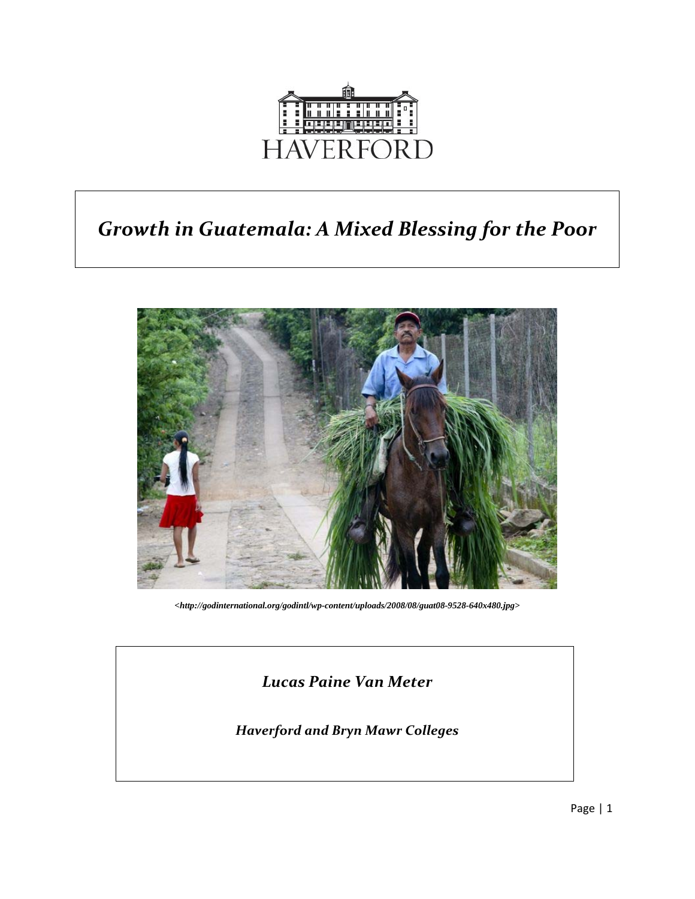HAVERFORD

# *Growth in Guatemala: A Mixed Blessing for the Poor*

***<http://godinternational.org/godintl/wp-content/uploads/2008/08/guat08-9528-640x480.jpg>***

*Lucas Paine Van Meter*

*Haverford and Bryn Mawr Colleges*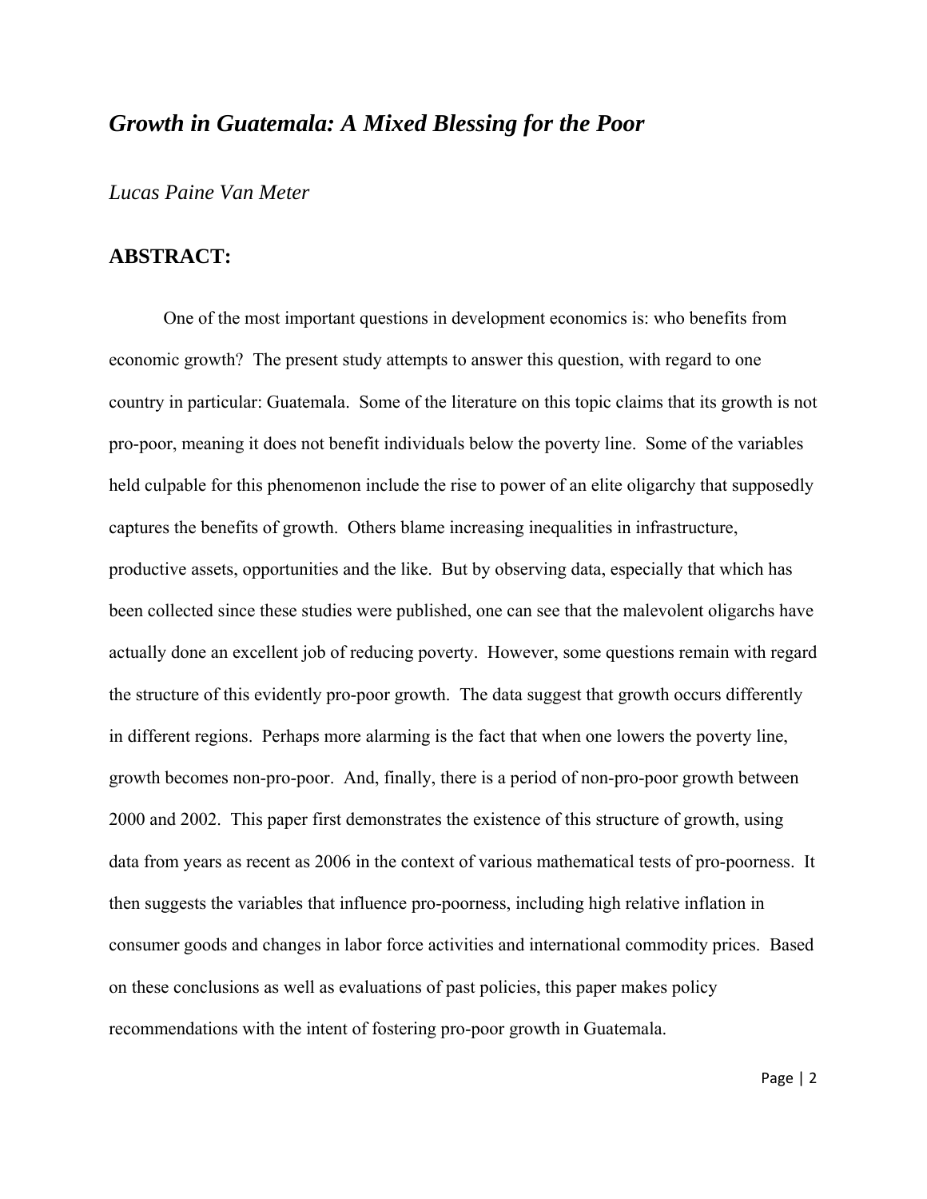# *Growth in Guatemala: A Mixed Blessing for the Poor*

*Lucas Paine Van Meter*

## ABSTRACT:

One of the most important questions in development economics is: who benefits from economic growth? The present study attempts to answer this question, with regard to one country in particular: Guatemala. Some of the literature on this topic claims that its growth is not pro-poor, meaning it does not benefit individuals below the poverty line. Some of the variables held culpable for this phenomenon include the rise to power of an elite oligarchy that supposedly captures the benefits of growth. Others blame increasing inequalities in infrastructure, productive assets, opportunities and the like. But by observing data, especially that which has been collected since these studies were published, one can see that the malevolent oligarchs have actually done an excellent job of reducing poverty. However, some questions remain with regard the structure of this evidently pro-poor growth. The data suggest that growth occurs differently in different regions. Perhaps more alarming is the fact that when one lowers the poverty line, growth becomes non-pro-poor. And, finally, there is a period of non-pro-poor growth between 2000 and 2002. This paper first demonstrates the existence of this structure of growth, using data from years as recent as 2006 in the context of various mathematical tests of pro-poorness. It then suggests the variables that influence pro-poorness, including high relative inflation in consumer goods and changes in labor force activities and international commodity prices. Based on these conclusions as well as evaluations of past policies, this paper makes policy recommendations with the intent of fostering pro-poor growth in Guatemala.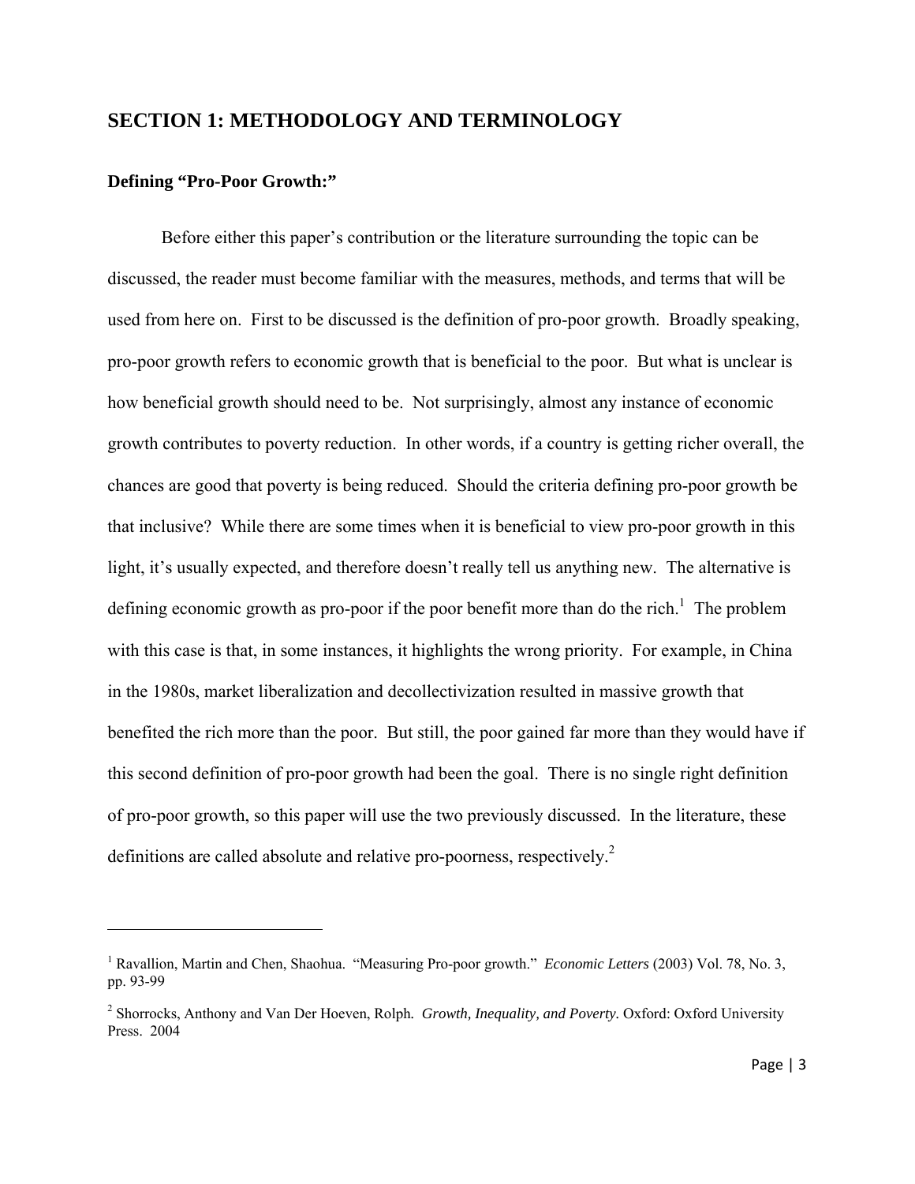## SECTION 1: METHODOLOGY AND TERMINOLOGY

### Defining "Pro-Poor Growth:"

Before either this paper's contribution or the literature surrounding the topic can be discussed, the reader must become familiar with the measures, methods, and terms that will be used from here on. First to be discussed is the definition of pro-poor growth. Broadly speaking, pro-poor growth refers to economic growth that is beneficial to the poor. But what is unclear is how beneficial growth should need to be. Not surprisingly, almost any instance of economic growth contributes to poverty reduction. In other words, if a country is getting richer overall, the chances are good that poverty is being reduced. Should the criteria defining pro-poor growth be that inclusive? While there are some times when it is beneficial to view pro-poor growth in this light, it's usually expected, and therefore doesn't really tell us anything new. The alternative is defining economic growth as pro-poor if the poor benefit more than do the rich.[1] The problem with this case is that, in some instances, it highlights the wrong priority. For example, in China in the 1980s, market liberalization and decollectivization resulted in massive growth that benefited the rich more than the poor. But still, the poor gained far more than they would have if this second definition of pro-poor growth had been the goal. There is no single right definition of pro-poor growth, so this paper will use the two previously discussed. In the literature, these definitions are called absolute and relative pro-poorness, respectively.[2]

---

[1] Ravallion, Martin and Chen, Shaohua. "Measuring Pro-poor growth." *Economic Letters* (2003) Vol. 78, No. 3, pp. 93-99

[2] Shorrocks, Anthony and Van Der Hoeven, Rolph. *Growth, Inequality, and Poverty.* Oxford: Oxford University Press. 2004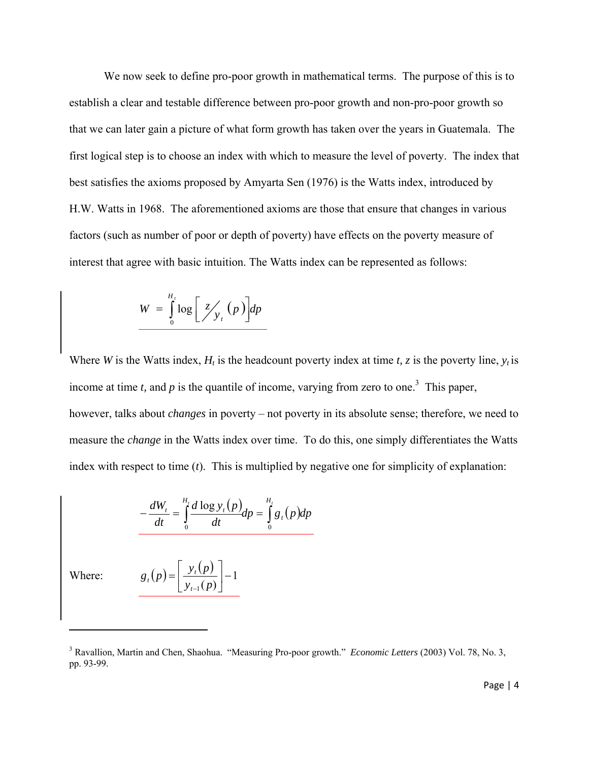We now seek to define pro-poor growth in mathematical terms. The purpose of this is to establish a clear and testable difference between pro-poor growth and non-pro-poor growth so that we can later gain a picture of what form growth has taken over the years in Guatemala. The first logical step is to choose an index with which to measure the level of poverty. The index that best satisfies the axioms proposed by Amyarta Sen (1976) is the Watts index, introduced by H.W. Watts in 1968. The aforementioned axioms are those that ensure that changes in various factors (such as number of poor or depth of poverty) have effects on the poverty measure of interest that agree with basic intuition. The Watts index can be represented as follows:

$$W = \int_0^{H_t} \log\left[ z/y_t\,(p)\right] dp$$

Where $W$ is the Watts index, $H_t$ is the headcount poverty index at time $t$, $z$ is the poverty line, $y_t$ is income at time $t$, and $p$ is the quantile of income, varying from zero to one.[3] This paper, however, talks about *changes* in poverty – not poverty in its absolute sense; therefore, we need to measure the *change* in the Watts index over time. To do this, one simply differentiates the Watts index with respect to time ($t$). This is multiplied by negative one for simplicity of explanation:

$$-\frac{dW_t}{dt} = \int_0^{H_t} \frac{d \log y_t(p)}{dt} dp = \int_0^{H_t} g_t(p) dp$$

Where: $$g_t(p) = \left[\frac{y_t(p)}{y_{t-1}(p)}\right] - 1$$

[3] Ravallion, Martin and Chen, Shaohua. "Measuring Pro-poor growth." *Economic Letters* (2003) Vol. 78, No. 3, pp. 93-99.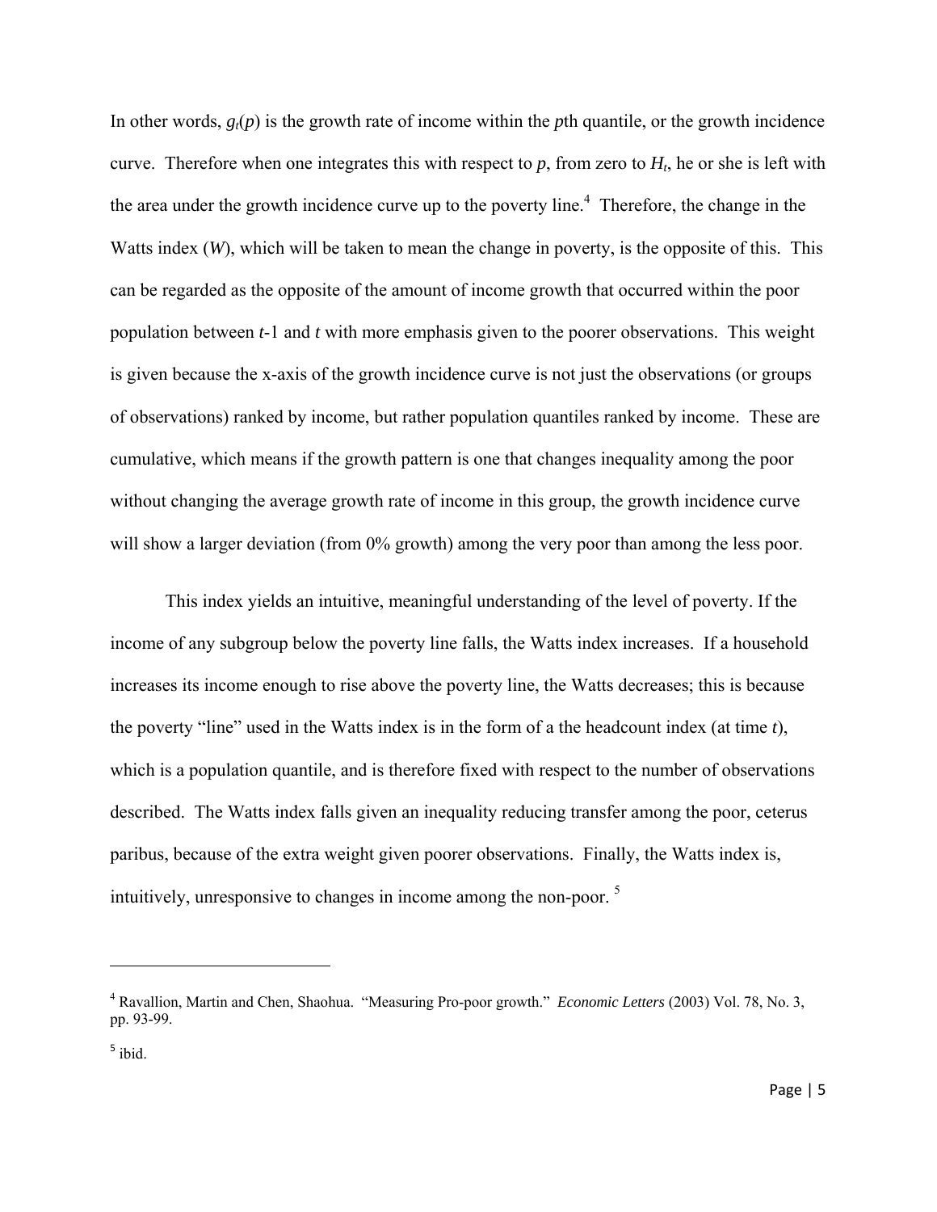In other words, $g_t(p)$ is the growth rate of income within the *p*th quantile, or the growth incidence curve. Therefore when one integrates this with respect to *p*, from zero to $H_t$, he or she is left with the area under the growth incidence curve up to the poverty line.[4] Therefore, the change in the Watts index (*W*), which will be taken to mean the change in poverty, is the opposite of this. This can be regarded as the opposite of the amount of income growth that occurred within the poor population between *t*-1 and *t* with more emphasis given to the poorer observations. This weight is given because the x-axis of the growth incidence curve is not just the observations (or groups of observations) ranked by income, but rather population quantiles ranked by income. These are cumulative, which means if the growth pattern is one that changes inequality among the poor without changing the average growth rate of income in this group, the growth incidence curve will show a larger deviation (from 0% growth) among the very poor than among the less poor.

This index yields an intuitive, meaningful understanding of the level of poverty. If the income of any subgroup below the poverty line falls, the Watts index increases. If a household increases its income enough to rise above the poverty line, the Watts decreases; this is because the poverty "line" used in the Watts index is in the form of a the headcount index (at time *t*), which is a population quantile, and is therefore fixed with respect to the number of observations described. The Watts index falls given an inequality reducing transfer among the poor, ceterus paribus, because of the extra weight given poorer observations. Finally, the Watts index is, intuitively, unresponsive to changes in income among the non-poor. [5]

---

[4] Ravallion, Martin and Chen, Shaohua. "Measuring Pro-poor growth." *Economic Letters* (2003) Vol. 78, No. 3, pp. 93-99.

[5] ibid.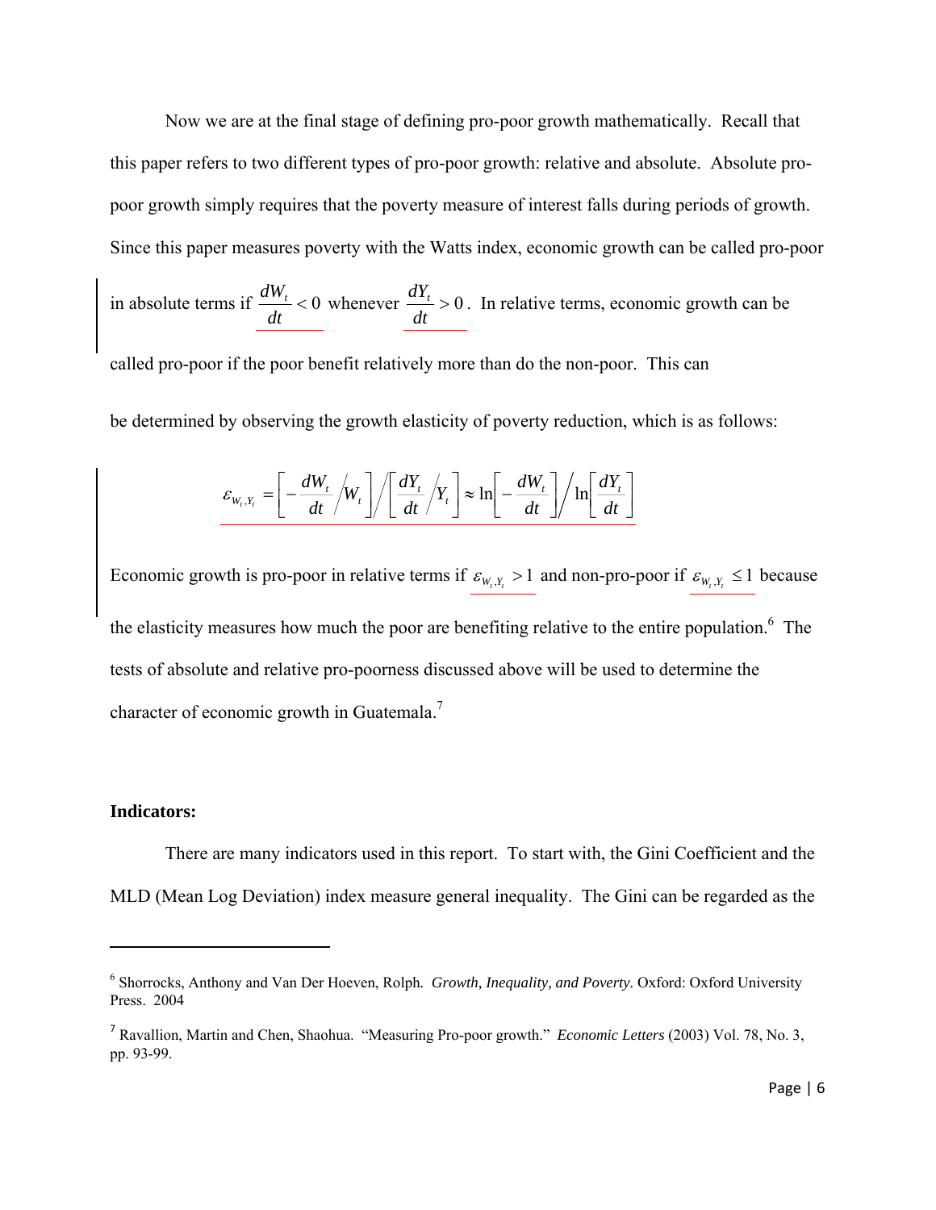Now we are at the final stage of defining pro-poor growth mathematically. Recall that this paper refers to two different types of pro-poor growth: relative and absolute. Absolute pro-poor growth simply requires that the poverty measure of interest falls during periods of growth. Since this paper measures poverty with the Watts index, economic growth can be called pro-poor in absolute terms if $\frac{dW_t}{dt} < 0$ whenever $\frac{dY_t}{dt} > 0$. In relative terms, economic growth can be called pro-poor if the poor benefit relatively more than do the non-poor. This can

be determined by observing the growth elasticity of poverty reduction, which is as follows:

$$\varepsilon_{W_t,Y_t} = \left[ -\frac{dW_t}{dt} \Big/ W_t \right] \Big/ \left[ \frac{dY_t}{dt} \Big/ Y_t \right] \approx \ln\left[ -\frac{dW_t}{dt} \right] \Big/ \ln\left[ \frac{dY_t}{dt} \right]$$

Economic growth is pro-poor in relative terms if $\varepsilon_{W_t,Y_t} > 1$ and non-pro-poor if $\varepsilon_{W_t,Y_t} \leq 1$ because the elasticity measures how much the poor are benefiting relative to the entire population.[6] The tests of absolute and relative pro-poorness discussed above will be used to determine the character of economic growth in Guatemala.[7]

**Indicators:**

There are many indicators used in this report. To start with, the Gini Coefficient and the MLD (Mean Log Deviation) index measure general inequality. The Gini can be regarded as the

---

[6] Shorrocks, Anthony and Van Der Hoeven, Rolph. *Growth, Inequality, and Poverty.* Oxford: Oxford University Press. 2004

[7] Ravallion, Martin and Chen, Shaohua. "Measuring Pro-poor growth." *Economic Letters* (2003) Vol. 78, No. 3, pp. 93-99.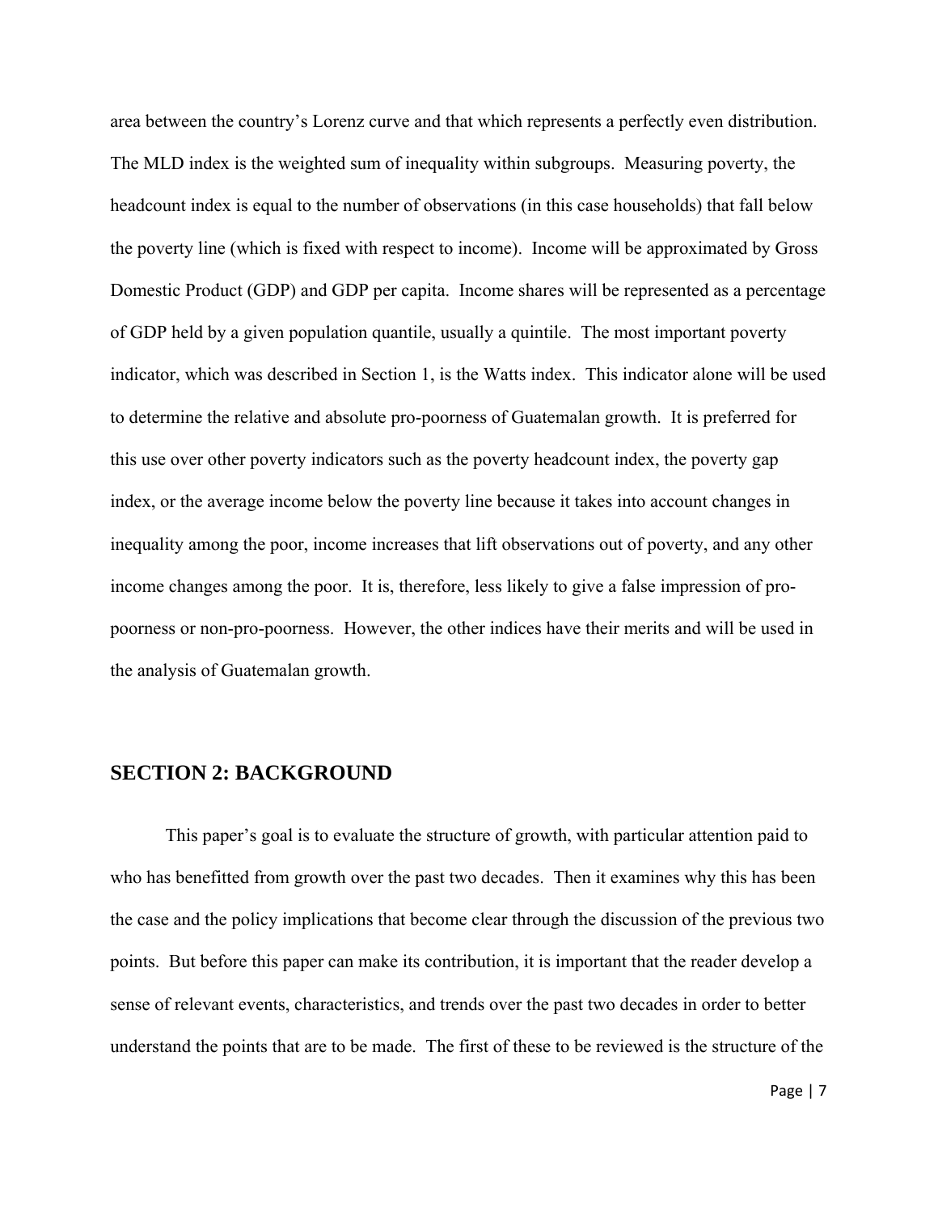area between the country's Lorenz curve and that which represents a perfectly even distribution. The MLD index is the weighted sum of inequality within subgroups. Measuring poverty, the headcount index is equal to the number of observations (in this case households) that fall below the poverty line (which is fixed with respect to income). Income will be approximated by Gross Domestic Product (GDP) and GDP per capita. Income shares will be represented as a percentage of GDP held by a given population quantile, usually a quintile. The most important poverty indicator, which was described in Section 1, is the Watts index. This indicator alone will be used to determine the relative and absolute pro-poorness of Guatemalan growth. It is preferred for this use over other poverty indicators such as the poverty headcount index, the poverty gap index, or the average income below the poverty line because it takes into account changes in inequality among the poor, income increases that lift observations out of poverty, and any other income changes among the poor. It is, therefore, less likely to give a false impression of pro-poorness or non-pro-poorness. However, the other indices have their merits and will be used in the analysis of Guatemalan growth.

## SECTION 2: BACKGROUND

This paper's goal is to evaluate the structure of growth, with particular attention paid to who has benefitted from growth over the past two decades. Then it examines why this has been the case and the policy implications that become clear through the discussion of the previous two points. But before this paper can make its contribution, it is important that the reader develop a sense of relevant events, characteristics, and trends over the past two decades in order to better understand the points that are to be made. The first of these to be reviewed is the structure of the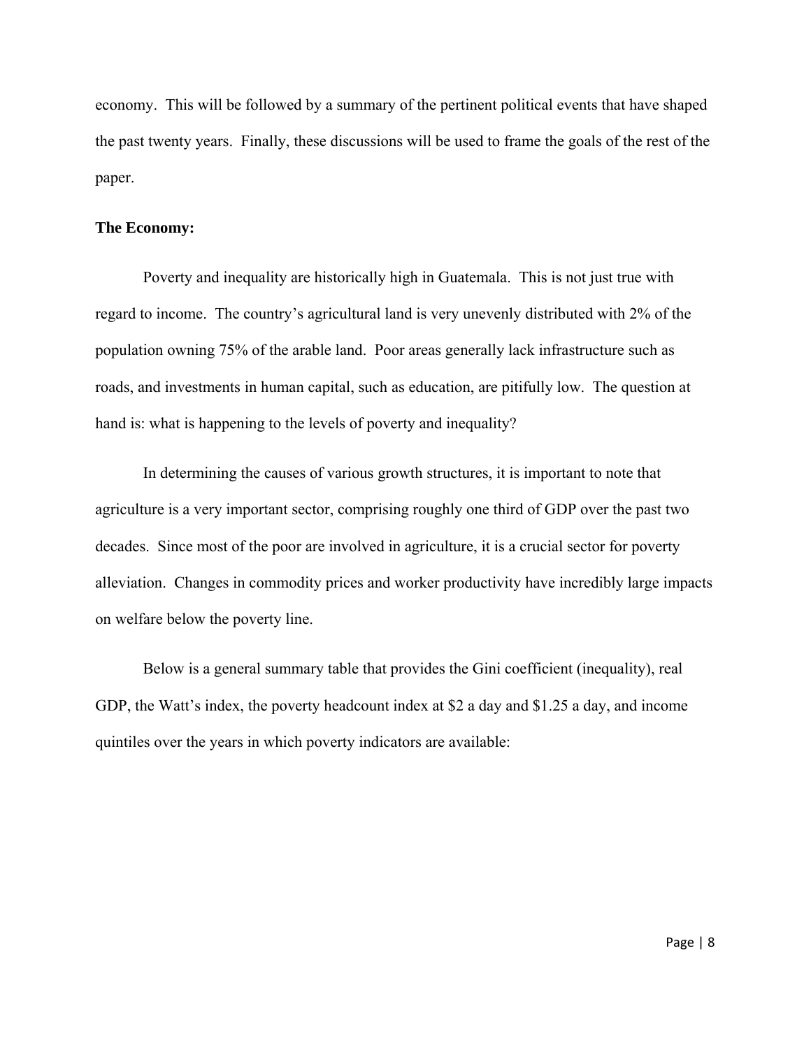economy. This will be followed by a summary of the pertinent political events that have shaped the past twenty years. Finally, these discussions will be used to frame the goals of the rest of the paper.

**The Economy:**

Poverty and inequality are historically high in Guatemala. This is not just true with regard to income. The country's agricultural land is very unevenly distributed with 2% of the population owning 75% of the arable land. Poor areas generally lack infrastructure such as roads, and investments in human capital, such as education, are pitifully low. The question at hand is: what is happening to the levels of poverty and inequality?

In determining the causes of various growth structures, it is important to note that agriculture is a very important sector, comprising roughly one third of GDP over the past two decades. Since most of the poor are involved in agriculture, it is a crucial sector for poverty alleviation. Changes in commodity prices and worker productivity have incredibly large impacts on welfare below the poverty line.

Below is a general summary table that provides the Gini coefficient (inequality), real GDP, the Watt's index, the poverty headcount index at $2 a day and $1.25 a day, and income quintiles over the years in which poverty indicators are available: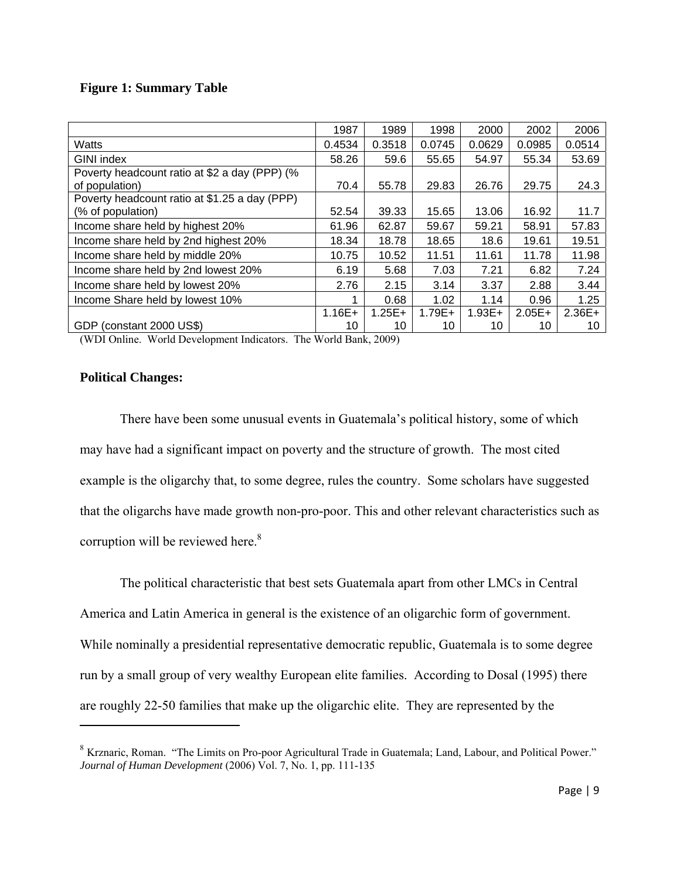**Figure 1: Summary Table**

| | 1987 | 1989 | 1998 | 2000 | 2002 | 2006 |
|---|---|---|---|---|---|---|
| Watts | 0.4534 | 0.3518 | 0.0745 | 0.0629 | 0.0985 | 0.0514 |
| GINI index | 58.26 | 59.6 | 55.65 | 54.97 | 55.34 | 53.69 |
| Poverty headcount ratio at $2 a day (PPP) (% of population) | 70.4 | 55.78 | 29.83 | 26.76 | 29.75 | 24.3 |
| Poverty headcount ratio at $1.25 a day (PPP) (% of population) | 52.54 | 39.33 | 15.65 | 13.06 | 16.92 | 11.7 |
| Income share held by highest 20% | 61.96 | 62.87 | 59.67 | 59.21 | 58.91 | 57.83 |
| Income share held by 2nd highest 20% | 18.34 | 18.78 | 18.65 | 18.6 | 19.61 | 19.51 |
| Income share held by middle 20% | 10.75 | 10.52 | 11.51 | 11.61 | 11.78 | 11.98 |
| Income share held by 2nd lowest 20% | 6.19 | 5.68 | 7.03 | 7.21 | 6.82 | 7.24 |
| Income share held by lowest 20% | 2.76 | 2.15 | 3.14 | 3.37 | 2.88 | 3.44 |
| Income Share held by lowest 10% | 1 | 0.68 | 1.02 | 1.14 | 0.96 | 1.25 |
| GDP (constant 2000 US$) | 1.16E+10 | 1.25E+10 | 1.79E+10 | 1.93E+10 | 2.05E+10 | 2.36E+10 |

(WDI Online. World Development Indicators. The World Bank, 2009)

**Political Changes:**

There have been some unusual events in Guatemala's political history, some of which may have had a significant impact on poverty and the structure of growth. The most cited example is the oligarchy that, to some degree, rules the country. Some scholars have suggested that the oligarchs have made growth non-pro-poor. This and other relevant characteristics such as corruption will be reviewed here.[8]

The political characteristic that best sets Guatemala apart from other LMCs in Central America and Latin America in general is the existence of an oligarchic form of government. While nominally a presidential representative democratic republic, Guatemala is to some degree run by a small group of very wealthy European elite families. According to Dosal (1995) there are roughly 22-50 families that make up the oligarchic elite. They are represented by the

[8] Krznaric, Roman. "The Limits on Pro-poor Agricultural Trade in Guatemala; Land, Labour, and Political Power." *Journal of Human Development* (2006) Vol. 7, No. 1, pp. 111-135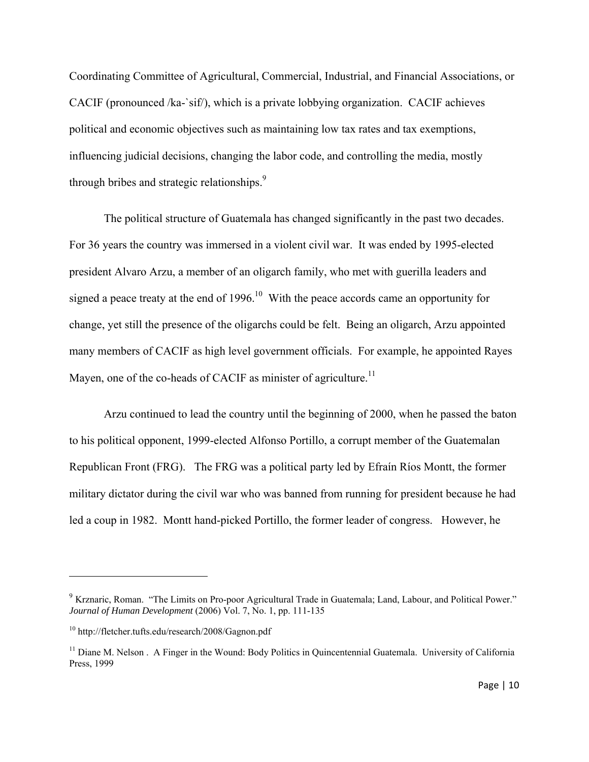Coordinating Committee of Agricultural, Commercial, Industrial, and Financial Associations, or CACIF (pronounced /ka-`sif/), which is a private lobbying organization. CACIF achieves political and economic objectives such as maintaining low tax rates and tax exemptions, influencing judicial decisions, changing the labor code, and controlling the media, mostly through bribes and strategic relationships.[9]

The political structure of Guatemala has changed significantly in the past two decades. For 36 years the country was immersed in a violent civil war. It was ended by 1995-elected president Alvaro Arzu, a member of an oligarch family, who met with guerilla leaders and signed a peace treaty at the end of 1996.[10] With the peace accords came an opportunity for change, yet still the presence of the oligarchs could be felt. Being an oligarch, Arzu appointed many members of CACIF as high level government officials. For example, he appointed Rayes Mayen, one of the co-heads of CACIF as minister of agriculture.[11]

Arzu continued to lead the country until the beginning of 2000, when he passed the baton to his political opponent, 1999-elected Alfonso Portillo, a corrupt member of the Guatemalan Republican Front (FRG). The FRG was a political party led by Efraín Ríos Montt, the former military dictator during the civil war who was banned from running for president because he had led a coup in 1982. Montt hand-picked Portillo, the former leader of congress. However, he

---

[9] Krznaric, Roman. "The Limits on Pro-poor Agricultural Trade in Guatemala; Land, Labour, and Political Power." *Journal of Human Development* (2006) Vol. 7, No. 1, pp. 111-135

[10] http://fletcher.tufts.edu/research/2008/Gagnon.pdf

[11] Diane M. Nelson . A Finger in the Wound: Body Politics in Quincentennial Guatemala. University of California Press, 1999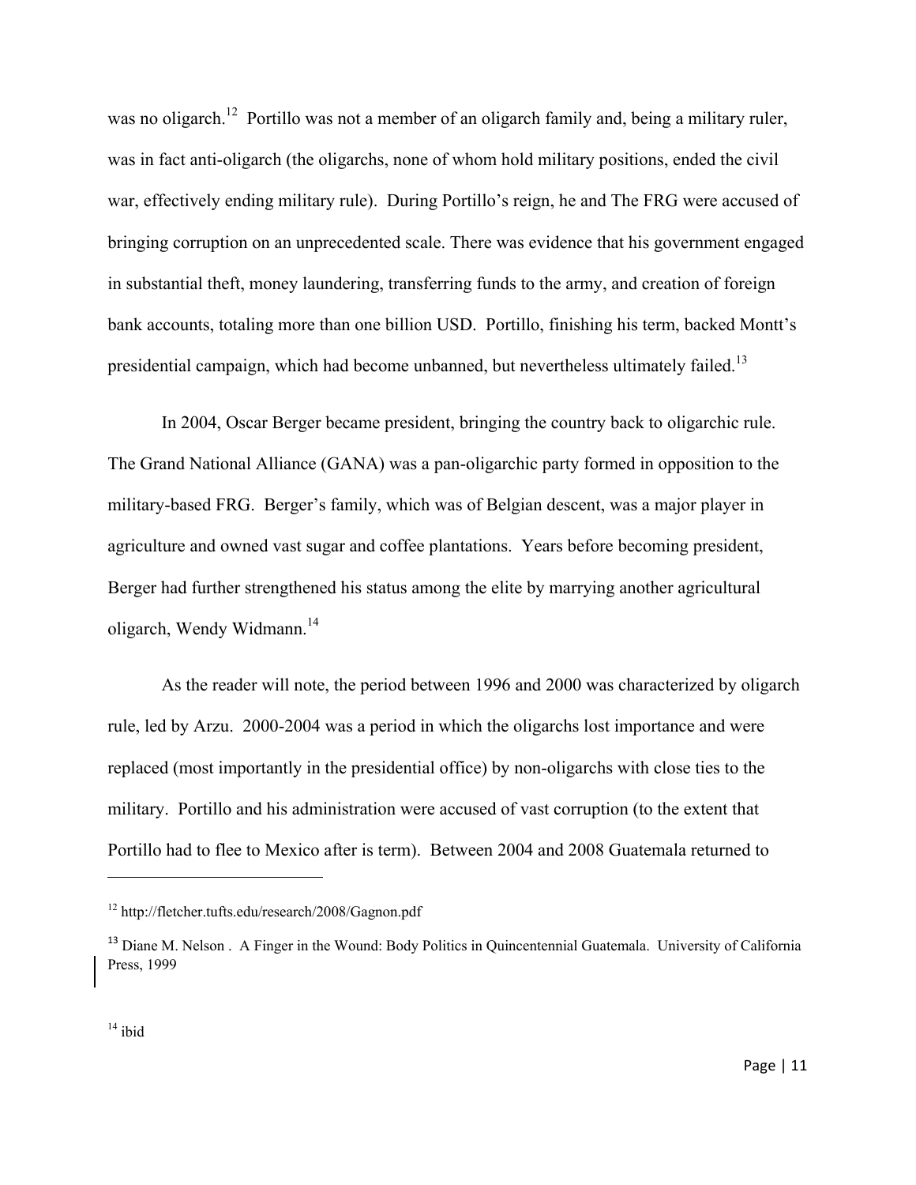was no oligarch.[12] Portillo was not a member of an oligarch family and, being a military ruler, was in fact anti-oligarch (the oligarchs, none of whom hold military positions, ended the civil war, effectively ending military rule). During Portillo's reign, he and The FRG were accused of bringing corruption on an unprecedented scale. There was evidence that his government engaged in substantial theft, money laundering, transferring funds to the army, and creation of foreign bank accounts, totaling more than one billion USD. Portillo, finishing his term, backed Montt's presidential campaign, which had become unbanned, but nevertheless ultimately failed.[13]

In 2004, Oscar Berger became president, bringing the country back to oligarchic rule. The Grand National Alliance (GANA) was a pan-oligarchic party formed in opposition to the military-based FRG. Berger's family, which was of Belgian descent, was a major player in agriculture and owned vast sugar and coffee plantations. Years before becoming president, Berger had further strengthened his status among the elite by marrying another agricultural oligarch, Wendy Widmann.[14]

As the reader will note, the period between 1996 and 2000 was characterized by oligarch rule, led by Arzu. 2000-2004 was a period in which the oligarchs lost importance and were replaced (most importantly in the presidential office) by non-oligarchs with close ties to the military. Portillo and his administration were accused of vast corruption (to the extent that Portillo had to flee to Mexico after is term). Between 2004 and 2008 Guatemala returned to

---

[12] http://fletcher.tufts.edu/research/2008/Gagnon.pdf

[13] Diane M. Nelson . A Finger in the Wound: Body Politics in Quincentennial Guatemala. University of California Press, 1999

[14] ibid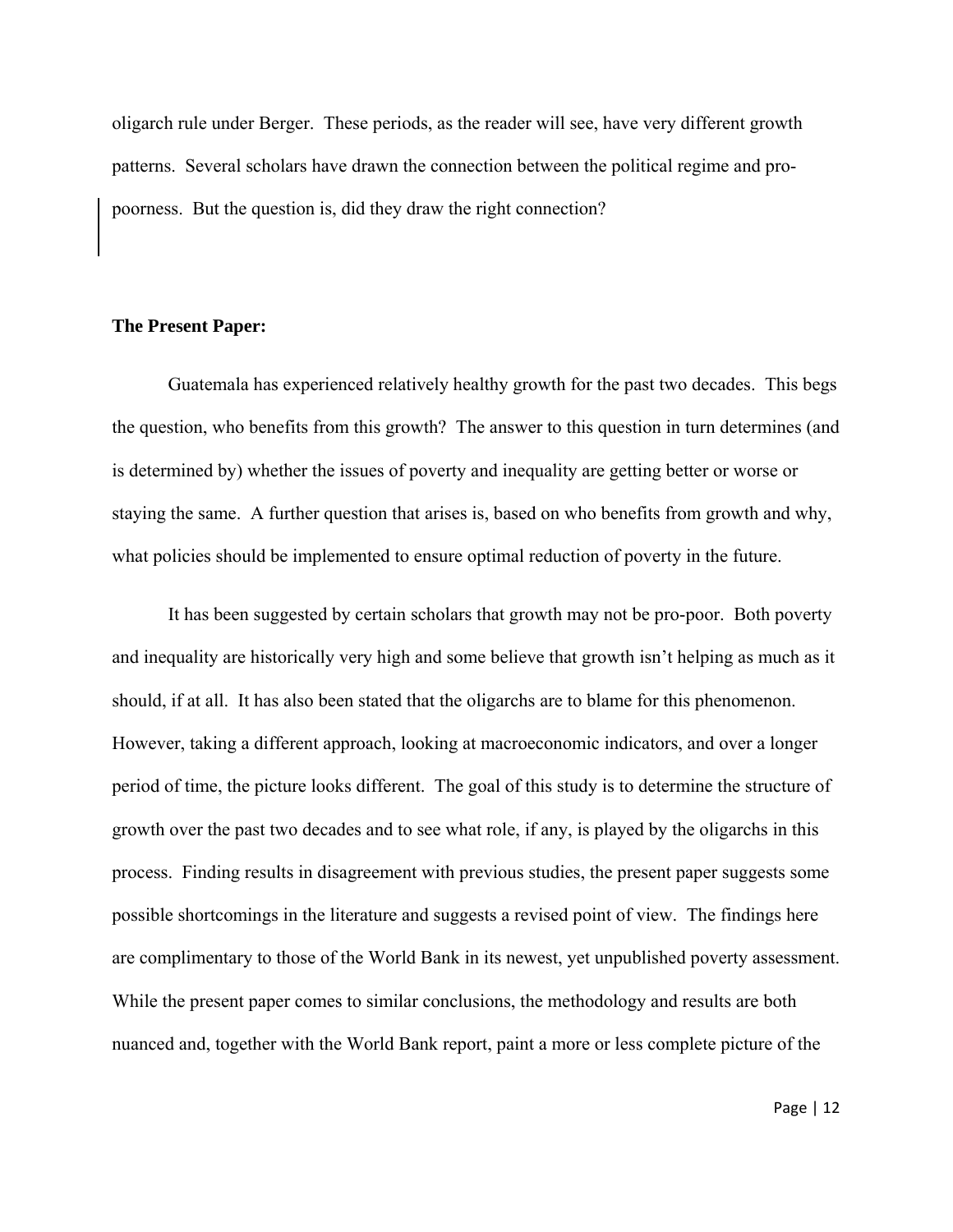oligarch rule under Berger. These periods, as the reader will see, have very different growth patterns. Several scholars have drawn the connection between the political regime and pro-poorness. But the question is, did they draw the right connection?

**The Present Paper:**

Guatemala has experienced relatively healthy growth for the past two decades. This begs the question, who benefits from this growth? The answer to this question in turn determines (and is determined by) whether the issues of poverty and inequality are getting better or worse or staying the same. A further question that arises is, based on who benefits from growth and why, what policies should be implemented to ensure optimal reduction of poverty in the future.

It has been suggested by certain scholars that growth may not be pro-poor. Both poverty and inequality are historically very high and some believe that growth isn't helping as much as it should, if at all. It has also been stated that the oligarchs are to blame for this phenomenon. However, taking a different approach, looking at macroeconomic indicators, and over a longer period of time, the picture looks different. The goal of this study is to determine the structure of growth over the past two decades and to see what role, if any, is played by the oligarchs in this process. Finding results in disagreement with previous studies, the present paper suggests some possible shortcomings in the literature and suggests a revised point of view. The findings here are complimentary to those of the World Bank in its newest, yet unpublished poverty assessment. While the present paper comes to similar conclusions, the methodology and results are both nuanced and, together with the World Bank report, paint a more or less complete picture of the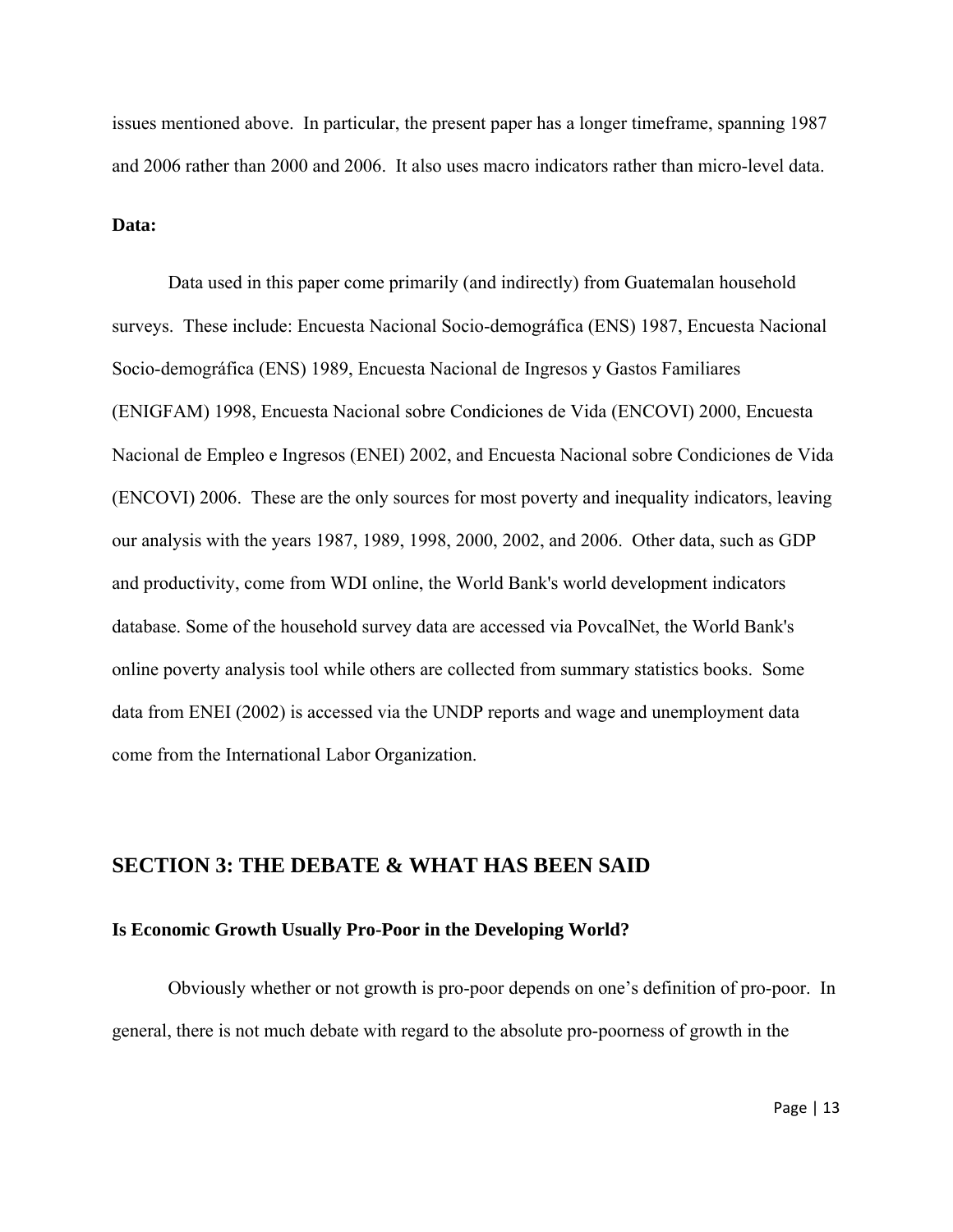issues mentioned above. In particular, the present paper has a longer timeframe, spanning 1987 and 2006 rather than 2000 and 2006. It also uses macro indicators rather than micro-level data.

**Data:**

Data used in this paper come primarily (and indirectly) from Guatemalan household surveys. These include: Encuesta Nacional Socio-demográfica (ENS) 1987, Encuesta Nacional Socio-demográfica (ENS) 1989, Encuesta Nacional de Ingresos y Gastos Familiares (ENIGFAM) 1998, Encuesta Nacional sobre Condiciones de Vida (ENCOVI) 2000, Encuesta Nacional de Empleo e Ingresos (ENEI) 2002, and Encuesta Nacional sobre Condiciones de Vida (ENCOVI) 2006. These are the only sources for most poverty and inequality indicators, leaving our analysis with the years 1987, 1989, 1998, 2000, 2002, and 2006. Other data, such as GDP and productivity, come from WDI online, the World Bank's world development indicators database. Some of the household survey data are accessed via PovcalNet, the World Bank's online poverty analysis tool while others are collected from summary statistics books. Some data from ENEI (2002) is accessed via the UNDP reports and wage and unemployment data come from the International Labor Organization.

## SECTION 3: THE DEBATE & WHAT HAS BEEN SAID

**Is Economic Growth Usually Pro-Poor in the Developing World?**

Obviously whether or not growth is pro-poor depends on one's definition of pro-poor. In general, there is not much debate with regard to the absolute pro-poorness of growth in the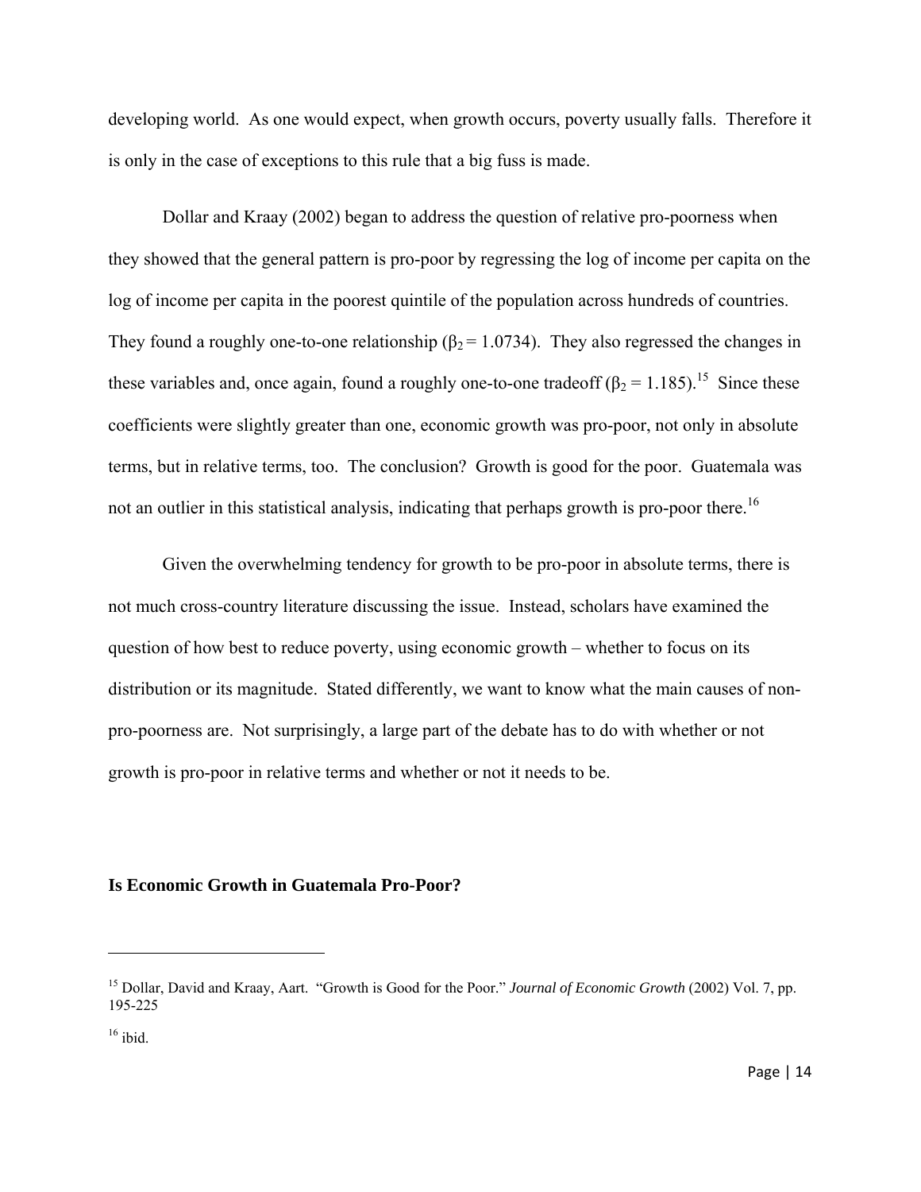developing world. As one would expect, when growth occurs, poverty usually falls. Therefore it is only in the case of exceptions to this rule that a big fuss is made.

Dollar and Kraay (2002) began to address the question of relative pro-poorness when they showed that the general pattern is pro-poor by regressing the log of income per capita on the log of income per capita in the poorest quintile of the population across hundreds of countries. They found a roughly one-to-one relationship ($\beta_2 = 1.0734$). They also regressed the changes in these variables and, once again, found a roughly one-to-one tradeoff ($\beta_2 = 1.185$).[15] Since these coefficients were slightly greater than one, economic growth was pro-poor, not only in absolute terms, but in relative terms, too. The conclusion? Growth is good for the poor. Guatemala was not an outlier in this statistical analysis, indicating that perhaps growth is pro-poor there.[16]

Given the overwhelming tendency for growth to be pro-poor in absolute terms, there is not much cross-country literature discussing the issue. Instead, scholars have examined the question of how best to reduce poverty, using economic growth – whether to focus on its distribution or its magnitude. Stated differently, we want to know what the main causes of non-pro-poorness are. Not surprisingly, a large part of the debate has to do with whether or not growth is pro-poor in relative terms and whether or not it needs to be.

**Is Economic Growth in Guatemala Pro-Poor?**

---

[15] Dollar, David and Kraay, Aart. "Growth is Good for the Poor." *Journal of Economic Growth* (2002) Vol. 7, pp. 195-225

[16] ibid.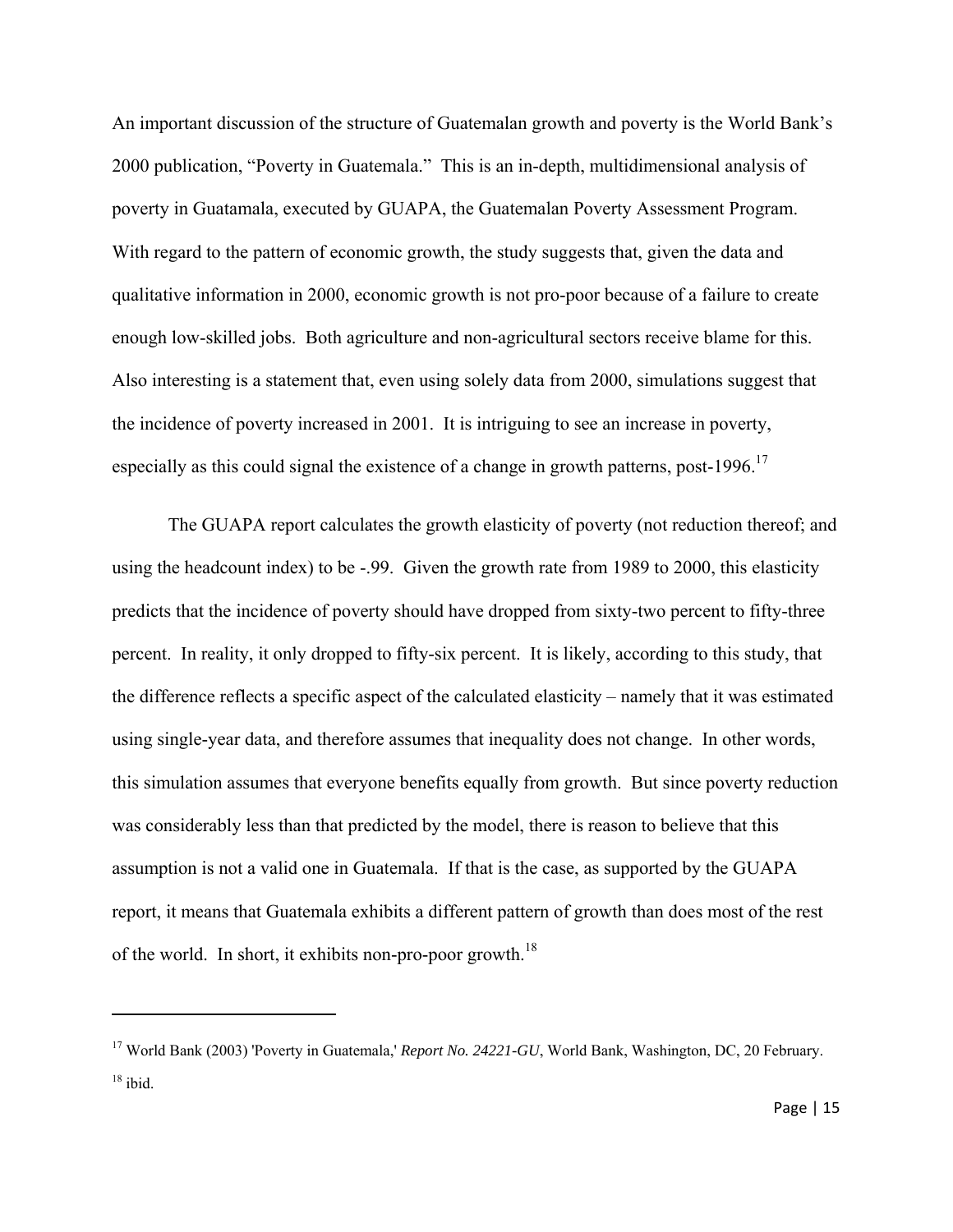An important discussion of the structure of Guatemalan growth and poverty is the World Bank's 2000 publication, "Poverty in Guatemala." This is an in-depth, multidimensional analysis of poverty in Guatamala, executed by GUAPA, the Guatemalan Poverty Assessment Program. With regard to the pattern of economic growth, the study suggests that, given the data and qualitative information in 2000, economic growth is not pro-poor because of a failure to create enough low-skilled jobs. Both agriculture and non-agricultural sectors receive blame for this. Also interesting is a statement that, even using solely data from 2000, simulations suggest that the incidence of poverty increased in 2001. It is intriguing to see an increase in poverty, especially as this could signal the existence of a change in growth patterns, post-1996.[17]

The GUAPA report calculates the growth elasticity of poverty (not reduction thereof; and using the headcount index) to be -.99. Given the growth rate from 1989 to 2000, this elasticity predicts that the incidence of poverty should have dropped from sixty-two percent to fifty-three percent. In reality, it only dropped to fifty-six percent. It is likely, according to this study, that the difference reflects a specific aspect of the calculated elasticity – namely that it was estimated using single-year data, and therefore assumes that inequality does not change. In other words, this simulation assumes that everyone benefits equally from growth. But since poverty reduction was considerably less than that predicted by the model, there is reason to believe that this assumption is not a valid one in Guatemala. If that is the case, as supported by the GUAPA report, it means that Guatemala exhibits a different pattern of growth than does most of the rest of the world. In short, it exhibits non-pro-poor growth.[18]

---

[17] World Bank (2003) 'Poverty in Guatemala,' *Report No. 24221-GU*, World Bank, Washington, DC, 20 February.

[18] ibid.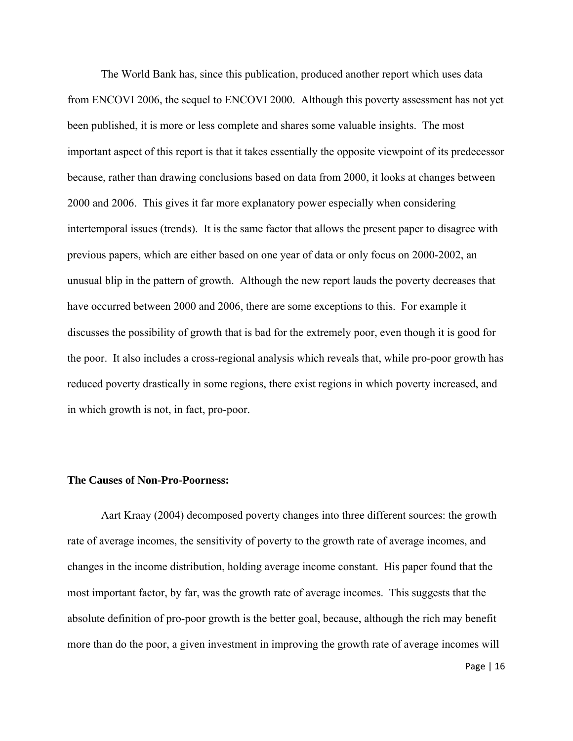The World Bank has, since this publication, produced another report which uses data from ENCOVI 2006, the sequel to ENCOVI 2000. Although this poverty assessment has not yet been published, it is more or less complete and shares some valuable insights. The most important aspect of this report is that it takes essentially the opposite viewpoint of its predecessor because, rather than drawing conclusions based on data from 2000, it looks at changes between 2000 and 2006. This gives it far more explanatory power especially when considering intertemporal issues (trends). It is the same factor that allows the present paper to disagree with previous papers, which are either based on one year of data or only focus on 2000-2002, an unusual blip in the pattern of growth. Although the new report lauds the poverty decreases that have occurred between 2000 and 2006, there are some exceptions to this. For example it discusses the possibility of growth that is bad for the extremely poor, even though it is good for the poor. It also includes a cross-regional analysis which reveals that, while pro-poor growth has reduced poverty drastically in some regions, there exist regions in which poverty increased, and in which growth is not, in fact, pro-poor.

**The Causes of Non-Pro-Poorness:**

Aart Kraay (2004) decomposed poverty changes into three different sources: the growth rate of average incomes, the sensitivity of poverty to the growth rate of average incomes, and changes in the income distribution, holding average income constant. His paper found that the most important factor, by far, was the growth rate of average incomes. This suggests that the absolute definition of pro-poor growth is the better goal, because, although the rich may benefit more than do the poor, a given investment in improving the growth rate of average incomes will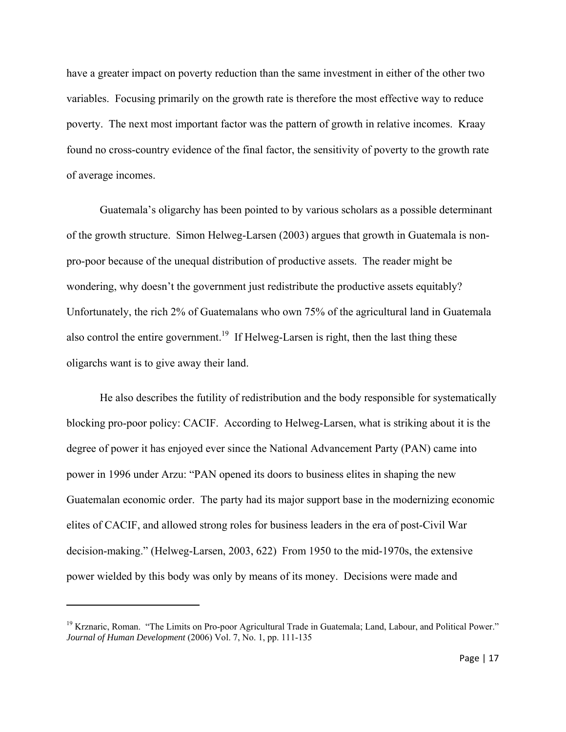have a greater impact on poverty reduction than the same investment in either of the other two variables. Focusing primarily on the growth rate is therefore the most effective way to reduce poverty. The next most important factor was the pattern of growth in relative incomes. Kraay found no cross-country evidence of the final factor, the sensitivity of poverty to the growth rate of average incomes.

Guatemala's oligarchy has been pointed to by various scholars as a possible determinant of the growth structure. Simon Helweg-Larsen (2003) argues that growth in Guatemala is non-pro-poor because of the unequal distribution of productive assets. The reader might be wondering, why doesn't the government just redistribute the productive assets equitably? Unfortunately, the rich 2% of Guatemalans who own 75% of the agricultural land in Guatemala also control the entire government.[19] If Helweg-Larsen is right, then the last thing these oligarchs want is to give away their land.

He also describes the futility of redistribution and the body responsible for systematically blocking pro-poor policy: CACIF. According to Helweg-Larsen, what is striking about it is the degree of power it has enjoyed ever since the National Advancement Party (PAN) came into power in 1996 under Arzu: "PAN opened its doors to business elites in shaping the new Guatemalan economic order. The party had its major support base in the modernizing economic elites of CACIF, and allowed strong roles for business leaders in the era of post-Civil War decision-making." (Helweg-Larsen, 2003, 622) From 1950 to the mid-1970s, the extensive power wielded by this body was only by means of its money. Decisions were made and

---

[19] Krznaric, Roman. "The Limits on Pro-poor Agricultural Trade in Guatemala; Land, Labour, and Political Power." *Journal of Human Development* (2006) Vol. 7, No. 1, pp. 111-135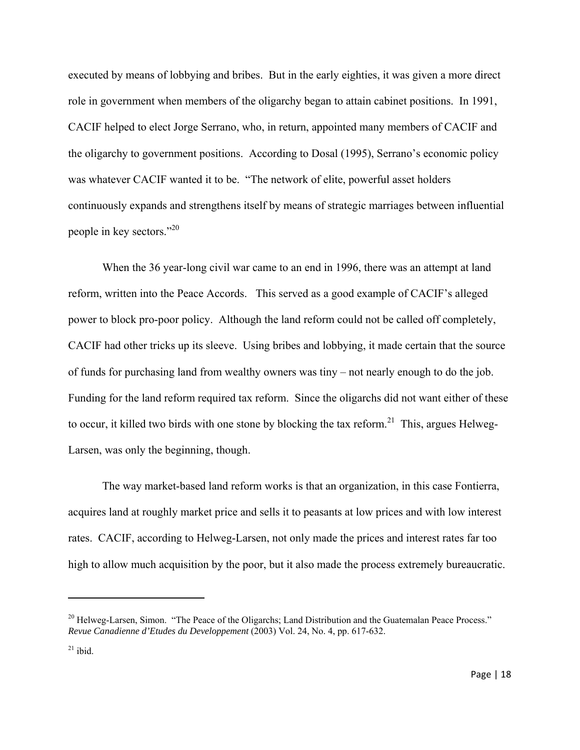executed by means of lobbying and bribes. But in the early eighties, it was given a more direct role in government when members of the oligarchy began to attain cabinet positions. In 1991, CACIF helped to elect Jorge Serrano, who, in return, appointed many members of CACIF and the oligarchy to government positions. According to Dosal (1995), Serrano's economic policy was whatever CACIF wanted it to be. "The network of elite, powerful asset holders continuously expands and strengthens itself by means of strategic marriages between influential people in key sectors."[20]

When the 36 year-long civil war came to an end in 1996, there was an attempt at land reform, written into the Peace Accords. This served as a good example of CACIF's alleged power to block pro-poor policy. Although the land reform could not be called off completely, CACIF had other tricks up its sleeve. Using bribes and lobbying, it made certain that the source of funds for purchasing land from wealthy owners was tiny – not nearly enough to do the job. Funding for the land reform required tax reform. Since the oligarchs did not want either of these to occur, it killed two birds with one stone by blocking the tax reform.[21] This, argues Helweg-Larsen, was only the beginning, though.

The way market-based land reform works is that an organization, in this case Fontierra, acquires land at roughly market price and sells it to peasants at low prices and with low interest rates. CACIF, according to Helweg-Larsen, not only made the prices and interest rates far too high to allow much acquisition by the poor, but it also made the process extremely bureaucratic.

---

[20] Helweg-Larsen, Simon. "The Peace of the Oligarchs; Land Distribution and the Guatemalan Peace Process." *Revue Canadienne d'Etudes du Developpement* (2003) Vol. 24, No. 4, pp. 617-632.

[21] ibid.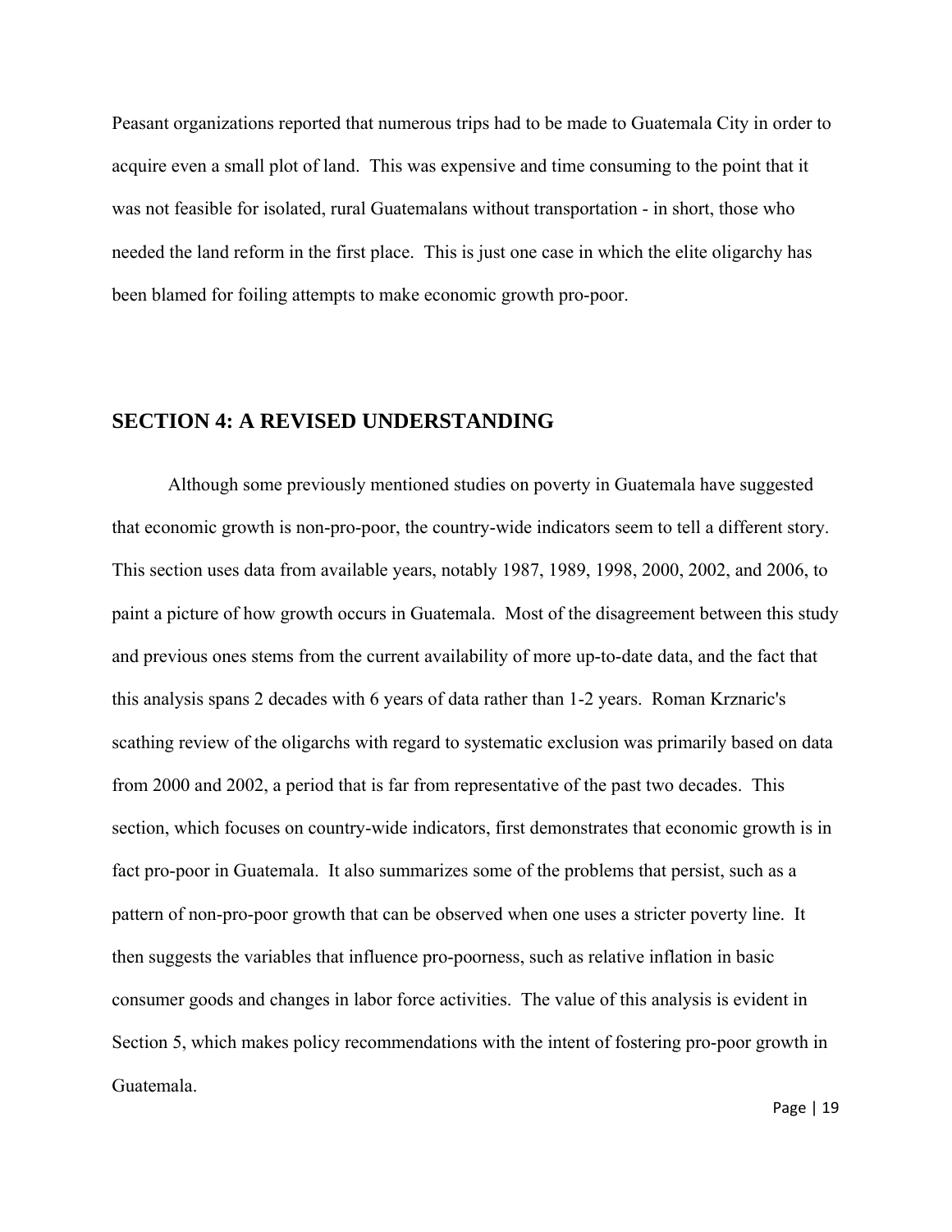Peasant organizations reported that numerous trips had to be made to Guatemala City in order to acquire even a small plot of land. This was expensive and time consuming to the point that it was not feasible for isolated, rural Guatemalans without transportation - in short, those who needed the land reform in the first place. This is just one case in which the elite oligarchy has been blamed for foiling attempts to make economic growth pro-poor.

## SECTION 4: A REVISED UNDERSTANDING

Although some previously mentioned studies on poverty in Guatemala have suggested that economic growth is non-pro-poor, the country-wide indicators seem to tell a different story. This section uses data from available years, notably 1987, 1989, 1998, 2000, 2002, and 2006, to paint a picture of how growth occurs in Guatemala. Most of the disagreement between this study and previous ones stems from the current availability of more up-to-date data, and the fact that this analysis spans 2 decades with 6 years of data rather than 1-2 years. Roman Krznaric's scathing review of the oligarchs with regard to systematic exclusion was primarily based on data from 2000 and 2002, a period that is far from representative of the past two decades. This section, which focuses on country-wide indicators, first demonstrates that economic growth is in fact pro-poor in Guatemala. It also summarizes some of the problems that persist, such as a pattern of non-pro-poor growth that can be observed when one uses a stricter poverty line. It then suggests the variables that influence pro-poorness, such as relative inflation in basic consumer goods and changes in labor force activities. The value of this analysis is evident in Section 5, which makes policy recommendations with the intent of fostering pro-poor growth in Guatemala.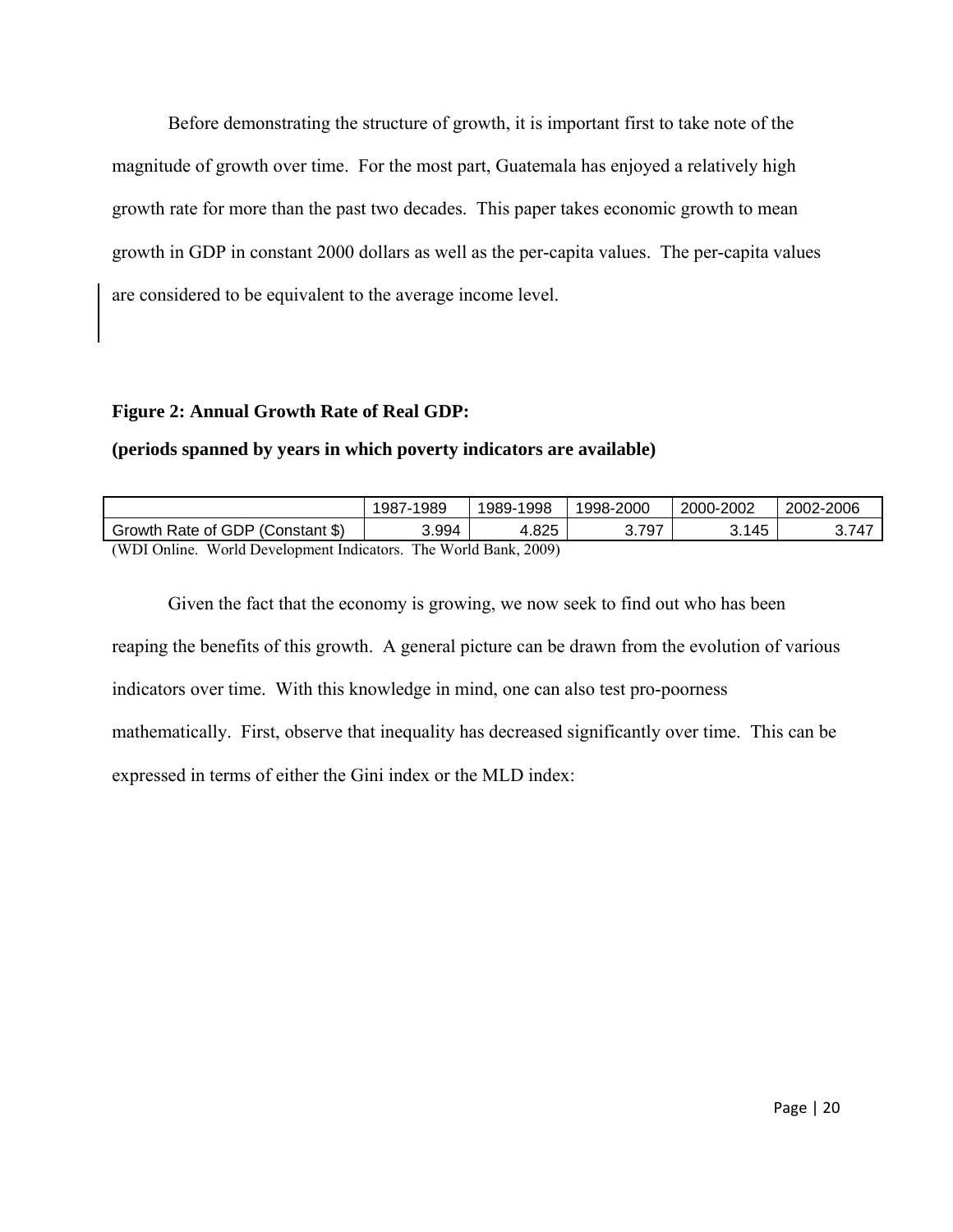Before demonstrating the structure of growth, it is important first to take note of the magnitude of growth over time. For the most part, Guatemala has enjoyed a relatively high growth rate for more than the past two decades. This paper takes economic growth to mean growth in GDP in constant 2000 dollars as well as the per-capita values. The per-capita values are considered to be equivalent to the average income level.

**Figure 2: Annual Growth Rate of Real GDP:**

**(periods spanned by years in which poverty indicators are available)**

| | 1987-1989 | 1989-1998 | 1998-2000 | 2000-2002 | 2002-2006 |
|---|---|---|---|---|---|
| Growth Rate of GDP (Constant $) | 3.994 | 4.825 | 3.797 | 3.145 | 3.747 |

(WDI Online. World Development Indicators. The World Bank, 2009)

Given the fact that the economy is growing, we now seek to find out who has been reaping the benefits of this growth. A general picture can be drawn from the evolution of various indicators over time. With this knowledge in mind, one can also test pro-poorness mathematically. First, observe that inequality has decreased significantly over time. This can be expressed in terms of either the Gini index or the MLD index: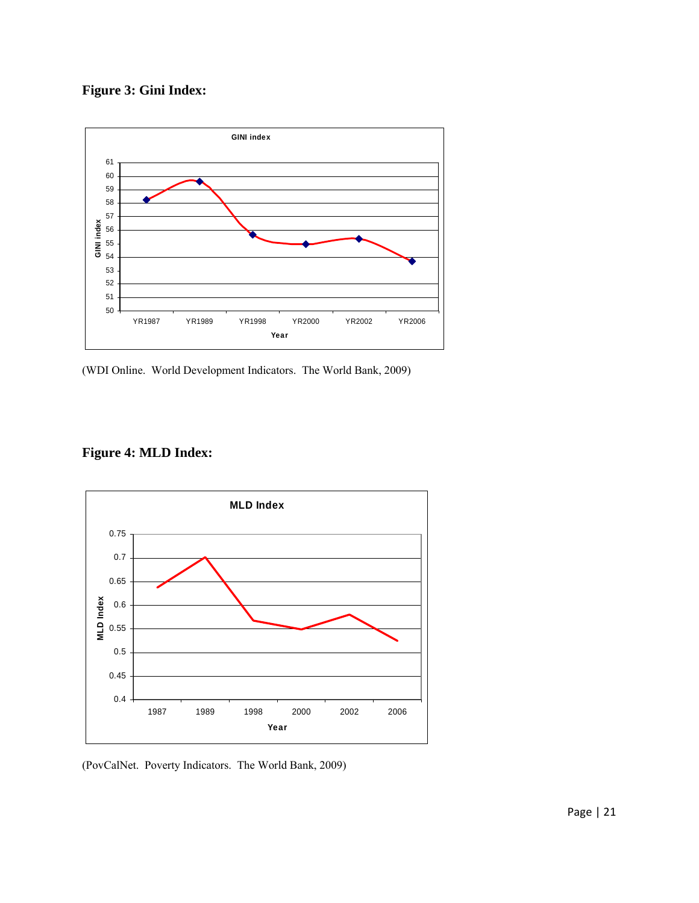**Figure 3: Gini Index:**

(WDI Online. World Development Indicators. The World Bank, 2009)

**Figure 4: MLD Index:**

(PovCalNet. Poverty Indicators. The World Bank, 2009)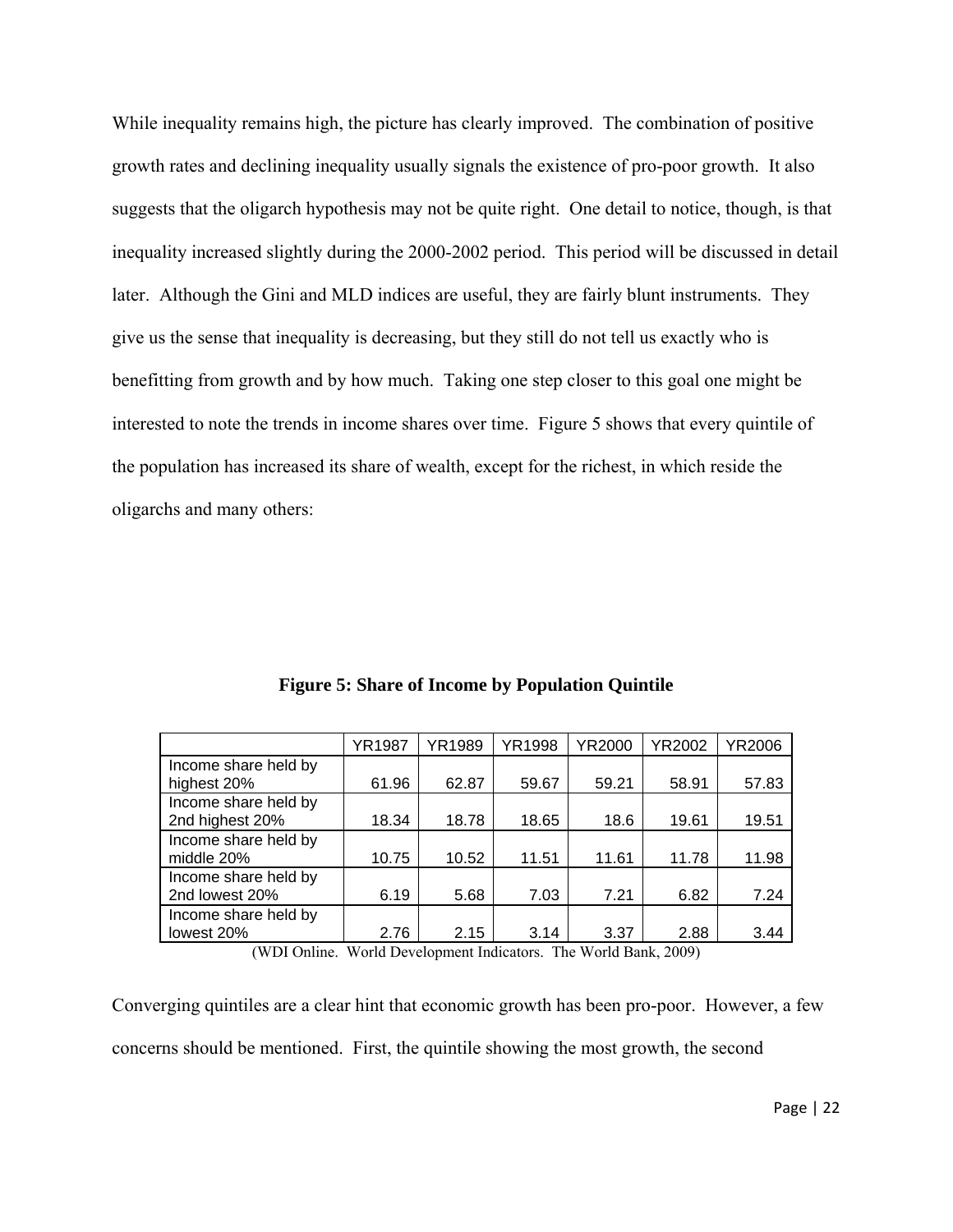While inequality remains high, the picture has clearly improved. The combination of positive growth rates and declining inequality usually signals the existence of pro-poor growth. It also suggests that the oligarch hypothesis may not be quite right. One detail to notice, though, is that inequality increased slightly during the 2000-2002 period. This period will be discussed in detail later. Although the Gini and MLD indices are useful, they are fairly blunt instruments. They give us the sense that inequality is decreasing, but they still do not tell us exactly who is benefitting from growth and by how much. Taking one step closer to this goal one might be interested to note the trends in income shares over time. Figure 5 shows that every quintile of the population has increased its share of wealth, except for the richest, in which reside the oligarchs and many others:

**Figure 5: Share of Income by Population Quintile**

| | YR1987 | YR1989 | YR1998 | YR2000 | YR2002 | YR2006 |
|---|---|---|---|---|---|---|
| Income share held by highest 20% | 61.96 | 62.87 | 59.67 | 59.21 | 58.91 | 57.83 |
| Income share held by 2nd highest 20% | 18.34 | 18.78 | 18.65 | 18.6 | 19.61 | 19.51 |
| Income share held by middle 20% | 10.75 | 10.52 | 11.51 | 11.61 | 11.78 | 11.98 |
| Income share held by 2nd lowest 20% | 6.19 | 5.68 | 7.03 | 7.21 | 6.82 | 7.24 |
| Income share held by lowest 20% | 2.76 | 2.15 | 3.14 | 3.37 | 2.88 | 3.44 |

(WDI Online. World Development Indicators. The World Bank, 2009)

Converging quintiles are a clear hint that economic growth has been pro-poor. However, a few concerns should be mentioned. First, the quintile showing the most growth, the second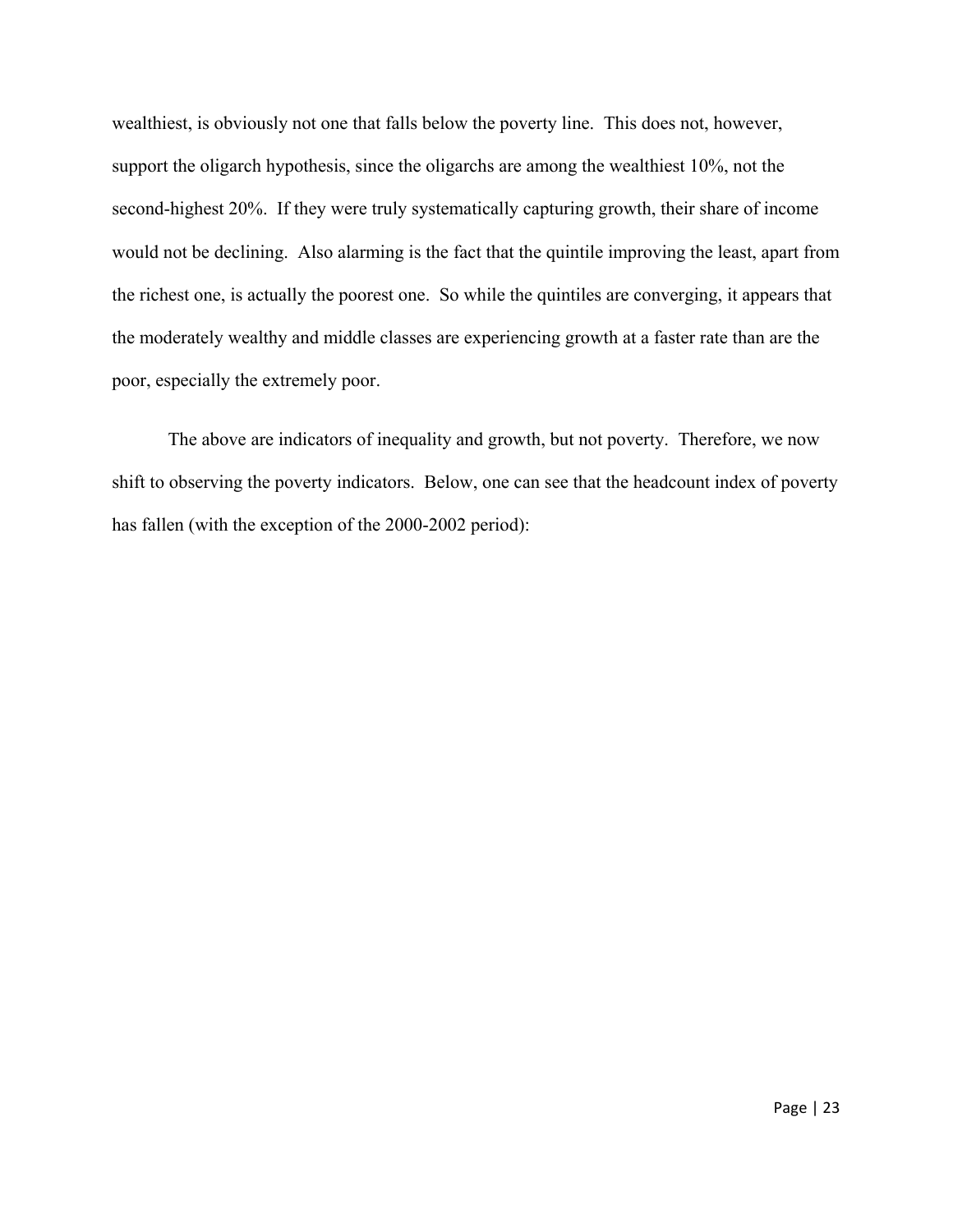wealthiest, is obviously not one that falls below the poverty line. This does not, however, support the oligarch hypothesis, since the oligarchs are among the wealthiest 10%, not the second-highest 20%. If they were truly systematically capturing growth, their share of income would not be declining. Also alarming is the fact that the quintile improving the least, apart from the richest one, is actually the poorest one. So while the quintiles are converging, it appears that the moderately wealthy and middle classes are experiencing growth at a faster rate than are the poor, especially the extremely poor.

The above are indicators of inequality and growth, but not poverty. Therefore, we now shift to observing the poverty indicators. Below, one can see that the headcount index of poverty has fallen (with the exception of the 2000-2002 period):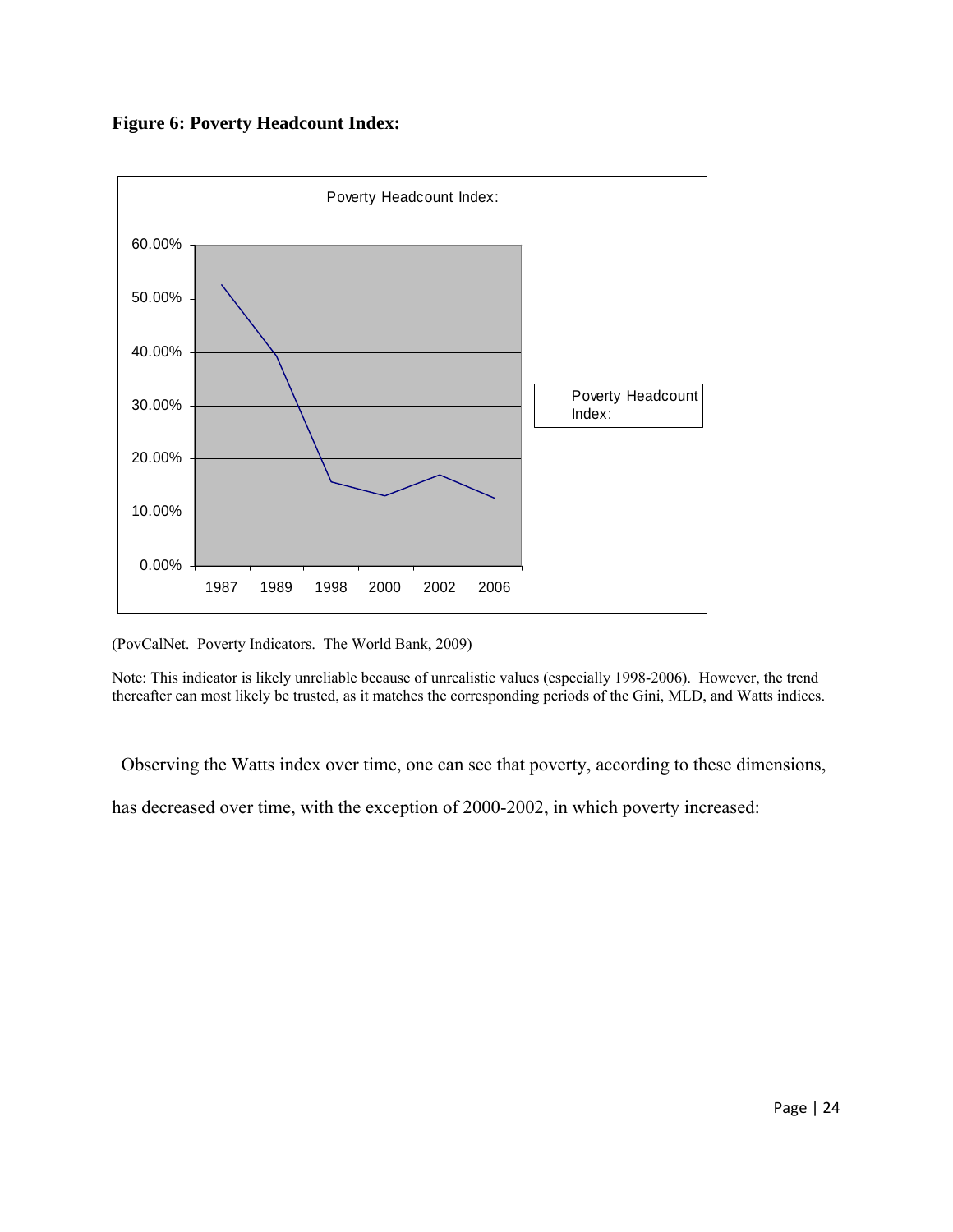**Figure 6: Poverty Headcount Index:**

(PovCalNet. Poverty Indicators. The World Bank, 2009)

Note: This indicator is likely unreliable because of unrealistic values (especially 1998-2006). However, the trend thereafter can most likely be trusted, as it matches the corresponding periods of the Gini, MLD, and Watts indices.

Observing the Watts index over time, one can see that poverty, according to these dimensions, has decreased over time, with the exception of 2000-2002, in which poverty increased: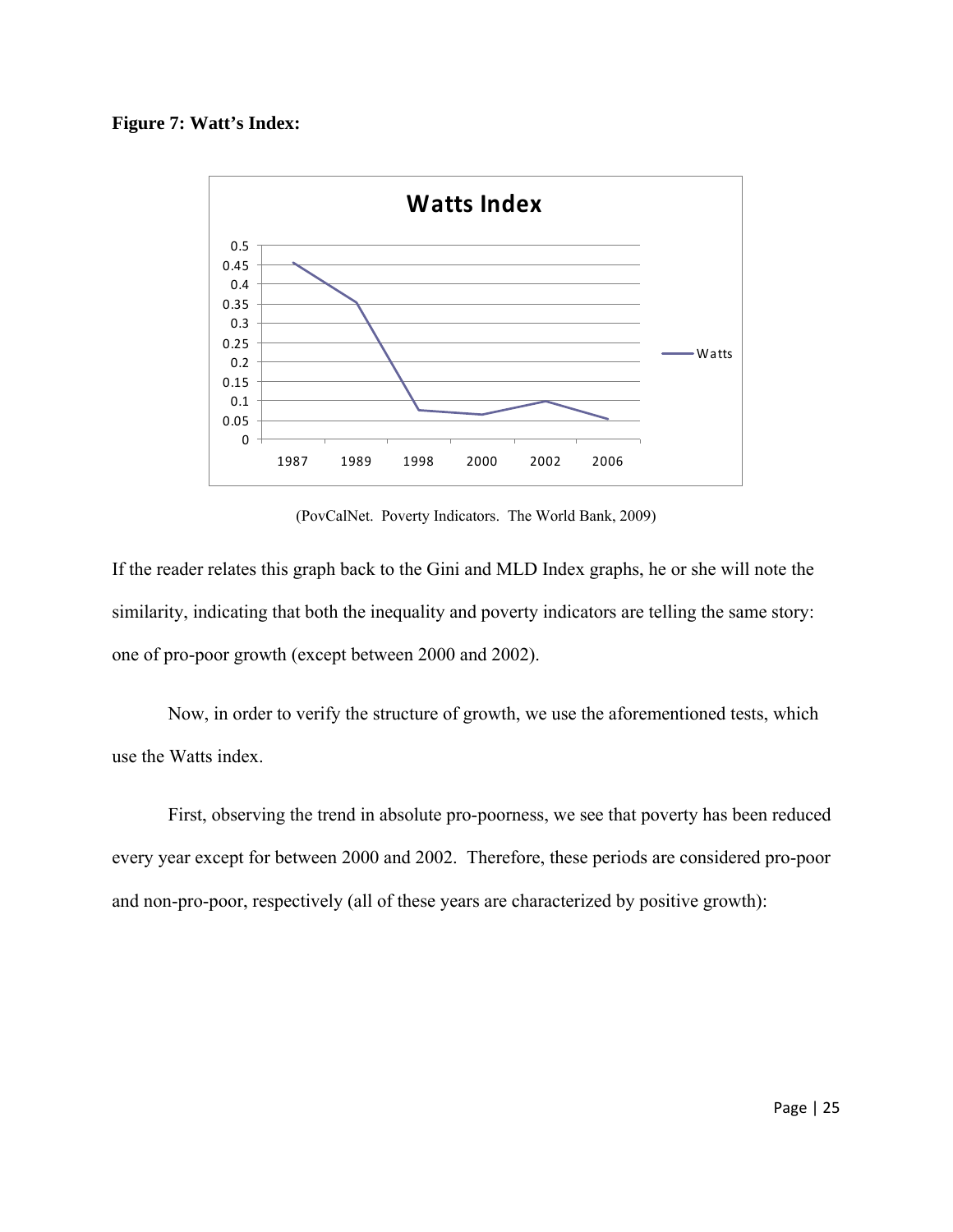**Figure 7: Watt's Index:**

(PovCalNet. Poverty Indicators. The World Bank, 2009)

If the reader relates this graph back to the Gini and MLD Index graphs, he or she will note the similarity, indicating that both the inequality and poverty indicators are telling the same story: one of pro-poor growth (except between 2000 and 2002).

Now, in order to verify the structure of growth, we use the aforementioned tests, which use the Watts index.

First, observing the trend in absolute pro-poorness, we see that poverty has been reduced every year except for between 2000 and 2002. Therefore, these periods are considered pro-poor and non-pro-poor, respectively (all of these years are characterized by positive growth):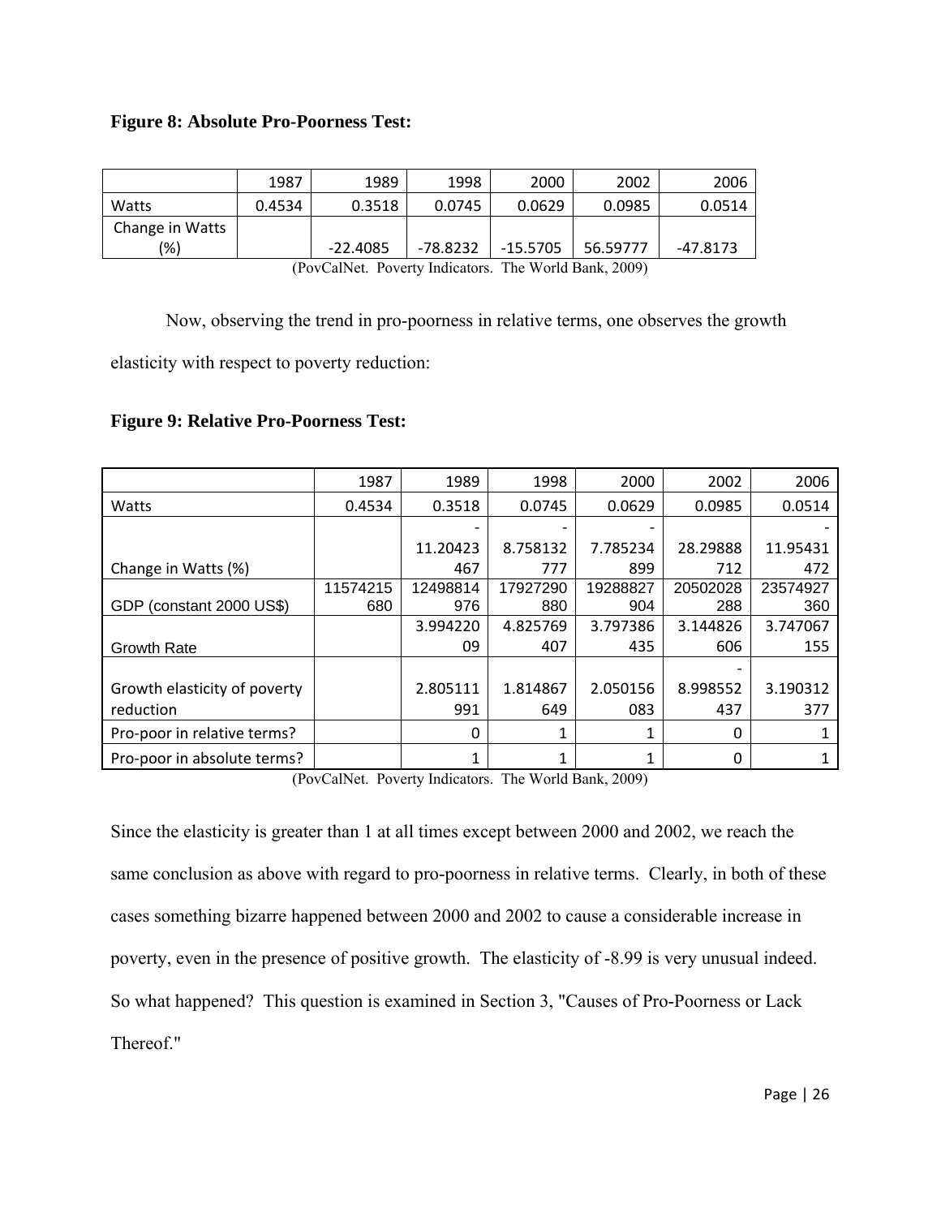**Figure 8: Absolute Pro-Poorness Test:**

| | 1987 | 1989 | 1998 | 2000 | 2002 | 2006 |
|---|---|---|---|---|---|---|
| Watts | 0.4534 | 0.3518 | 0.0745 | 0.0629 | 0.0985 | 0.0514 |
| Change in Watts (%) | | -22.4085 | -78.8232 | -15.5705 | 56.59777 | -47.8173 |

(PovCalNet. Poverty Indicators. The World Bank, 2009)

Now, observing the trend in pro-poorness in relative terms, one observes the growth elasticity with respect to poverty reduction:

**Figure 9: Relative Pro-Poorness Test:**

| | 1987 | 1989 | 1998 | 2000 | 2002 | 2006 |
|---|---|---|---|---|---|---|
| Watts | 0.4534 | 0.3518 | 0.0745 | 0.0629 | 0.0985 | 0.0514 |
| Change in Watts (%) | | -11.20423467 | -8.758132777 | -7.785234899 | 28.29888712 | -11.95431472 |
| GDP (constant 2000 US$) | 11574215680 | 12498814976 | 17927290880 | 19288827904 | 20502028288 | 23574927360 |
| Growth Rate | | 3.99422009 | 4.825769407 | 3.797386435 | 3.144826606 | 3.747067155 |
| Growth elasticity of poverty reduction | | 2.805111991 | 1.814867649 | 2.050156083 | -8.998552437 | 3.190312377 |
| Pro-poor in relative terms? | | 0 | 1 | 1 | 0 | 1 |
| Pro-poor in absolute terms? | | 1 | 1 | 1 | 0 | 1 |

(PovCalNet. Poverty Indicators. The World Bank, 2009)

Since the elasticity is greater than 1 at all times except between 2000 and 2002, we reach the same conclusion as above with regard to pro-poorness in relative terms. Clearly, in both of these cases something bizarre happened between 2000 and 2002 to cause a considerable increase in poverty, even in the presence of positive growth. The elasticity of -8.99 is very unusual indeed. So what happened? This question is examined in Section 3, "Causes of Pro-Poorness or Lack Thereof."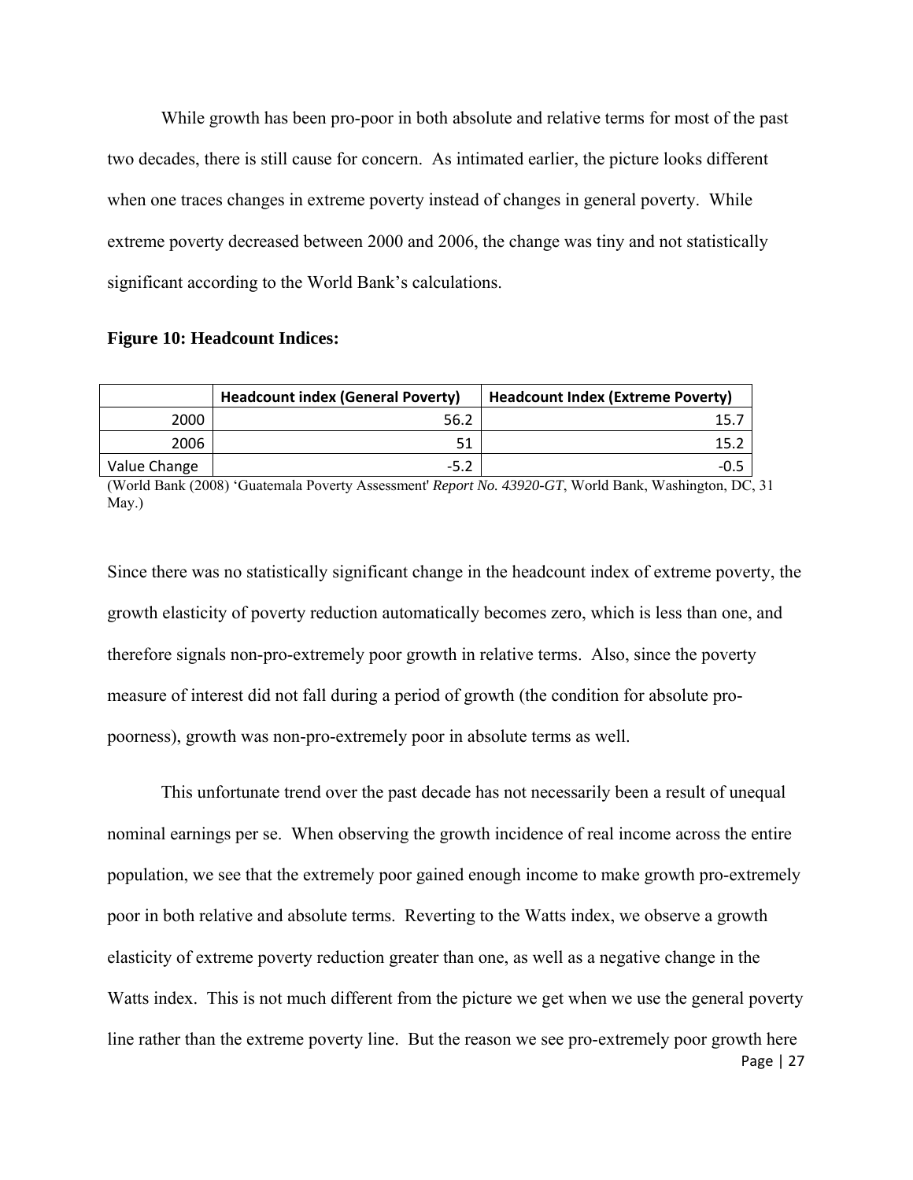While growth has been pro-poor in both absolute and relative terms for most of the past two decades, there is still cause for concern. As intimated earlier, the picture looks different when one traces changes in extreme poverty instead of changes in general poverty. While extreme poverty decreased between 2000 and 2006, the change was tiny and not statistically significant according to the World Bank's calculations.

**Figure 10: Headcount Indices:**

| | Headcount index (General Poverty) | Headcount Index (Extreme Poverty) |
|---|---|---|
| 2000 | 56.2 | 15.7 |
| 2006 | 51 | 15.2 |
| Value Change | -5.2 | -0.5 |

(World Bank (2008) 'Guatemala Poverty Assessment' *Report No. 43920-GT*, World Bank, Washington, DC, 31 May.)

Since there was no statistically significant change in the headcount index of extreme poverty, the growth elasticity of poverty reduction automatically becomes zero, which is less than one, and therefore signals non-pro-extremely poor growth in relative terms. Also, since the poverty measure of interest did not fall during a period of growth (the condition for absolute pro-poorness), growth was non-pro-extremely poor in absolute terms as well.

This unfortunate trend over the past decade has not necessarily been a result of unequal nominal earnings per se. When observing the growth incidence of real income across the entire population, we see that the extremely poor gained enough income to make growth pro-extremely poor in both relative and absolute terms. Reverting to the Watts index, we observe a growth elasticity of extreme poverty reduction greater than one, as well as a negative change in the Watts index. This is not much different from the picture we get when we use the general poverty line rather than the extreme poverty line. But the reason we see pro-extremely poor growth here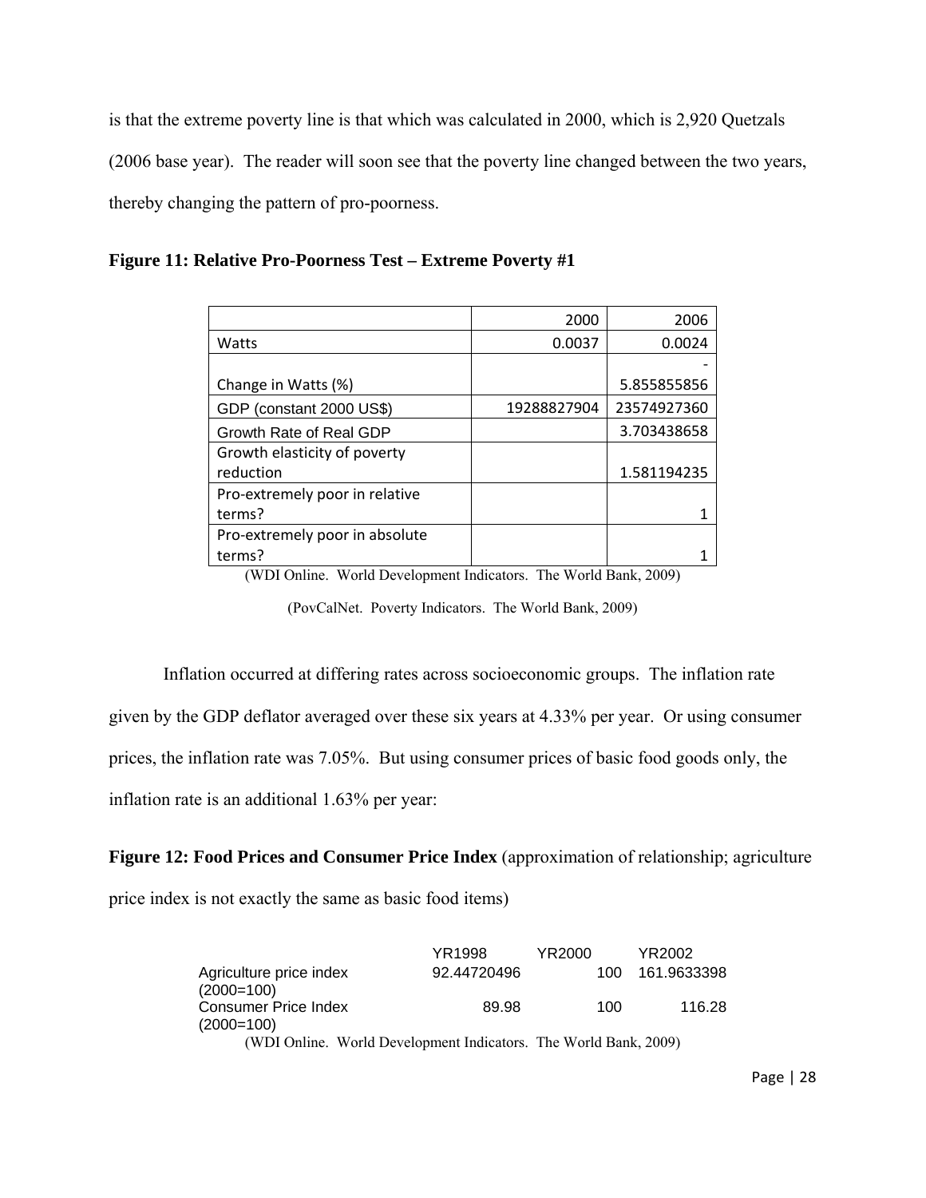is that the extreme poverty line is that which was calculated in 2000, which is 2,920 Quetzals (2006 base year). The reader will soon see that the poverty line changed between the two years, thereby changing the pattern of pro-poorness.

**Figure 11: Relative Pro-Poorness Test – Extreme Poverty #1**

| | 2000 | 2006 |
|---|---|---|
| Watts | 0.0037 | 0.0024 |
| Change in Watts (%) | | -5.855855856 |
| GDP (constant 2000 US$) | 19288827904 | 23574927360 |
| Growth Rate of Real GDP | | 3.703438658 |
| Growth elasticity of poverty reduction | | 1.581194235 |
| Pro-extremely poor in relative terms? | | 1 |
| Pro-extremely poor in absolute terms? | | 1 |

(WDI Online. World Development Indicators. The World Bank, 2009)

(PovCalNet. Poverty Indicators. The World Bank, 2009)

Inflation occurred at differing rates across socioeconomic groups. The inflation rate given by the GDP deflator averaged over these six years at 4.33% per year. Or using consumer prices, the inflation rate was 7.05%. But using consumer prices of basic food goods only, the inflation rate is an additional 1.63% per year:

**Figure 12: Food Prices and Consumer Price Index** (approximation of relationship; agriculture price index is not exactly the same as basic food items)

| | YR1998 | YR2000 | YR2002 |
|---|---|---|---|
| Agriculture price index (2000=100) | 92.44720496 | 100 | 161.9633398 |
| Consumer Price Index (2000=100) | 89.98 | 100 | 116.28 |

(WDI Online. World Development Indicators. The World Bank, 2009)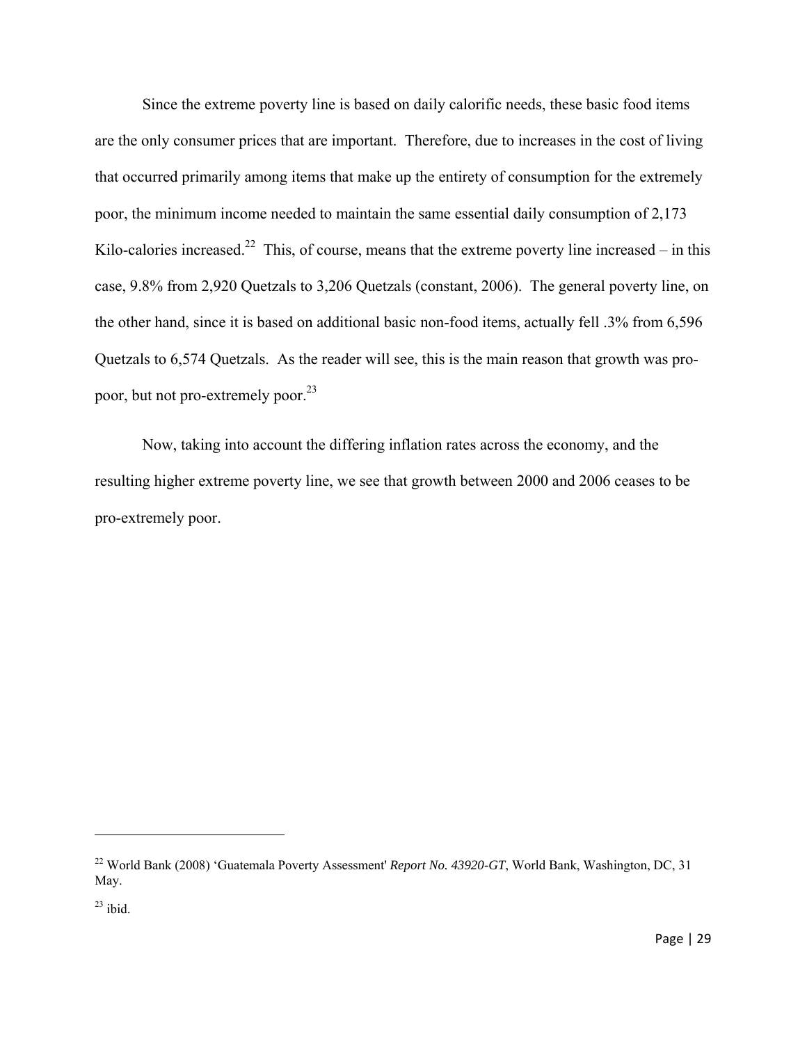Since the extreme poverty line is based on daily calorific needs, these basic food items are the only consumer prices that are important. Therefore, due to increases in the cost of living that occurred primarily among items that make up the entirety of consumption for the extremely poor, the minimum income needed to maintain the same essential daily consumption of 2,173 Kilo-calories increased.[22] This, of course, means that the extreme poverty line increased – in this case, 9.8% from 2,920 Quetzals to 3,206 Quetzals (constant, 2006). The general poverty line, on the other hand, since it is based on additional basic non-food items, actually fell .3% from 6,596 Quetzals to 6,574 Quetzals. As the reader will see, this is the main reason that growth was pro-poor, but not pro-extremely poor.[23]

Now, taking into account the differing inflation rates across the economy, and the resulting higher extreme poverty line, we see that growth between 2000 and 2006 ceases to be pro-extremely poor.

---

[22] World Bank (2008) 'Guatemala Poverty Assessment' *Report No. 43920-GT*, World Bank, Washington, DC, 31 May.

[23] ibid.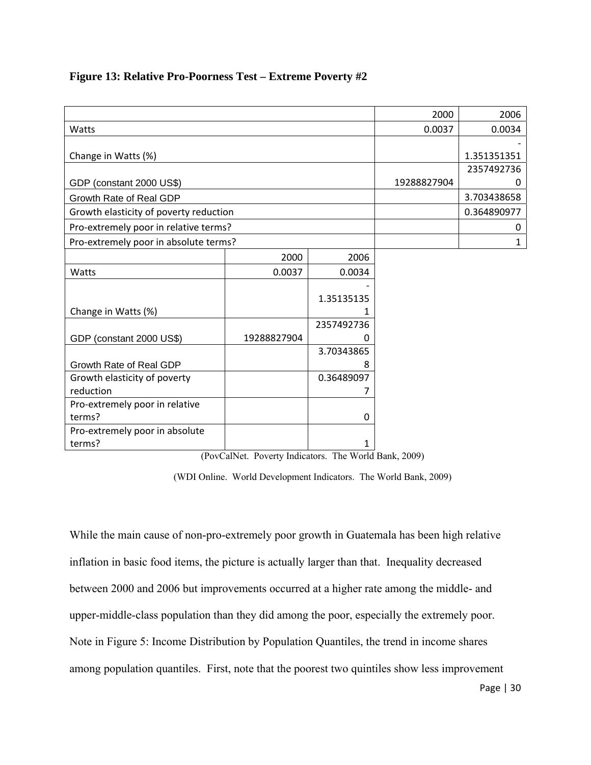**Figure 13: Relative Pro-Poorness Test – Extreme Poverty #2**

| | 2000 | 2006 |
|---|---|---|
| Watts | 0.0037 | 0.0034 |
| Change in Watts (%) | | -1.351351351 |
| GDP (constant 2000 US$) | 19288827904 | 23574927360 |
| Growth Rate of Real GDP | | 3.703438658 |
| Growth elasticity of poverty reduction | | 0.364890977 |
| Pro-extremely poor in relative terms? | | 0 |
| Pro-extremely poor in absolute terms? | | 1 |

| | 2000 | 2006 |
|---|---|---|
| Watts | 0.0037 | 0.0034 |
| Change in Watts (%) | | -1.351351351 |
| GDP (constant 2000 US$) | 19288827904 | 23574927360 |
| Growth Rate of Real GDP | | 3.703438658 |
| Growth elasticity of poverty reduction | | 0.364890977 |
| Pro-extremely poor in relative terms? | | 0 |
| Pro-extremely poor in absolute terms? | | 1 |

(PovCalNet. Poverty Indicators. The World Bank, 2009)

(WDI Online. World Development Indicators. The World Bank, 2009)

While the main cause of non-pro-extremely poor growth in Guatemala has been high relative inflation in basic food items, the picture is actually larger than that. Inequality decreased between 2000 and 2006 but improvements occurred at a higher rate among the middle- and upper-middle-class population than they did among the poor, especially the extremely poor. Note in Figure 5: Income Distribution by Population Quantiles, the trend in income shares among population quantiles. First, note that the poorest two quintiles show less improvement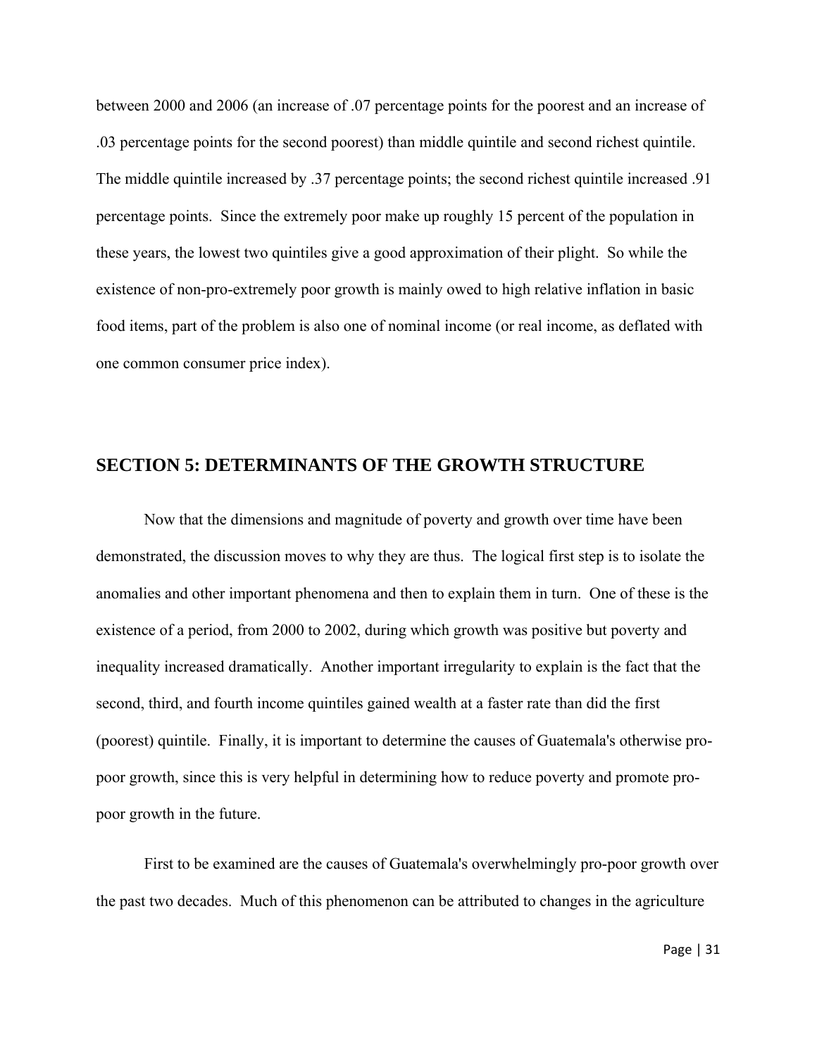between 2000 and 2006 (an increase of .07 percentage points for the poorest and an increase of .03 percentage points for the second poorest) than middle quintile and second richest quintile. The middle quintile increased by .37 percentage points; the second richest quintile increased .91 percentage points. Since the extremely poor make up roughly 15 percent of the population in these years, the lowest two quintiles give a good approximation of their plight. So while the existence of non-pro-extremely poor growth is mainly owed to high relative inflation in basic food items, part of the problem is also one of nominal income (or real income, as deflated with one common consumer price index).

## SECTION 5: DETERMINANTS OF THE GROWTH STRUCTURE

Now that the dimensions and magnitude of poverty and growth over time have been demonstrated, the discussion moves to why they are thus. The logical first step is to isolate the anomalies and other important phenomena and then to explain them in turn. One of these is the existence of a period, from 2000 to 2002, during which growth was positive but poverty and inequality increased dramatically. Another important irregularity to explain is the fact that the second, third, and fourth income quintiles gained wealth at a faster rate than did the first (poorest) quintile. Finally, it is important to determine the causes of Guatemala's otherwise pro-poor growth, since this is very helpful in determining how to reduce poverty and promote pro-poor growth in the future.

First to be examined are the causes of Guatemala's overwhelmingly pro-poor growth over the past two decades. Much of this phenomenon can be attributed to changes in the agriculture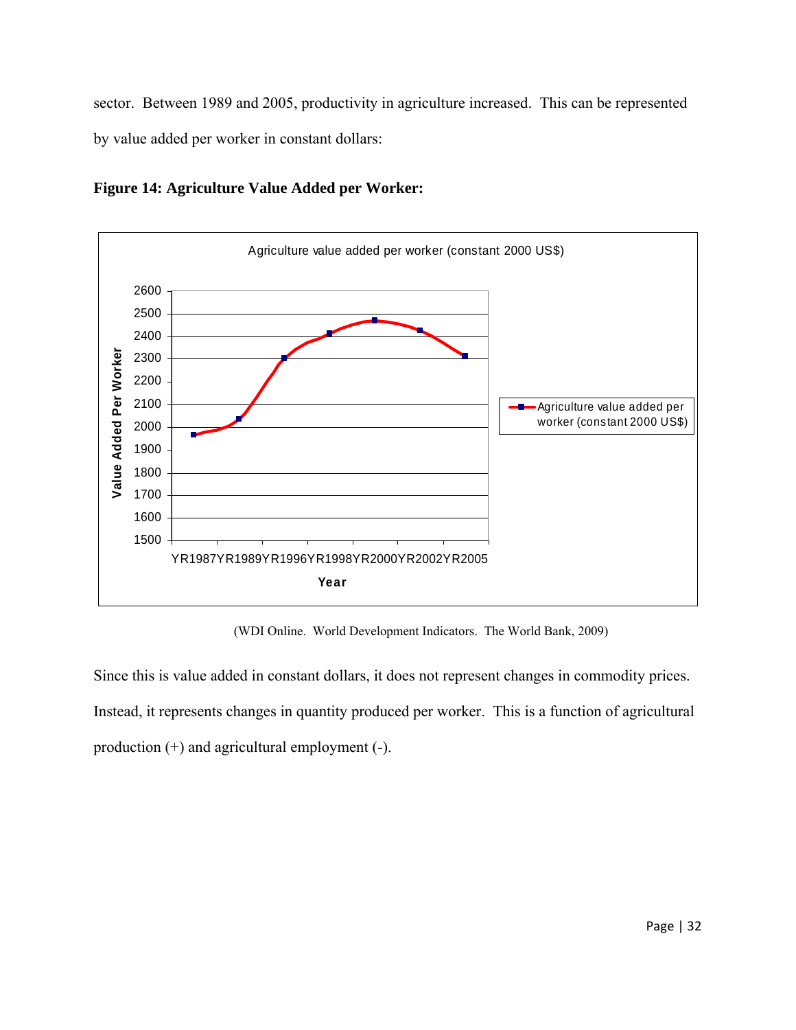sector. Between 1989 and 2005, productivity in agriculture increased. This can be represented by value added per worker in constant dollars:

**Figure 14: Agriculture Value Added per Worker:**

(WDI Online. World Development Indicators. The World Bank, 2009)

Since this is value added in constant dollars, it does not represent changes in commodity prices. Instead, it represents changes in quantity produced per worker. This is a function of agricultural production (+) and agricultural employment (-).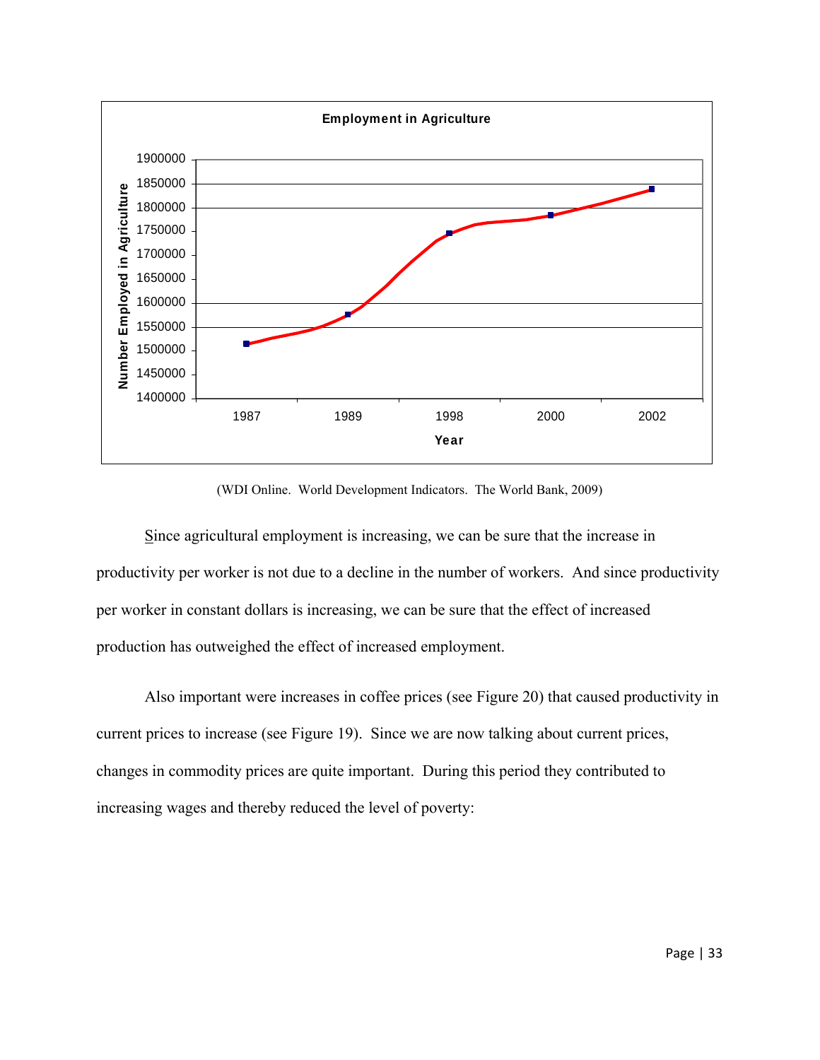(WDI Online. World Development Indicators. The World Bank, 2009)

Since agricultural employment is increasing, we can be sure that the increase in productivity per worker is not due to a decline in the number of workers. And since productivity per worker in constant dollars is increasing, we can be sure that the effect of increased production has outweighed the effect of increased employment.

Also important were increases in coffee prices (see Figure 20) that caused productivity in current prices to increase (see Figure 19). Since we are now talking about current prices, changes in commodity prices are quite important. During this period they contributed to increasing wages and thereby reduced the level of poverty: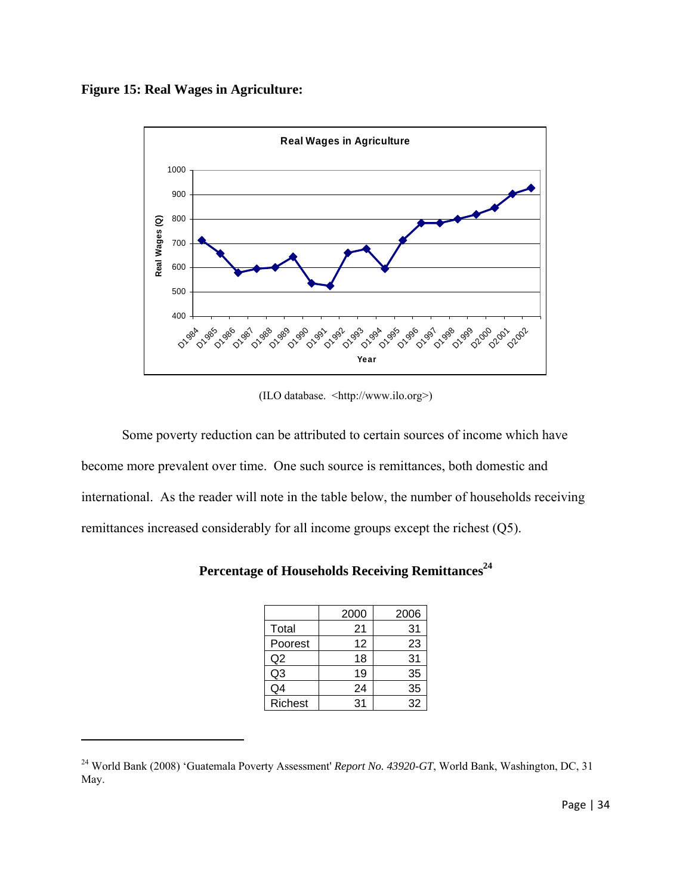**Figure 15: Real Wages in Agriculture:**

(ILO database. <http://www.ilo.org>)

Some poverty reduction can be attributed to certain sources of income which have become more prevalent over time. One such source is remittances, both domestic and international. As the reader will note in the table below, the number of households receiving remittances increased considerably for all income groups except the richest (Q5).

**Percentage of Households Receiving Remittances[24]**

| | 2000 | 2006 |
|---|---|---|
| Total | 21 | 31 |
| Poorest | 12 | 23 |
| Q2 | 18 | 31 |
| Q3 | 19 | 35 |
| Q4 | 24 | 35 |
| Richest | 31 | 32 |

[24] World Bank (2008) 'Guatemala Poverty Assessment' *Report No. 43920-GT*, World Bank, Washington, DC, 31 May.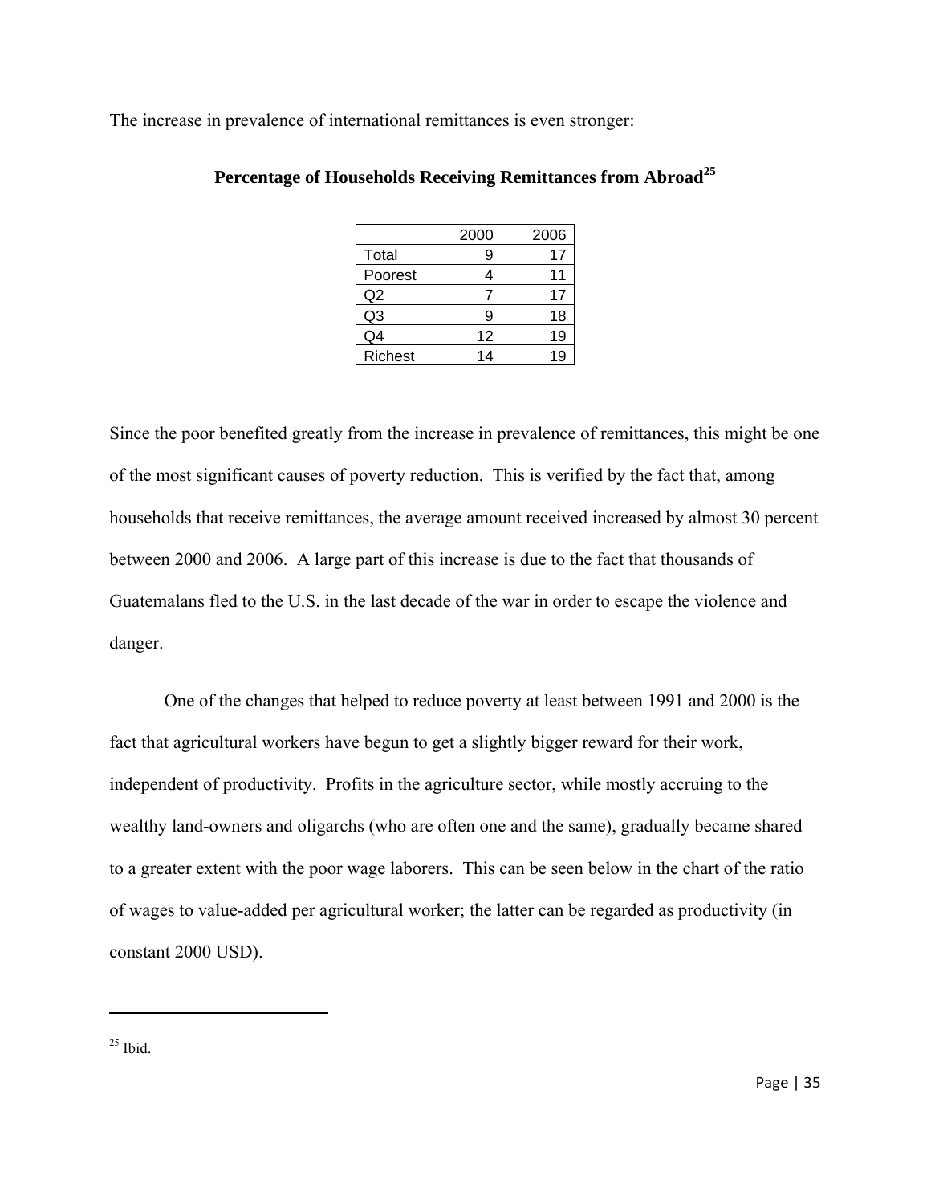The increase in prevalence of international remittances is even stronger:

**Percentage of Households Receiving Remittances from Abroad**[25]

| | 2000 | 2006 |
|---|---|---|
| Total | 9 | 17 |
| Poorest | 4 | 11 |
| Q2 | 7 | 17 |
| Q3 | 9 | 18 |
| Q4 | 12 | 19 |
| Richest | 14 | 19 |

Since the poor benefited greatly from the increase in prevalence of remittances, this might be one of the most significant causes of poverty reduction. This is verified by the fact that, among households that receive remittances, the average amount received increased by almost 30 percent between 2000 and 2006. A large part of this increase is due to the fact that thousands of Guatemalans fled to the U.S. in the last decade of the war in order to escape the violence and danger.

One of the changes that helped to reduce poverty at least between 1991 and 2000 is the fact that agricultural workers have begun to get a slightly bigger reward for their work, independent of productivity. Profits in the agriculture sector, while mostly accruing to the wealthy land-owners and oligarchs (who are often one and the same), gradually became shared to a greater extent with the poor wage laborers. This can be seen below in the chart of the ratio of wages to value-added per agricultural worker; the latter can be regarded as productivity (in constant 2000 USD).

---

[25] Ibid.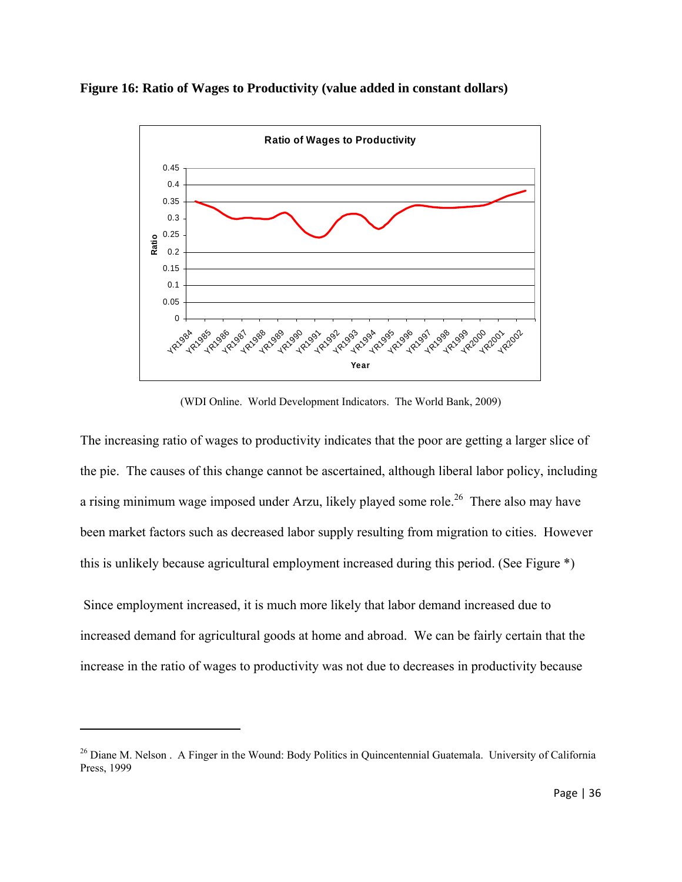**Figure 16: Ratio of Wages to Productivity (value added in constant dollars)**

(WDI Online. World Development Indicators. The World Bank, 2009)

The increasing ratio of wages to productivity indicates that the poor are getting a larger slice of the pie. The causes of this change cannot be ascertained, although liberal labor policy, including a rising minimum wage imposed under Arzu, likely played some role.[26] There also may have been market factors such as decreased labor supply resulting from migration to cities. However this is unlikely because agricultural employment increased during this period. (See Figure *)

Since employment increased, it is much more likely that labor demand increased due to increased demand for agricultural goods at home and abroad. We can be fairly certain that the increase in the ratio of wages to productivity was not due to decreases in productivity because

---

[26] Diane M. Nelson . A Finger in the Wound: Body Politics in Quincentennial Guatemala. University of California Press, 1999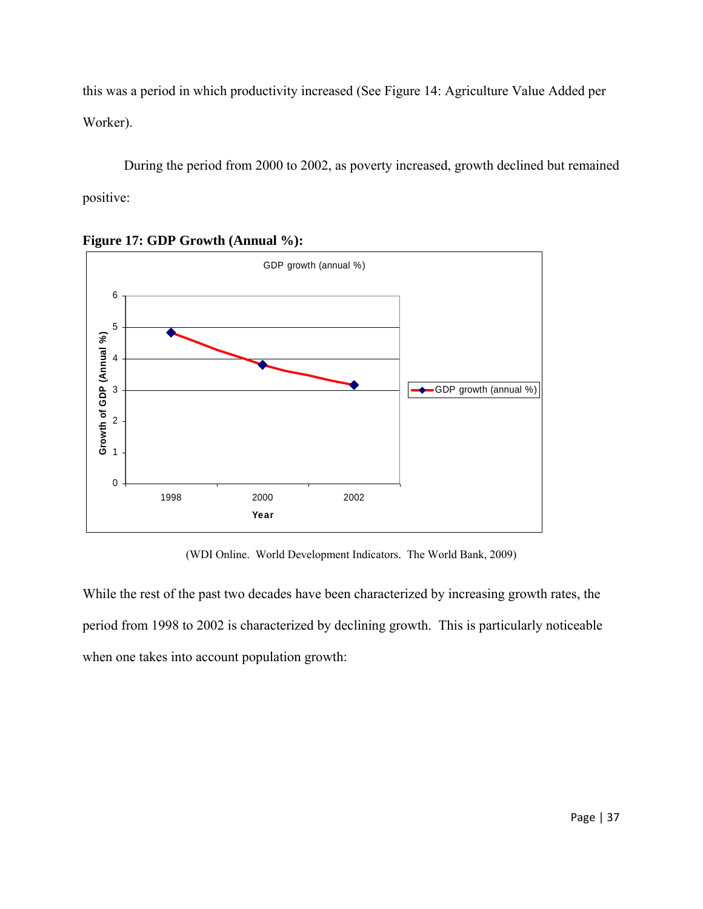this was a period in which productivity increased (See Figure 14: Agriculture Value Added per Worker).

During the period from 2000 to 2002, as poverty increased, growth declined but remained positive:

**Figure 17: GDP Growth (Annual %):**

(WDI Online. World Development Indicators. The World Bank, 2009)

While the rest of the past two decades have been characterized by increasing growth rates, the period from 1998 to 2002 is characterized by declining growth. This is particularly noticeable when one takes into account population growth: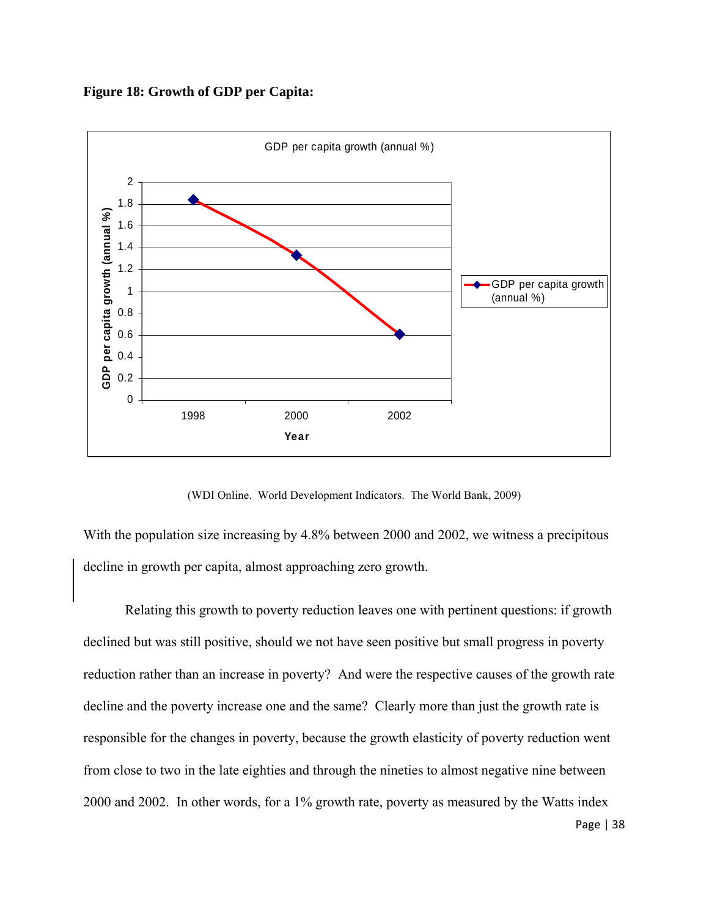**Figure 18: Growth of GDP per Capita:**

(WDI Online. World Development Indicators. The World Bank, 2009)

With the population size increasing by 4.8% between 2000 and 2002, we witness a precipitous decline in growth per capita, almost approaching zero growth.

Relating this growth to poverty reduction leaves one with pertinent questions: if growth declined but was still positive, should we not have seen positive but small progress in poverty reduction rather than an increase in poverty? And were the respective causes of the growth rate decline and the poverty increase one and the same? Clearly more than just the growth rate is responsible for the changes in poverty, because the growth elasticity of poverty reduction went from close to two in the late eighties and through the nineties to almost negative nine between 2000 and 2002. In other words, for a 1% growth rate, poverty as measured by the Watts index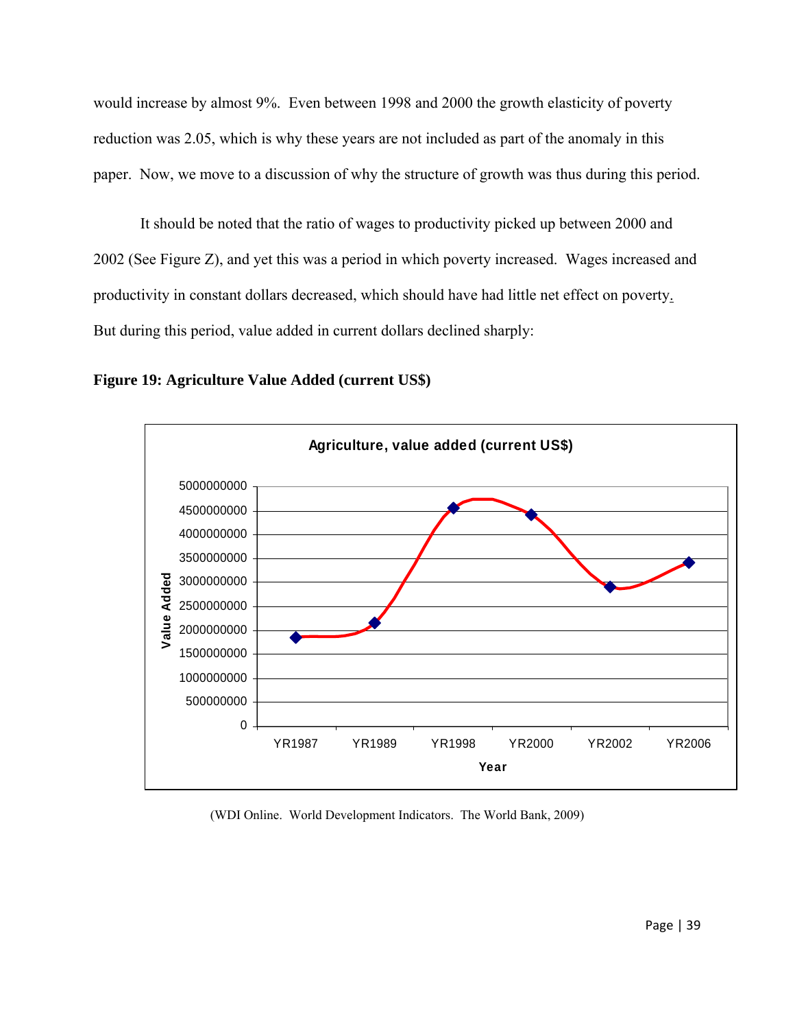would increase by almost 9%. Even between 1998 and 2000 the growth elasticity of poverty reduction was 2.05, which is why these years are not included as part of the anomaly in this paper. Now, we move to a discussion of why the structure of growth was thus during this period.

It should be noted that the ratio of wages to productivity picked up between 2000 and 2002 (See Figure Z), and yet this was a period in which poverty increased. Wages increased and productivity in constant dollars decreased, which should have had little net effect on poverty. But during this period, value added in current dollars declined sharply:

**Figure 19: Agriculture Value Added (current US$)**

(WDI Online. World Development Indicators. The World Bank, 2009)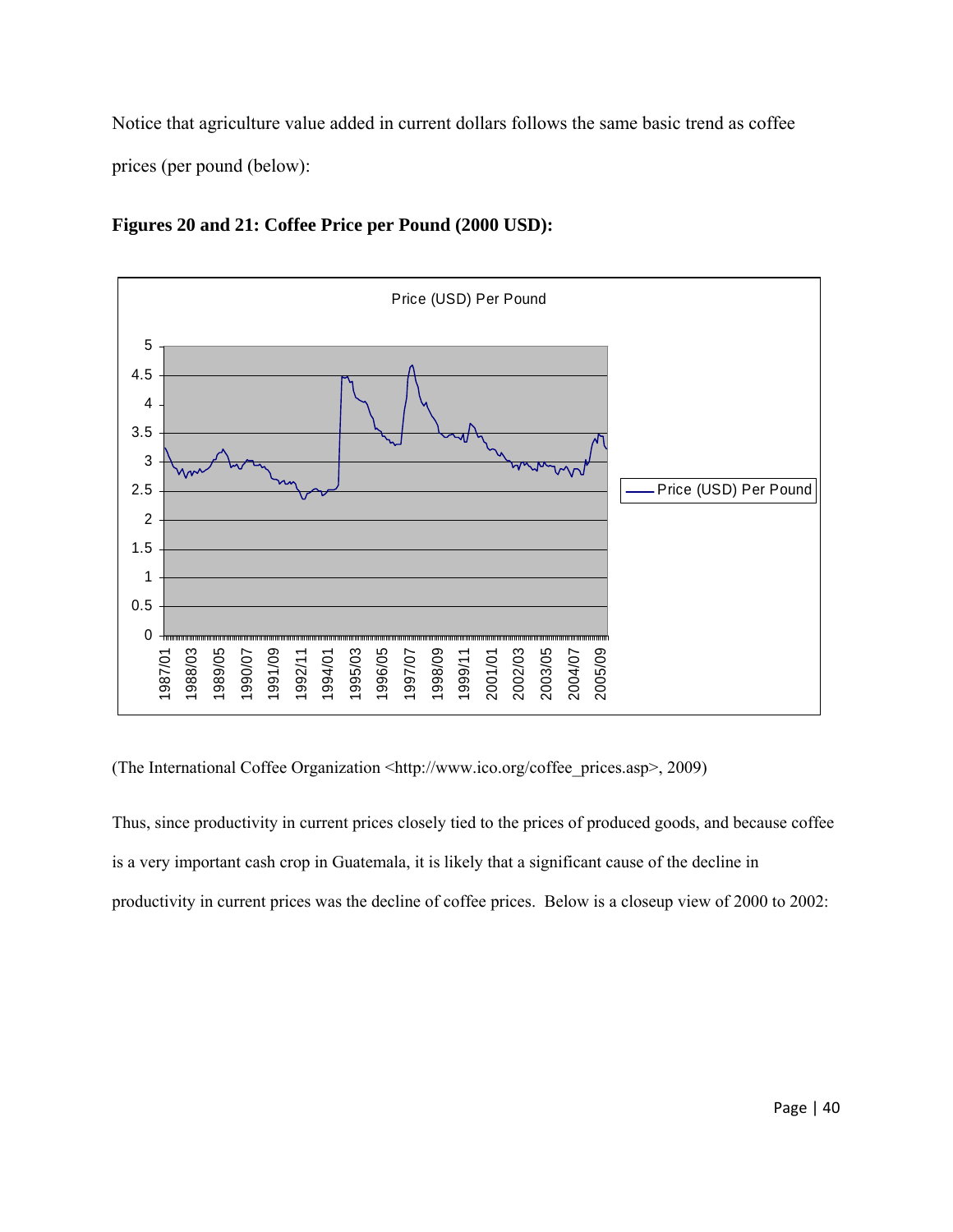Notice that agriculture value added in current dollars follows the same basic trend as coffee prices (per pound (below):

**Figures 20 and 21: Coffee Price per Pound (2000 USD):**

(The International Coffee Organization <http://www.ico.org/coffee_prices.asp>, 2009)

Thus, since productivity in current prices closely tied to the prices of produced goods, and because coffee is a very important cash crop in Guatemala, it is likely that a significant cause of the decline in productivity in current prices was the decline of coffee prices. Below is a closeup view of 2000 to 2002: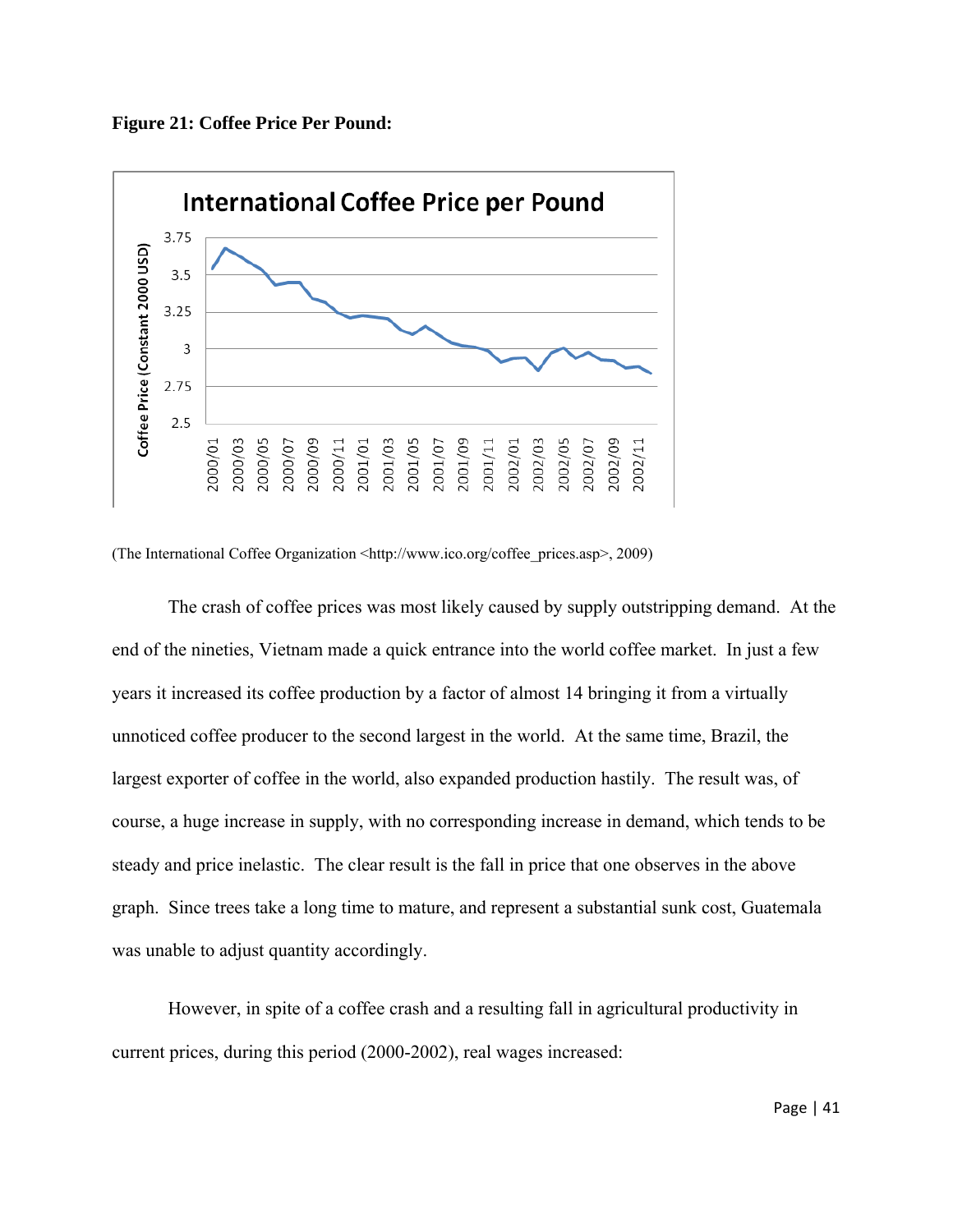**Figure 21: Coffee Price Per Pound:**

(The International Coffee Organization <http://www.ico.org/coffee_prices.asp>, 2009)

The crash of coffee prices was most likely caused by supply outstripping demand. At the end of the nineties, Vietnam made a quick entrance into the world coffee market. In just a few years it increased its coffee production by a factor of almost 14 bringing it from a virtually unnoticed coffee producer to the second largest in the world. At the same time, Brazil, the largest exporter of coffee in the world, also expanded production hastily. The result was, of course, a huge increase in supply, with no corresponding increase in demand, which tends to be steady and price inelastic. The clear result is the fall in price that one observes in the above graph. Since trees take a long time to mature, and represent a substantial sunk cost, Guatemala was unable to adjust quantity accordingly.

However, in spite of a coffee crash and a resulting fall in agricultural productivity in current prices, during this period (2000-2002), real wages increased: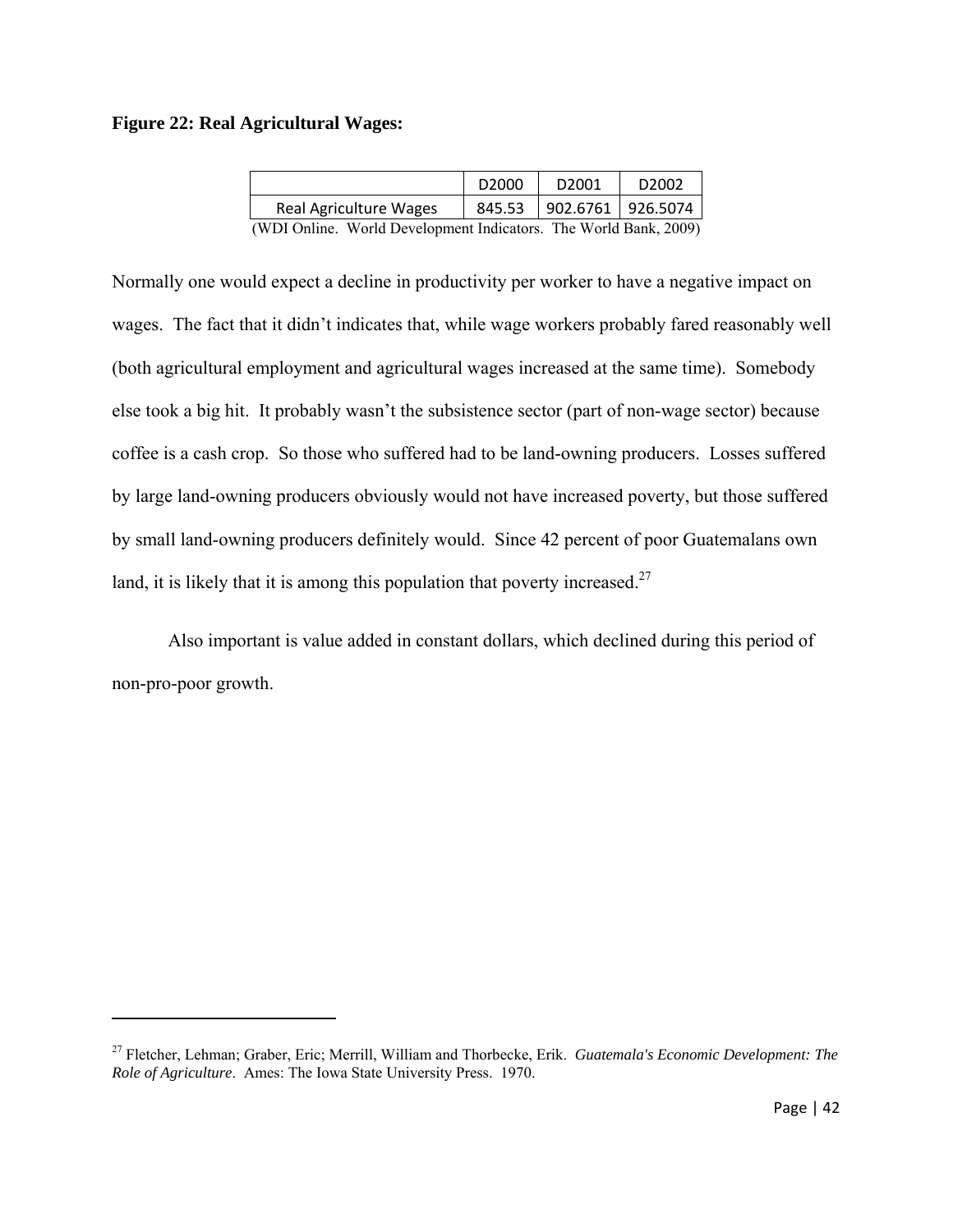**Figure 22: Real Agricultural Wages:**

| | D2000 | D2001 | D2002 |
|---|---|---|---|
| Real Agriculture Wages | 845.53 | 902.6761 | 926.5074 |

(WDI Online. World Development Indicators. The World Bank, 2009)

Normally one would expect a decline in productivity per worker to have a negative impact on wages. The fact that it didn't indicates that, while wage workers probably fared reasonably well (both agricultural employment and agricultural wages increased at the same time). Somebody else took a big hit. It probably wasn't the subsistence sector (part of non-wage sector) because coffee is a cash crop. So those who suffered had to be land-owning producers. Losses suffered by large land-owning producers obviously would not have increased poverty, but those suffered by small land-owning producers definitely would. Since 42 percent of poor Guatemalans own land, it is likely that it is among this population that poverty increased.[27]

Also important is value added in constant dollars, which declined during this period of non-pro-poor growth.

---

[27] Fletcher, Lehman; Graber, Eric; Merrill, William and Thorbecke, Erik. *Guatemala's Economic Development: The Role of Agriculture*. Ames: The Iowa State University Press. 1970.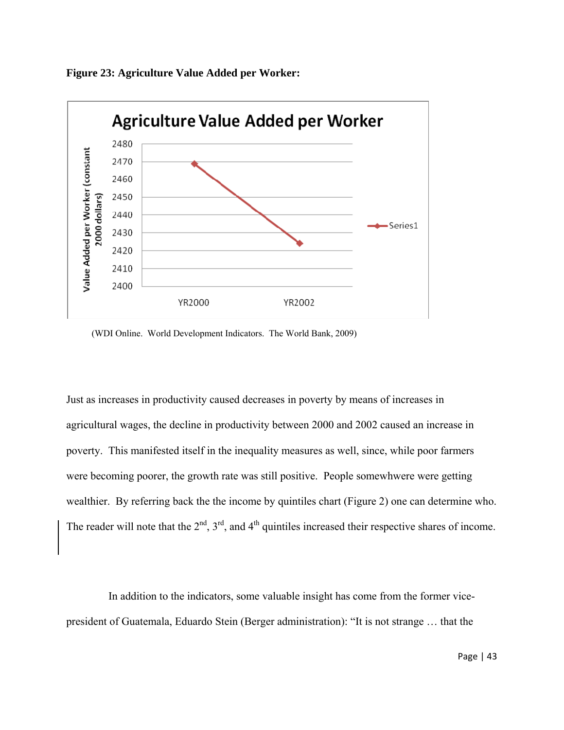**Figure 23: Agriculture Value Added per Worker:**

(WDI Online. World Development Indicators. The World Bank, 2009)

Just as increases in productivity caused decreases in poverty by means of increases in agricultural wages, the decline in productivity between 2000 and 2002 caused an increase in poverty. This manifested itself in the inequality measures as well, since, while poor farmers were becoming poorer, the growth rate was still positive. People somewhwere were getting wealthier. By referring back the the income by quintiles chart (Figure 2) one can determine who. The reader will note that the 2nd, 3rd, and 4th quintiles increased their respective shares of income.

In addition to the indicators, some valuable insight has come from the former vice-president of Guatemala, Eduardo Stein (Berger administration): "It is not strange … that the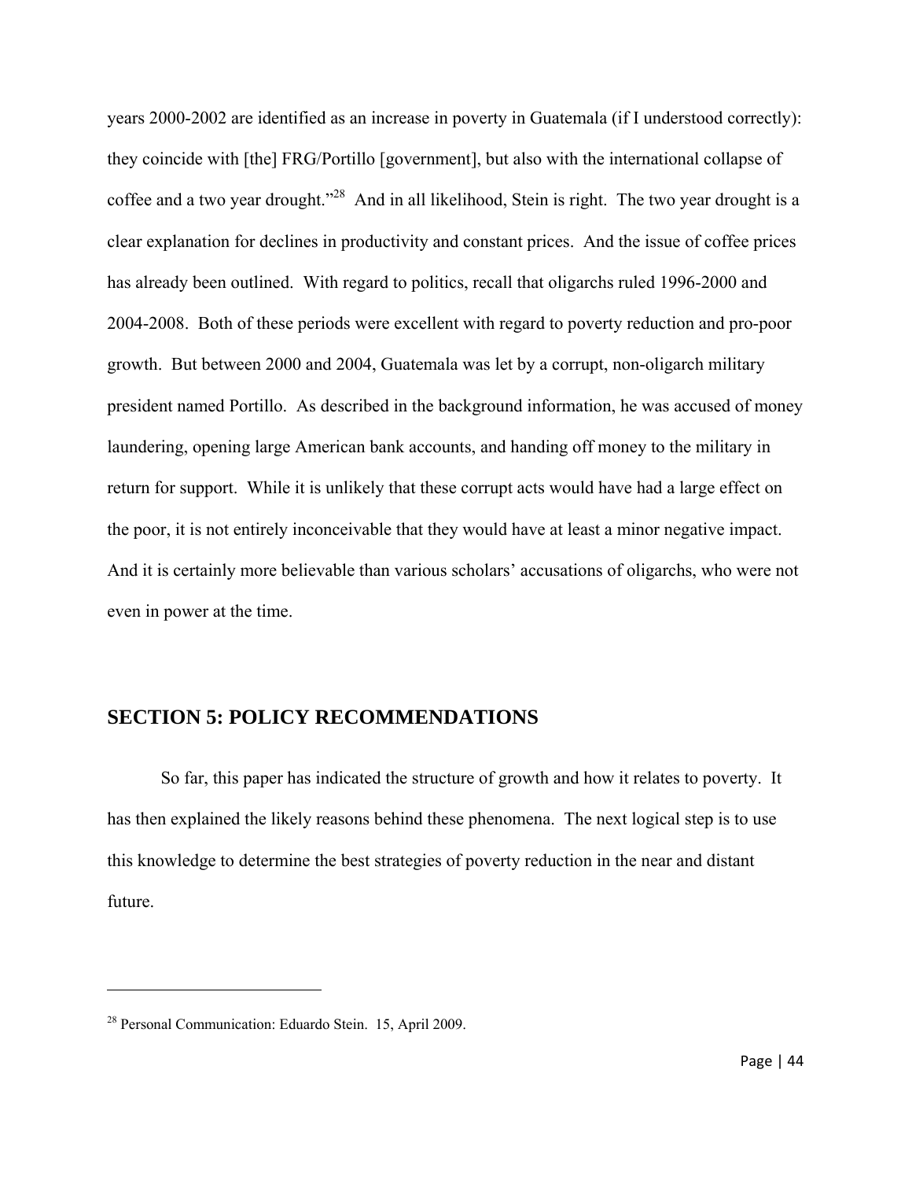years 2000-2002 are identified as an increase in poverty in Guatemala (if I understood correctly): they coincide with [the] FRG/Portillo [government], but also with the international collapse of coffee and a two year drought."[28] And in all likelihood, Stein is right. The two year drought is a clear explanation for declines in productivity and constant prices. And the issue of coffee prices has already been outlined. With regard to politics, recall that oligarchs ruled 1996-2000 and 2004-2008. Both of these periods were excellent with regard to poverty reduction and pro-poor growth. But between 2000 and 2004, Guatemala was let by a corrupt, non-oligarch military president named Portillo. As described in the background information, he was accused of money laundering, opening large American bank accounts, and handing off money to the military in return for support. While it is unlikely that these corrupt acts would have had a large effect on the poor, it is not entirely inconceivable that they would have at least a minor negative impact. And it is certainly more believable than various scholars' accusations of oligarchs, who were not even in power at the time.

## SECTION 5: POLICY RECOMMENDATIONS

So far, this paper has indicated the structure of growth and how it relates to poverty. It has then explained the likely reasons behind these phenomena. The next logical step is to use this knowledge to determine the best strategies of poverty reduction in the near and distant future.

---

[28] Personal Communication: Eduardo Stein. 15, April 2009.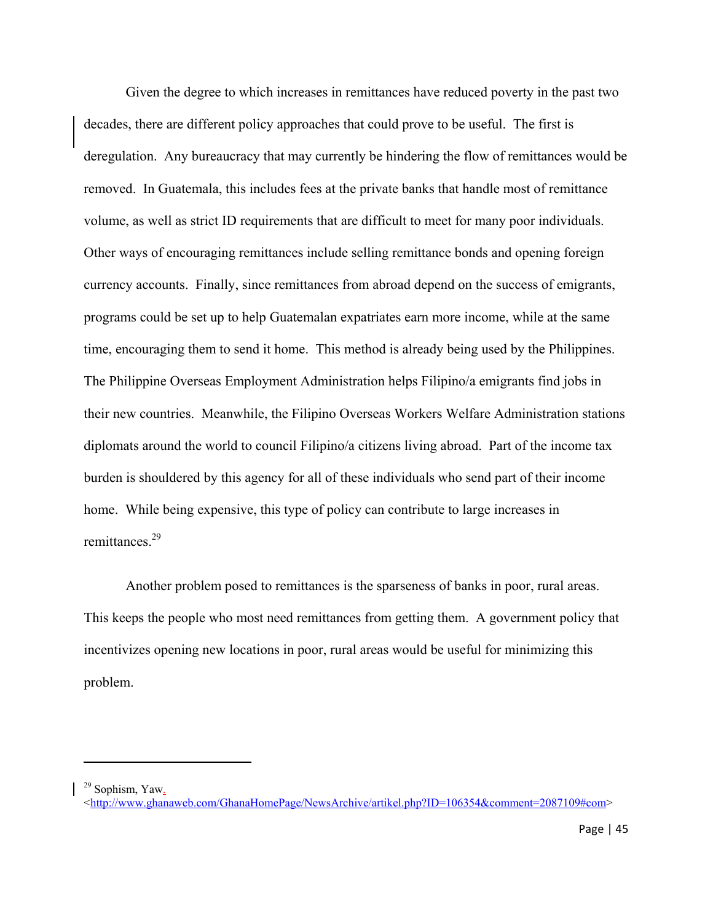Given the degree to which increases in remittances have reduced poverty in the past two decades, there are different policy approaches that could prove to be useful. The first is deregulation. Any bureaucracy that may currently be hindering the flow of remittances would be removed. In Guatemala, this includes fees at the private banks that handle most of remittance volume, as well as strict ID requirements that are difficult to meet for many poor individuals. Other ways of encouraging remittances include selling remittance bonds and opening foreign currency accounts. Finally, since remittances from abroad depend on the success of emigrants, programs could be set up to help Guatemalan expatriates earn more income, while at the same time, encouraging them to send it home. This method is already being used by the Philippines. The Philippine Overseas Employment Administration helps Filipino/a emigrants find jobs in their new countries. Meanwhile, the Filipino Overseas Workers Welfare Administration stations diplomats around the world to council Filipino/a citizens living abroad. Part of the income tax burden is shouldered by this agency for all of these individuals who send part of their income home. While being expensive, this type of policy can contribute to large increases in remittances.[29]

Another problem posed to remittances is the sparseness of banks in poor, rural areas. This keeps the people who most need remittances from getting them. A government policy that incentivizes opening new locations in poor, rural areas would be useful for minimizing this problem.

---

[29] Sophism, Yaw. <http://www.ghanaweb.com/GhanaHomePage/NewsArchive/artikel.php?ID=106354&comment=2087109#com>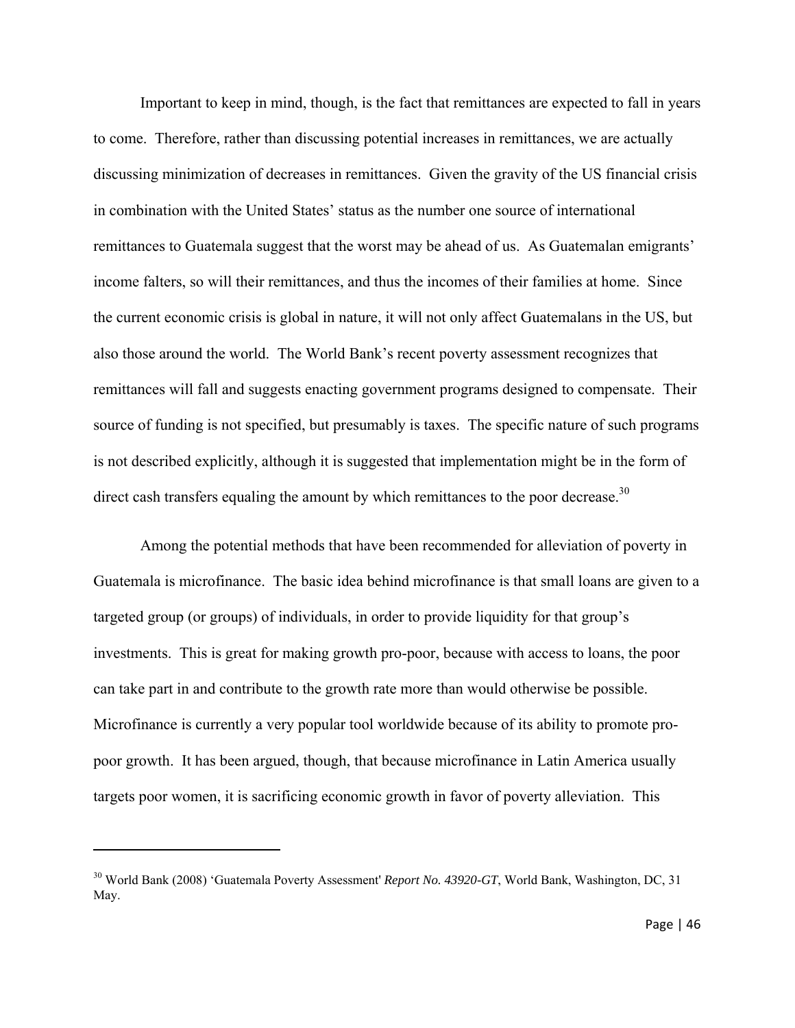Important to keep in mind, though, is the fact that remittances are expected to fall in years to come. Therefore, rather than discussing potential increases in remittances, we are actually discussing minimization of decreases in remittances. Given the gravity of the US financial crisis in combination with the United States' status as the number one source of international remittances to Guatemala suggest that the worst may be ahead of us. As Guatemalan emigrants' income falters, so will their remittances, and thus the incomes of their families at home. Since the current economic crisis is global in nature, it will not only affect Guatemalans in the US, but also those around the world. The World Bank's recent poverty assessment recognizes that remittances will fall and suggests enacting government programs designed to compensate. Their source of funding is not specified, but presumably is taxes. The specific nature of such programs is not described explicitly, although it is suggested that implementation might be in the form of direct cash transfers equaling the amount by which remittances to the poor decrease.[30]

Among the potential methods that have been recommended for alleviation of poverty in Guatemala is microfinance. The basic idea behind microfinance is that small loans are given to a targeted group (or groups) of individuals, in order to provide liquidity for that group's investments. This is great for making growth pro-poor, because with access to loans, the poor can take part in and contribute to the growth rate more than would otherwise be possible. Microfinance is currently a very popular tool worldwide because of its ability to promote pro-poor growth. It has been argued, though, that because microfinance in Latin America usually targets poor women, it is sacrificing economic growth in favor of poverty alleviation. This

---

[30] World Bank (2008) 'Guatemala Poverty Assessment' *Report No. 43920-GT*, World Bank, Washington, DC, 31 May.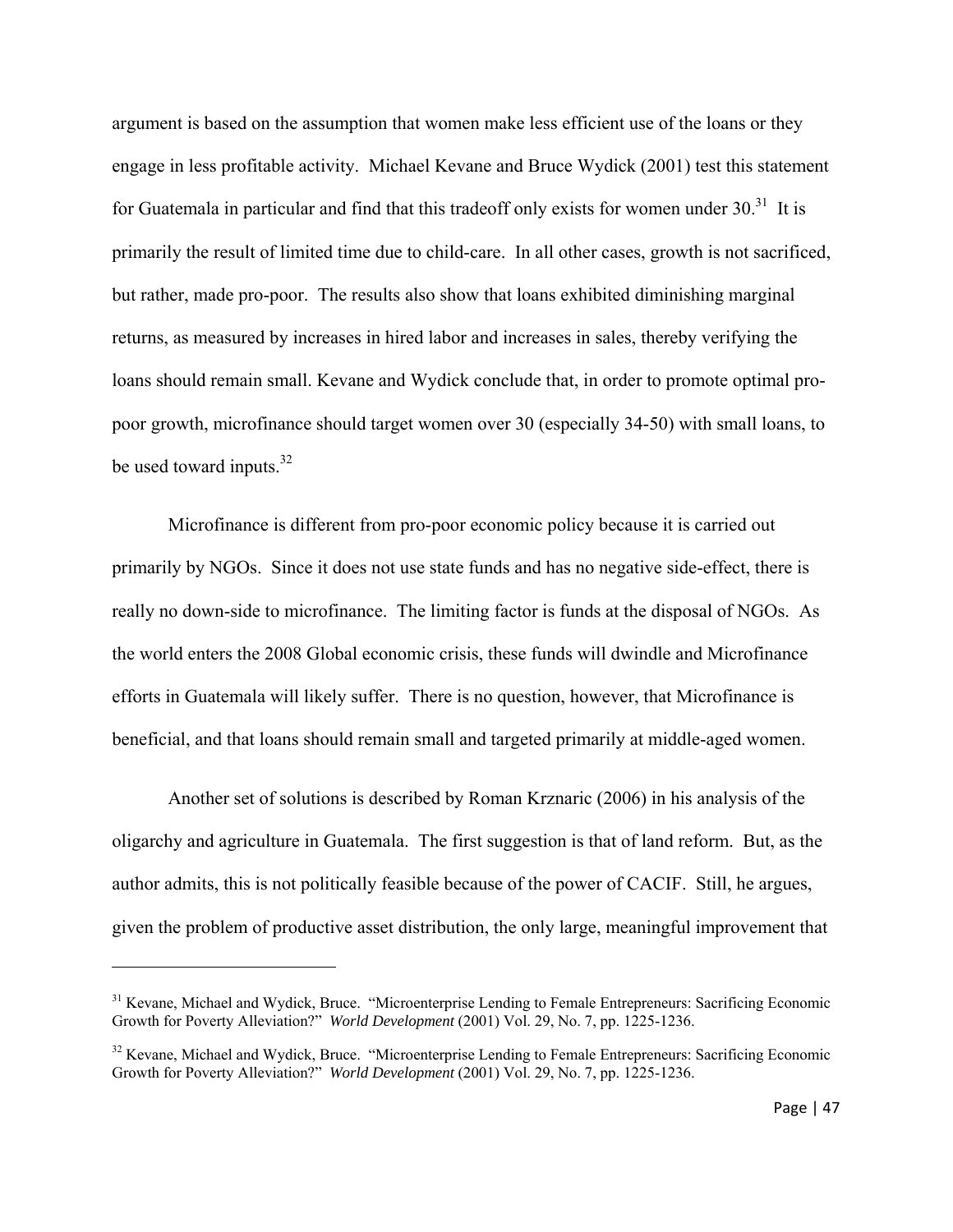argument is based on the assumption that women make less efficient use of the loans or they engage in less profitable activity. Michael Kevane and Bruce Wydick (2001) test this statement for Guatemala in particular and find that this tradeoff only exists for women under 30.[31] It is primarily the result of limited time due to child-care. In all other cases, growth is not sacrificed, but rather, made pro-poor. The results also show that loans exhibited diminishing marginal returns, as measured by increases in hired labor and increases in sales, thereby verifying the loans should remain small. Kevane and Wydick conclude that, in order to promote optimal pro-poor growth, microfinance should target women over 30 (especially 34-50) with small loans, to be used toward inputs.[32]

Microfinance is different from pro-poor economic policy because it is carried out primarily by NGOs. Since it does not use state funds and has no negative side-effect, there is really no down-side to microfinance. The limiting factor is funds at the disposal of NGOs. As the world enters the 2008 Global economic crisis, these funds will dwindle and Microfinance efforts in Guatemala will likely suffer. There is no question, however, that Microfinance is beneficial, and that loans should remain small and targeted primarily at middle-aged women.

Another set of solutions is described by Roman Krznaric (2006) in his analysis of the oligarchy and agriculture in Guatemala. The first suggestion is that of land reform. But, as the author admits, this is not politically feasible because of the power of CACIF. Still, he argues, given the problem of productive asset distribution, the only large, meaningful improvement that

---

[31] Kevane, Michael and Wydick, Bruce. "Microenterprise Lending to Female Entrepreneurs: Sacrificing Economic Growth for Poverty Alleviation?" *World Development* (2001) Vol. 29, No. 7, pp. 1225-1236.

[32] Kevane, Michael and Wydick, Bruce. "Microenterprise Lending to Female Entrepreneurs: Sacrificing Economic Growth for Poverty Alleviation?" *World Development* (2001) Vol. 29, No. 7, pp. 1225-1236.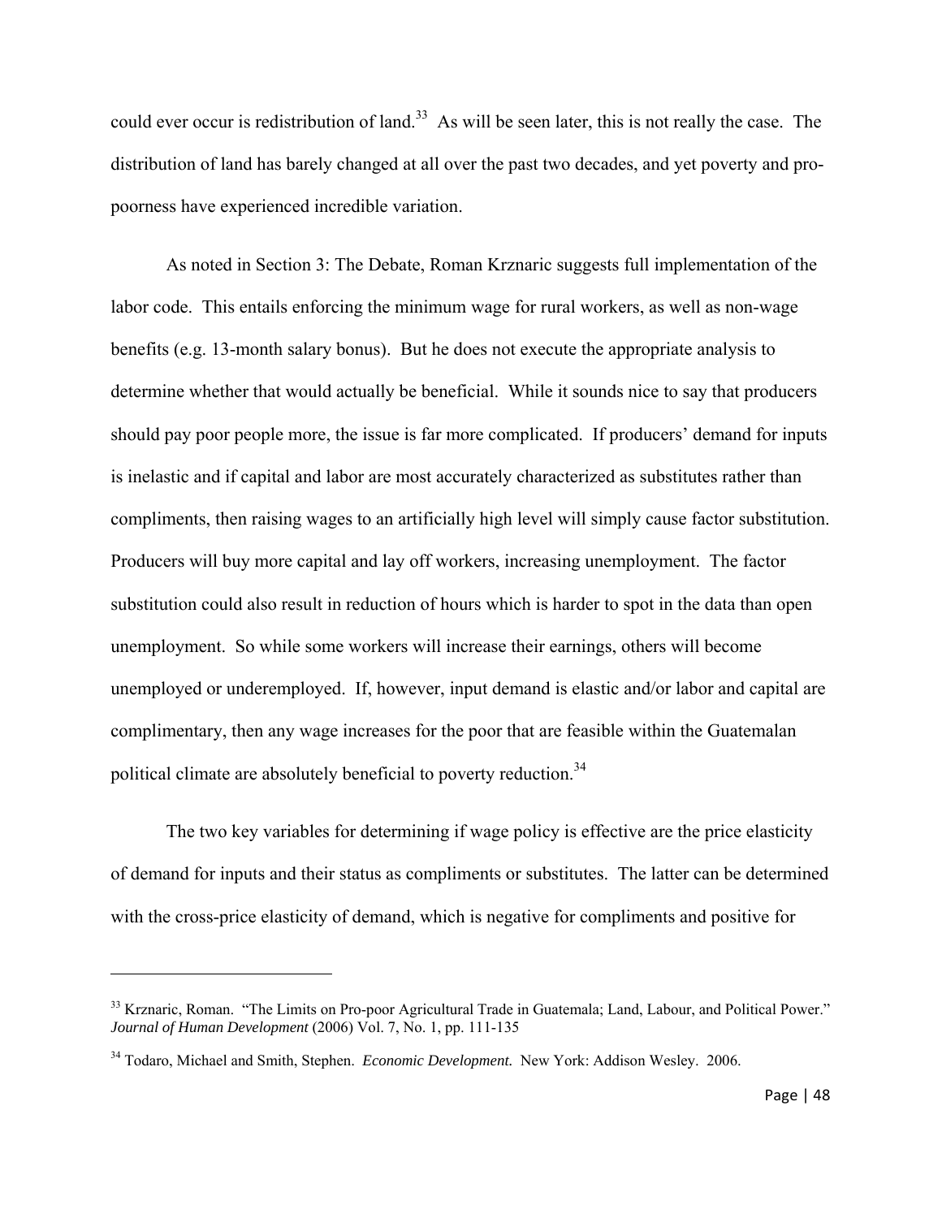could ever occur is redistribution of land.[33] As will be seen later, this is not really the case. The distribution of land has barely changed at all over the past two decades, and yet poverty and pro-poorness have experienced incredible variation.

As noted in Section 3: The Debate, Roman Krznaric suggests full implementation of the labor code. This entails enforcing the minimum wage for rural workers, as well as non-wage benefits (e.g. 13-month salary bonus). But he does not execute the appropriate analysis to determine whether that would actually be beneficial. While it sounds nice to say that producers should pay poor people more, the issue is far more complicated. If producers' demand for inputs is inelastic and if capital and labor are most accurately characterized as substitutes rather than compliments, then raising wages to an artificially high level will simply cause factor substitution. Producers will buy more capital and lay off workers, increasing unemployment. The factor substitution could also result in reduction of hours which is harder to spot in the data than open unemployment. So while some workers will increase their earnings, others will become unemployed or underemployed. If, however, input demand is elastic and/or labor and capital are complimentary, then any wage increases for the poor that are feasible within the Guatemalan political climate are absolutely beneficial to poverty reduction.[34]

The two key variables for determining if wage policy is effective are the price elasticity of demand for inputs and their status as compliments or substitutes. The latter can be determined with the cross-price elasticity of demand, which is negative for compliments and positive for

---

[33] Krznaric, Roman. "The Limits on Pro-poor Agricultural Trade in Guatemala; Land, Labour, and Political Power." *Journal of Human Development* (2006) Vol. 7, No. 1, pp. 111-135

[34] Todaro, Michael and Smith, Stephen. *Economic Development.* New York: Addison Wesley. 2006.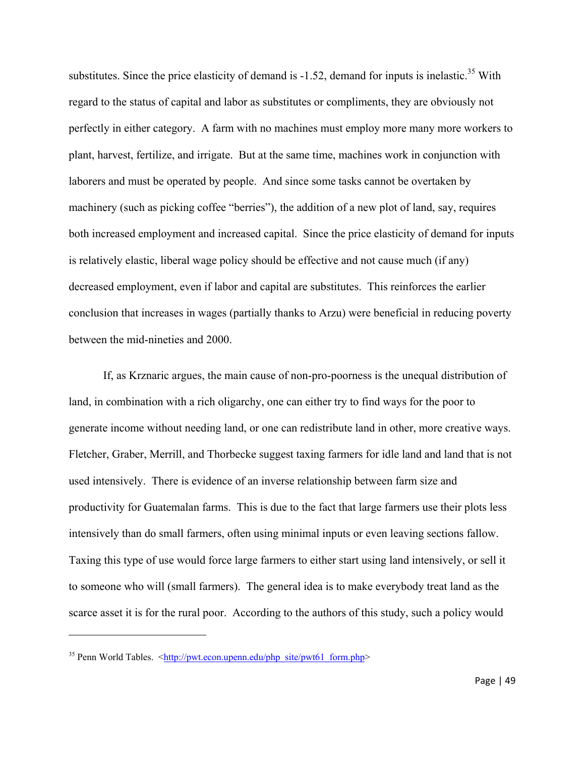substitutes. Since the price elasticity of demand is -1.52, demand for inputs is inelastic.[35] With regard to the status of capital and labor as substitutes or compliments, they are obviously not perfectly in either category. A farm with no machines must employ more many more workers to plant, harvest, fertilize, and irrigate. But at the same time, machines work in conjunction with laborers and must be operated by people. And since some tasks cannot be overtaken by machinery (such as picking coffee "berries"), the addition of a new plot of land, say, requires both increased employment and increased capital. Since the price elasticity of demand for inputs is relatively elastic, liberal wage policy should be effective and not cause much (if any) decreased employment, even if labor and capital are substitutes. This reinforces the earlier conclusion that increases in wages (partially thanks to Arzu) were beneficial in reducing poverty between the mid-nineties and 2000.

If, as Krznaric argues, the main cause of non-pro-poorness is the unequal distribution of land, in combination with a rich oligarchy, one can either try to find ways for the poor to generate income without needing land, or one can redistribute land in other, more creative ways. Fletcher, Graber, Merrill, and Thorbecke suggest taxing farmers for idle land and land that is not used intensively. There is evidence of an inverse relationship between farm size and productivity for Guatemalan farms. This is due to the fact that large farmers use their plots less intensively than do small farmers, often using minimal inputs or even leaving sections fallow. Taxing this type of use would force large farmers to either start using land intensively, or sell it to someone who will (small farmers). The general idea is to make everybody treat land as the scarce asset it is for the rural poor. According to the authors of this study, such a policy would

---

[35] Penn World Tables. <http://pwt.econ.upenn.edu/php_site/pwt61_form.php>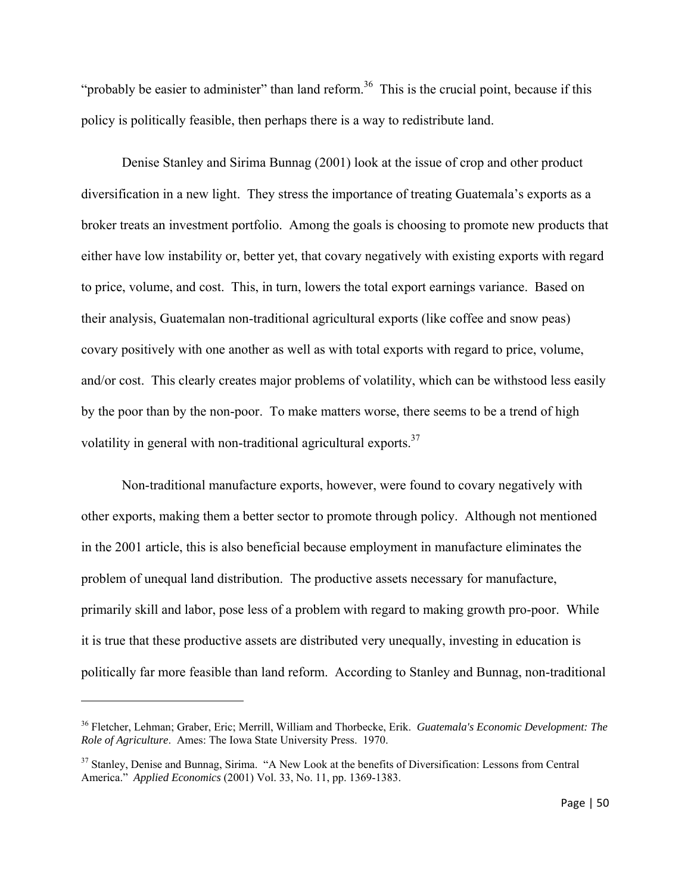"probably be easier to administer" than land reform.[36] This is the crucial point, because if this policy is politically feasible, then perhaps there is a way to redistribute land.

Denise Stanley and Sirima Bunnag (2001) look at the issue of crop and other product diversification in a new light. They stress the importance of treating Guatemala's exports as a broker treats an investment portfolio. Among the goals is choosing to promote new products that either have low instability or, better yet, that covary negatively with existing exports with regard to price, volume, and cost. This, in turn, lowers the total export earnings variance. Based on their analysis, Guatemalan non-traditional agricultural exports (like coffee and snow peas) covary positively with one another as well as with total exports with regard to price, volume, and/or cost. This clearly creates major problems of volatility, which can be withstood less easily by the poor than by the non-poor. To make matters worse, there seems to be a trend of high volatility in general with non-traditional agricultural exports.[37]

Non-traditional manufacture exports, however, were found to covary negatively with other exports, making them a better sector to promote through policy. Although not mentioned in the 2001 article, this is also beneficial because employment in manufacture eliminates the problem of unequal land distribution. The productive assets necessary for manufacture, primarily skill and labor, pose less of a problem with regard to making growth pro-poor. While it is true that these productive assets are distributed very unequally, investing in education is politically far more feasible than land reform. According to Stanley and Bunnag, non-traditional

---

[36] Fletcher, Lehman; Graber, Eric; Merrill, William and Thorbecke, Erik. *Guatemala's Economic Development: The Role of Agriculture*. Ames: The Iowa State University Press. 1970.

[37] Stanley, Denise and Bunnag, Sirima. "A New Look at the benefits of Diversification: Lessons from Central America." *Applied Economics* (2001) Vol. 33, No. 11, pp. 1369-1383.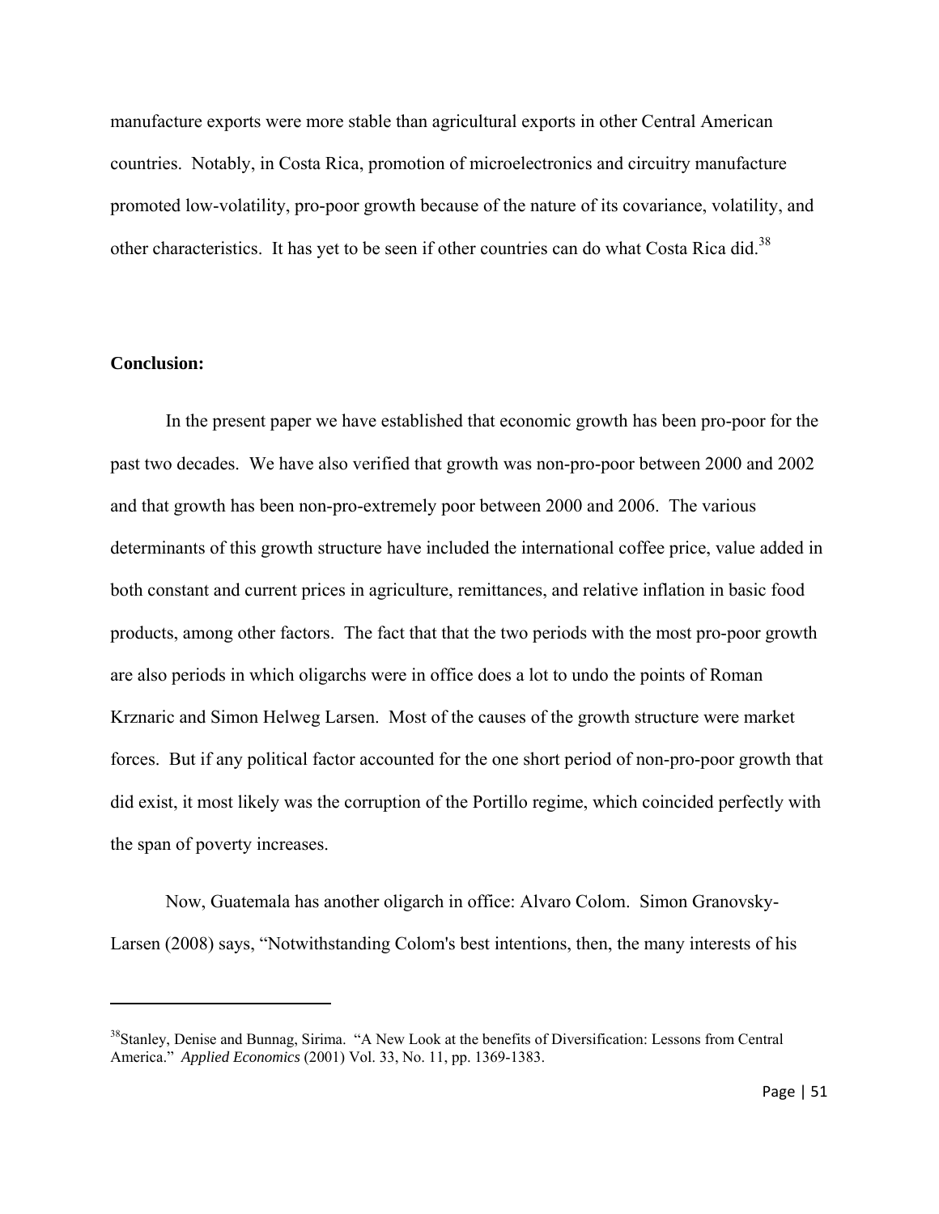manufacture exports were more stable than agricultural exports in other Central American countries. Notably, in Costa Rica, promotion of microelectronics and circuitry manufacture promoted low-volatility, pro-poor growth because of the nature of its covariance, volatility, and other characteristics. It has yet to be seen if other countries can do what Costa Rica did.[38]

**Conclusion:**

In the present paper we have established that economic growth has been pro-poor for the past two decades. We have also verified that growth was non-pro-poor between 2000 and 2002 and that growth has been non-pro-extremely poor between 2000 and 2006. The various determinants of this growth structure have included the international coffee price, value added in both constant and current prices in agriculture, remittances, and relative inflation in basic food products, among other factors. The fact that that the two periods with the most pro-poor growth are also periods in which oligarchs were in office does a lot to undo the points of Roman Krznaric and Simon Helweg Larsen. Most of the causes of the growth structure were market forces. But if any political factor accounted for the one short period of non-pro-poor growth that did exist, it most likely was the corruption of the Portillo regime, which coincided perfectly with the span of poverty increases.

Now, Guatemala has another oligarch in office: Alvaro Colom. Simon Granovsky-Larsen (2008) says, "Notwithstanding Colom's best intentions, then, the many interests of his

---

[38] Stanley, Denise and Bunnag, Sirima. "A New Look at the benefits of Diversification: Lessons from Central America." *Applied Economics* (2001) Vol. 33, No. 11, pp. 1369-1383.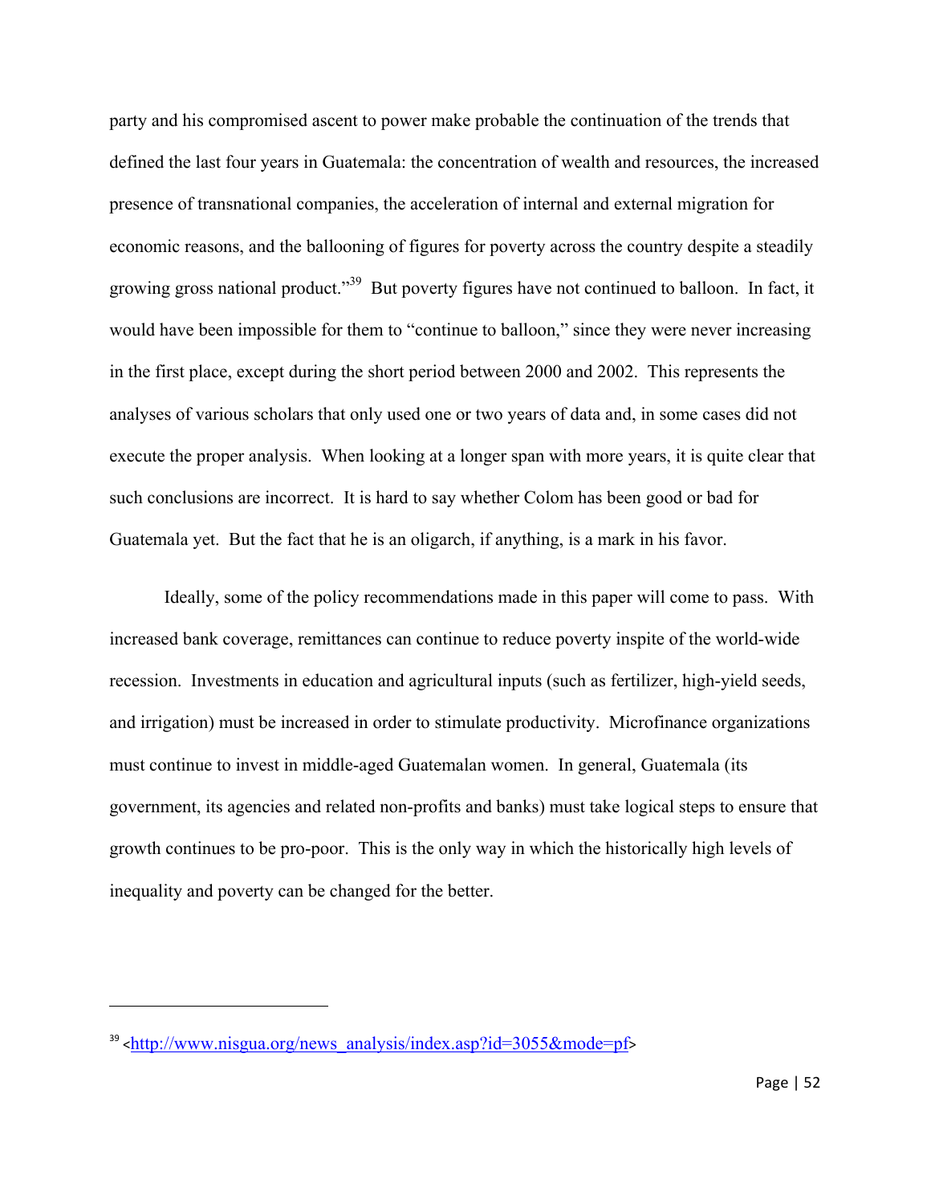party and his compromised ascent to power make probable the continuation of the trends that defined the last four years in Guatemala: the concentration of wealth and resources, the increased presence of transnational companies, the acceleration of internal and external migration for economic reasons, and the ballooning of figures for poverty across the country despite a steadily growing gross national product."[39] But poverty figures have not continued to balloon. In fact, it would have been impossible for them to "continue to balloon," since they were never increasing in the first place, except during the short period between 2000 and 2002. This represents the analyses of various scholars that only used one or two years of data and, in some cases did not execute the proper analysis. When looking at a longer span with more years, it is quite clear that such conclusions are incorrect. It is hard to say whether Colom has been good or bad for Guatemala yet. But the fact that he is an oligarch, if anything, is a mark in his favor.

Ideally, some of the policy recommendations made in this paper will come to pass. With increased bank coverage, remittances can continue to reduce poverty inspite of the world-wide recession. Investments in education and agricultural inputs (such as fertilizer, high-yield seeds, and irrigation) must be increased in order to stimulate productivity. Microfinance organizations must continue to invest in middle-aged Guatemalan women. In general, Guatemala (its government, its agencies and related non-profits and banks) must take logical steps to ensure that growth continues to be pro-poor. This is the only way in which the historically high levels of inequality and poverty can be changed for the better.

---

[39] <http://www.nisgua.org/news_analysis/index.asp?id=3055&mode=pf>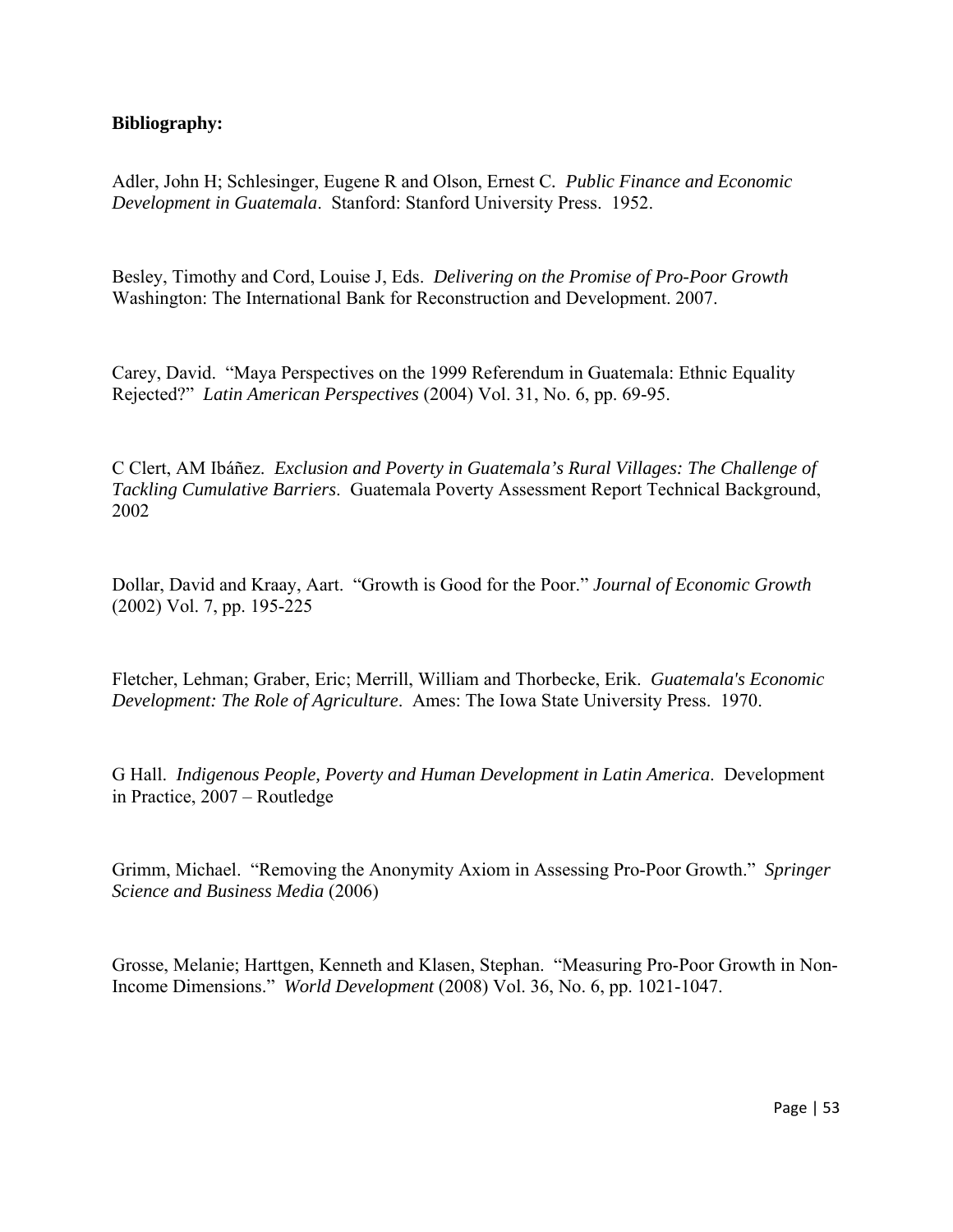**Bibliography:**

Adler, John H; Schlesinger, Eugene R and Olson, Ernest C. *Public Finance and Economic Development in Guatemala*. Stanford: Stanford University Press. 1952.

Besley, Timothy and Cord, Louise J, Eds. *Delivering on the Promise of Pro-Poor Growth* Washington: The International Bank for Reconstruction and Development. 2007.

Carey, David. "Maya Perspectives on the 1999 Referendum in Guatemala: Ethnic Equality Rejected?" *Latin American Perspectives* (2004) Vol. 31, No. 6, pp. 69-95.

C Clert, AM Ibáñez. *Exclusion and Poverty in Guatemala's Rural Villages: The Challenge of Tackling Cumulative Barriers*. Guatemala Poverty Assessment Report Technical Background, 2002

Dollar, David and Kraay, Aart. "Growth is Good for the Poor." *Journal of Economic Growth* (2002) Vol. 7, pp. 195-225

Fletcher, Lehman; Graber, Eric; Merrill, William and Thorbecke, Erik. *Guatemala's Economic Development: The Role of Agriculture*. Ames: The Iowa State University Press. 1970.

G Hall. *Indigenous People, Poverty and Human Development in Latin America*. Development in Practice, 2007 – Routledge

Grimm, Michael. "Removing the Anonymity Axiom in Assessing Pro-Poor Growth." *Springer Science and Business Media* (2006)

Grosse, Melanie; Harttgen, Kenneth and Klasen, Stephan. "Measuring Pro-Poor Growth in Non-Income Dimensions." *World Development* (2008) Vol. 36, No. 6, pp. 1021-1047.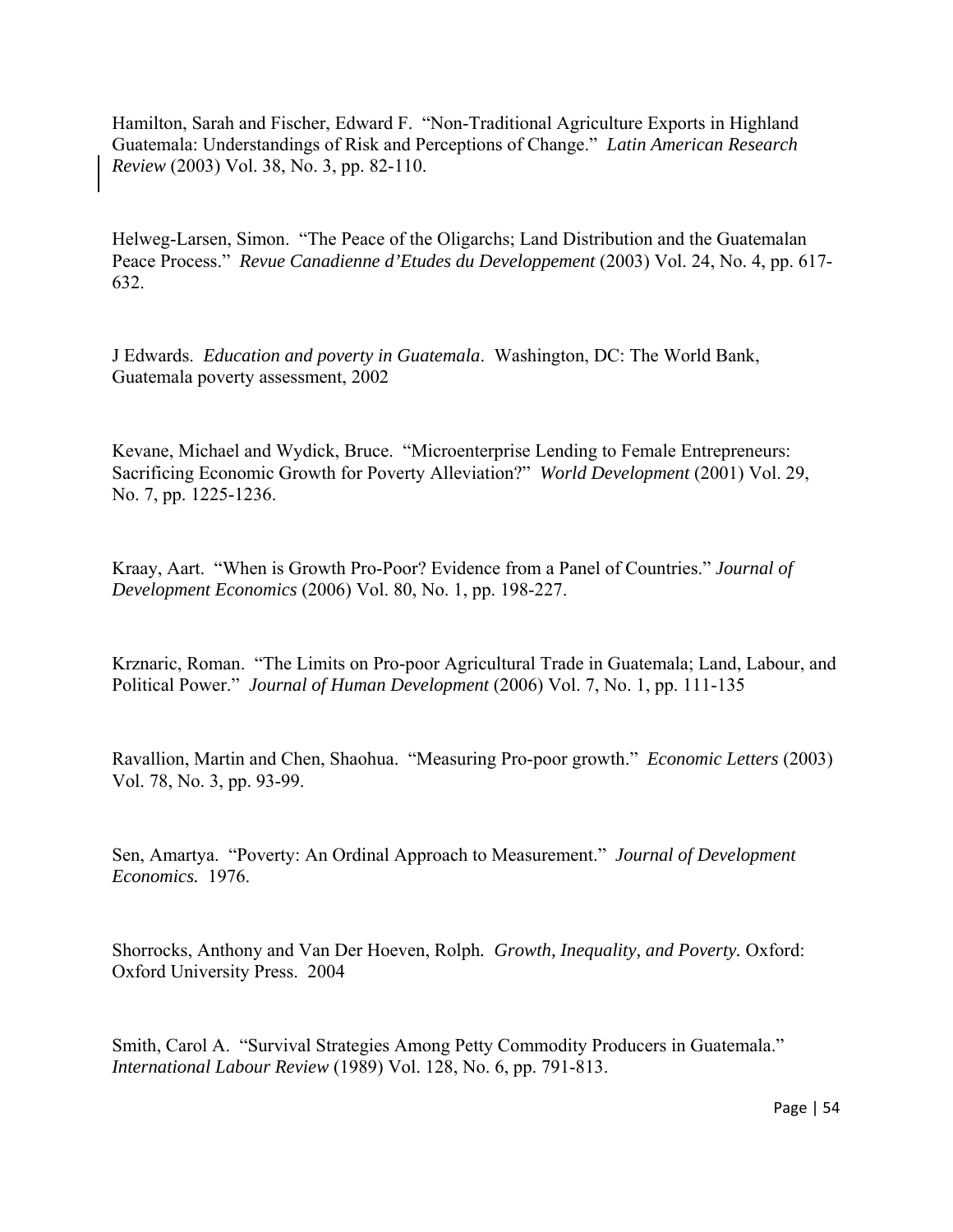Hamilton, Sarah and Fischer, Edward F. "Non-Traditional Agriculture Exports in Highland Guatemala: Understandings of Risk and Perceptions of Change." *Latin American Research Review* (2003) Vol. 38, No. 3, pp. 82-110.

Helweg-Larsen, Simon. "The Peace of the Oligarchs; Land Distribution and the Guatemalan Peace Process." *Revue Canadienne d'Etudes du Developpement* (2003) Vol. 24, No. 4, pp. 617-632.

J Edwards. *Education and poverty in Guatemala*. Washington, DC: The World Bank, Guatemala poverty assessment, 2002

Kevane, Michael and Wydick, Bruce. "Microenterprise Lending to Female Entrepreneurs: Sacrificing Economic Growth for Poverty Alleviation?" *World Development* (2001) Vol. 29, No. 7, pp. 1225-1236.

Kraay, Aart. "When is Growth Pro-Poor? Evidence from a Panel of Countries." *Journal of Development Economics* (2006) Vol. 80, No. 1, pp. 198-227.

Krznaric, Roman. "The Limits on Pro-poor Agricultural Trade in Guatemala; Land, Labour, and Political Power." *Journal of Human Development* (2006) Vol. 7, No. 1, pp. 111-135

Ravallion, Martin and Chen, Shaohua. "Measuring Pro-poor growth." *Economic Letters* (2003) Vol. 78, No. 3, pp. 93-99.

Sen, Amartya. "Poverty: An Ordinal Approach to Measurement." *Journal of Development Economics.* 1976.

Shorrocks, Anthony and Van Der Hoeven, Rolph. *Growth, Inequality, and Poverty.* Oxford: Oxford University Press. 2004

Smith, Carol A. "Survival Strategies Among Petty Commodity Producers in Guatemala." *International Labour Review* (1989) Vol. 128, No. 6, pp. 791-813.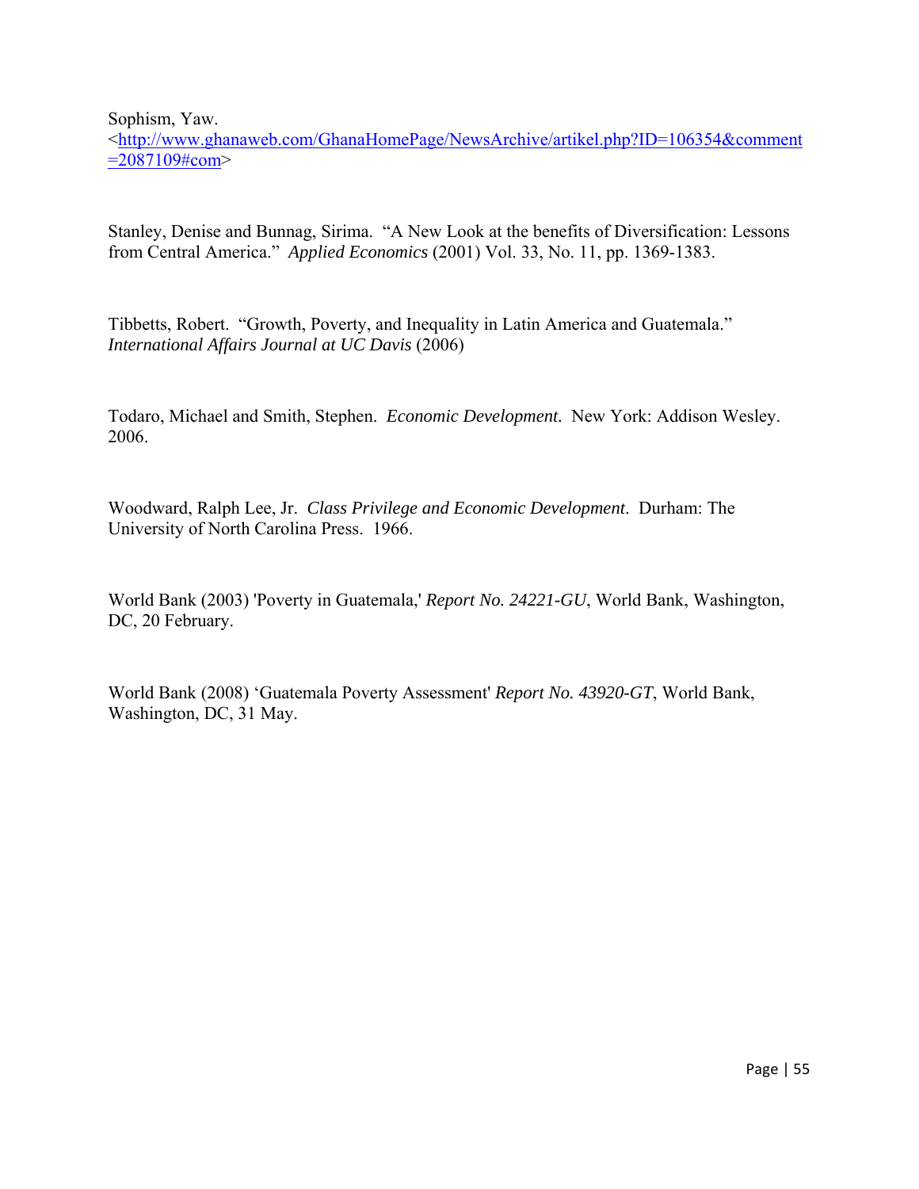Sophism, Yaw.
<http://www.ghanaweb.com/GhanaHomePage/NewsArchive/artikel.php?ID=106354&comment=2087109#com>

Stanley, Denise and Bunnag, Sirima. "A New Look at the benefits of Diversification: Lessons from Central America." *Applied Economics* (2001) Vol. 33, No. 11, pp. 1369-1383.

Tibbetts, Robert. "Growth, Poverty, and Inequality in Latin America and Guatemala." *International Affairs Journal at UC Davis* (2006)

Todaro, Michael and Smith, Stephen. *Economic Development.* New York: Addison Wesley. 2006.

Woodward, Ralph Lee, Jr. *Class Privilege and Economic Development*. Durham: The University of North Carolina Press. 1966.

World Bank (2003) 'Poverty in Guatemala,' *Report No. 24221-GU*, World Bank, Washington, DC, 20 February.

World Bank (2008) 'Guatemala Poverty Assessment' *Report No. 43920-GT*, World Bank, Washington, DC, 31 May.